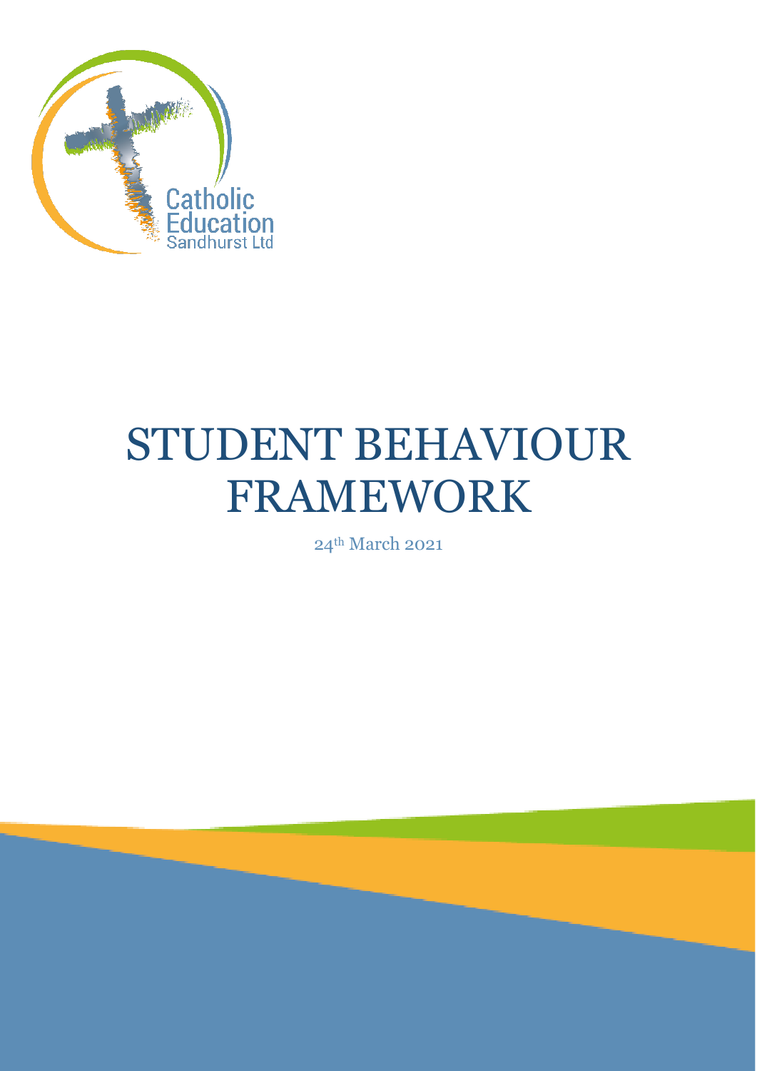Catholic Education Sandhurst Ltd

# STUDENT BEHAVIOUR FRAMEWORK

24th March 2021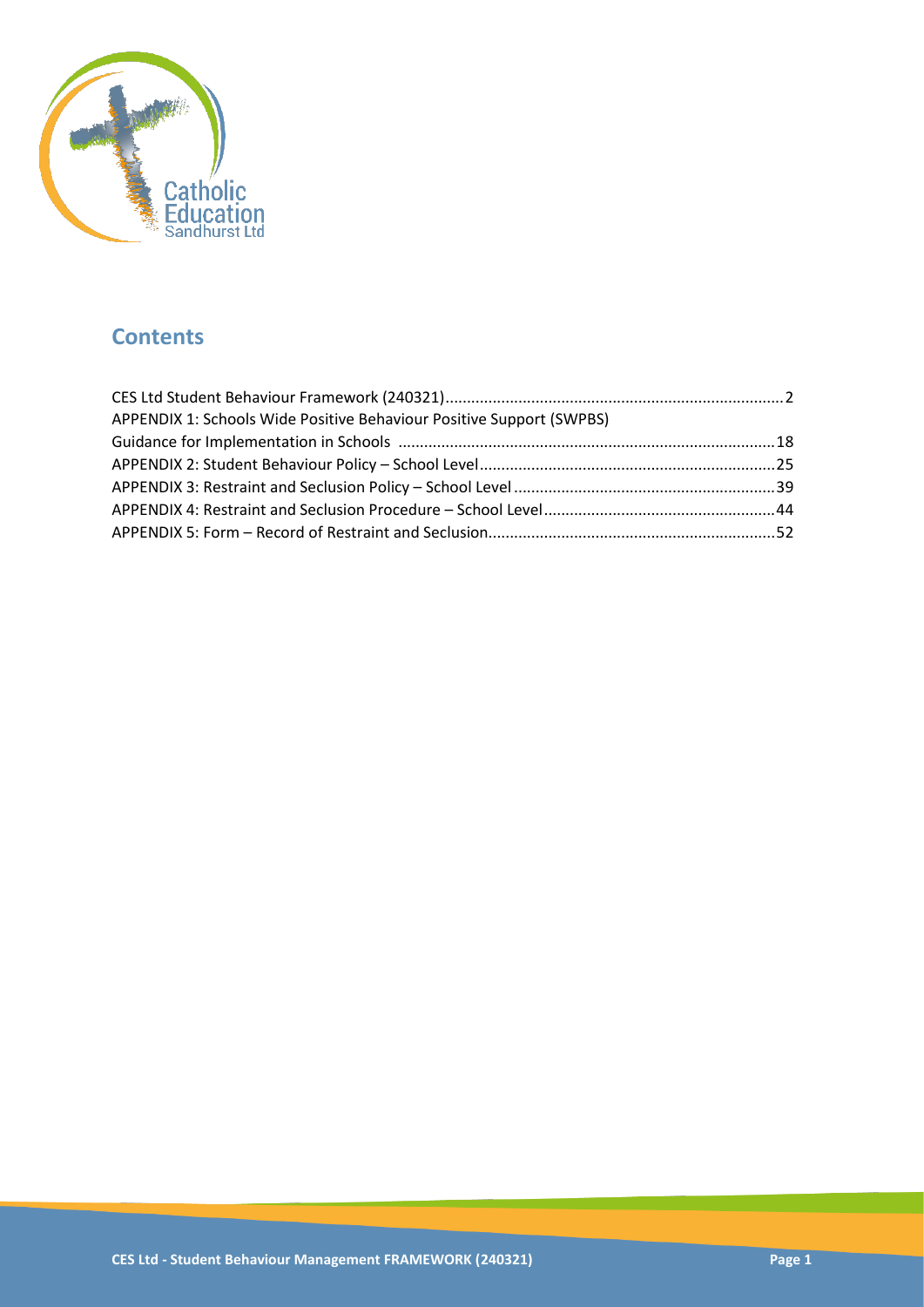## Contents

CES Ltd Student Behaviour Framework (240321)....................................................................................2
APPENDIX 1: Schools Wide Positive Behaviour Positive Support (SWPBS)
Guidance for Implementation in Schools .........................................................................................18
APPENDIX 2: Student Behaviour Policy – School Level......................................................................25
APPENDIX 3: Restraint and Seclusion Policy – School Level ..............................................................39
APPENDIX 4: Restraint and Seclusion Procedure – School Level.......................................................44
APPENDIX 5: Form – Record of Restraint and Seclusion....................................................................52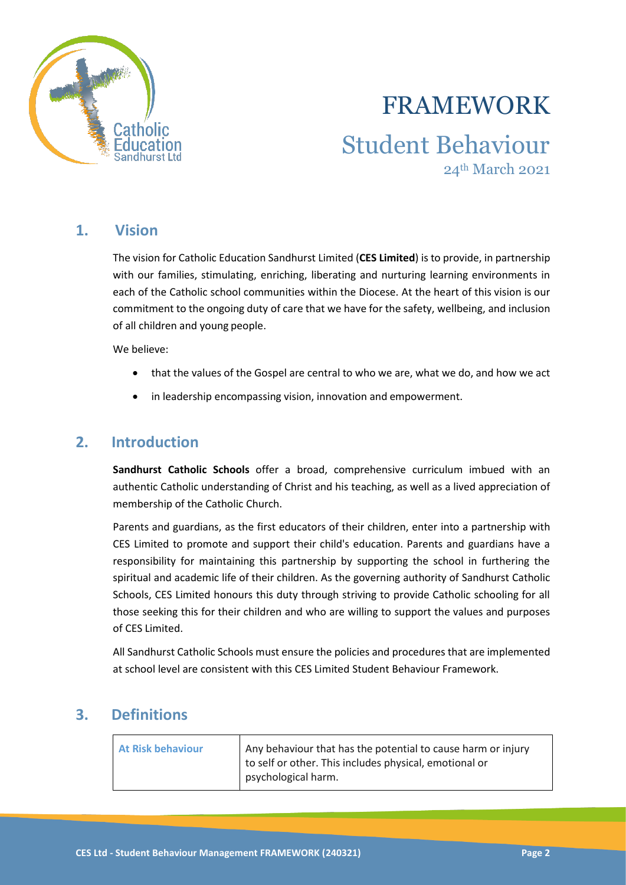# FRAMEWORK

## Student Behaviour

24th March 2021

## 1. Vision

The vision for Catholic Education Sandhurst Limited (**CES Limited**) is to provide, in partnership with our families, stimulating, enriching, liberating and nurturing learning environments in each of the Catholic school communities within the Diocese. At the heart of this vision is our commitment to the ongoing duty of care that we have for the safety, wellbeing, and inclusion of all children and young people.

We believe:

- that the values of the Gospel are central to who we are, what we do, and how we act
- in leadership encompassing vision, innovation and empowerment.

## 2. Introduction

**Sandhurst Catholic Schools** offer a broad, comprehensive curriculum imbued with an authentic Catholic understanding of Christ and his teaching, as well as a lived appreciation of membership of the Catholic Church.

Parents and guardians, as the first educators of their children, enter into a partnership with CES Limited to promote and support their child's education. Parents and guardians have a responsibility for maintaining this partnership by supporting the school in furthering the spiritual and academic life of their children. As the governing authority of Sandhurst Catholic Schools, CES Limited honours this duty through striving to provide Catholic schooling for all those seeking this for their children and who are willing to support the values and purposes of CES Limited.

All Sandhurst Catholic Schools must ensure the policies and procedures that are implemented at school level are consistent with this CES Limited Student Behaviour Framework.

## 3. Definitions

| | |
|---|---|
| **At Risk behaviour** | Any behaviour that has the potential to cause harm or injury to self or other. This includes physical, emotional or psychological harm. |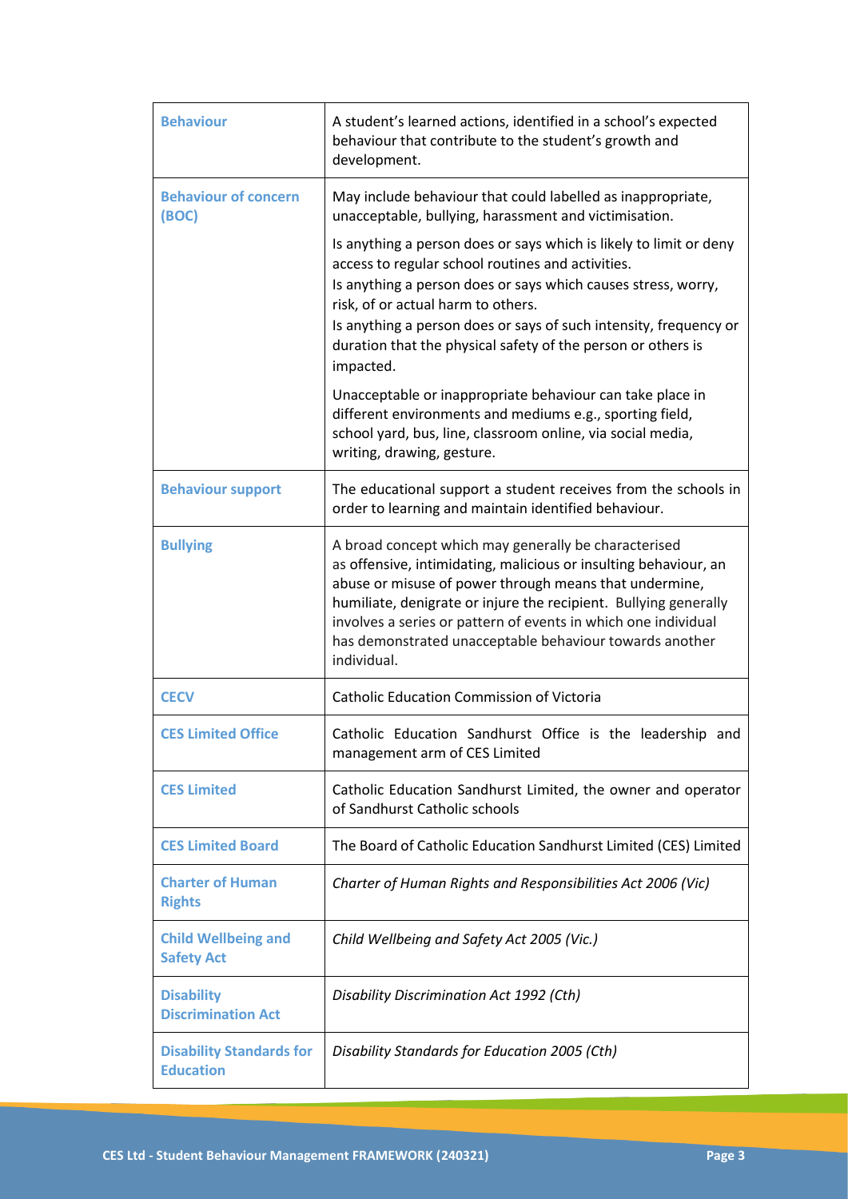| Term | Definition |
|---|---|
| **Behaviour** | A student's learned actions, identified in a school's expected behaviour that contribute to the student's growth and development. |
| **Behaviour of concern (BOC)** | May include behaviour that could labelled as inappropriate, unacceptable, bullying, harassment and victimisation.<br><br>Is anything a person does or says which is likely to limit or deny access to regular school routines and activities.<br>Is anything a person does or says which causes stress, worry, risk, of or actual harm to others.<br>Is anything a person does or says of such intensity, frequency or duration that the physical safety of the person or others is impacted.<br><br>Unacceptable or inappropriate behaviour can take place in different environments and mediums e.g., sporting field, school yard, bus, line, classroom online, via social media, writing, drawing, gesture. |
| **Behaviour support** | The educational support a student receives from the schools in order to learning and maintain identified behaviour. |
| **Bullying** | A broad concept which may generally be characterised as offensive, intimidating, malicious or insulting behaviour, an abuse or misuse of power through means that undermine, humiliate, denigrate or injure the recipient. Bullying generally involves a series or pattern of events in which one individual has demonstrated unacceptable behaviour towards another individual. |
| **CECV** | Catholic Education Commission of Victoria |
| **CES Limited Office** | Catholic Education Sandhurst Office is the leadership and management arm of CES Limited |
| **CES Limited** | Catholic Education Sandhurst Limited, the owner and operator of Sandhurst Catholic schools |
| **CES Limited Board** | The Board of Catholic Education Sandhurst Limited (CES) Limited |
| **Charter of Human Rights** | *Charter of Human Rights and Responsibilities Act 2006 (Vic)* |
| **Child Wellbeing and Safety Act** | *Child Wellbeing and Safety Act 2005 (Vic.)* |
| **Disability Discrimination Act** | *Disability Discrimination Act 1992 (Cth)* |
| **Disability Standards for Education** | *Disability Standards for Education 2005 (Cth)* |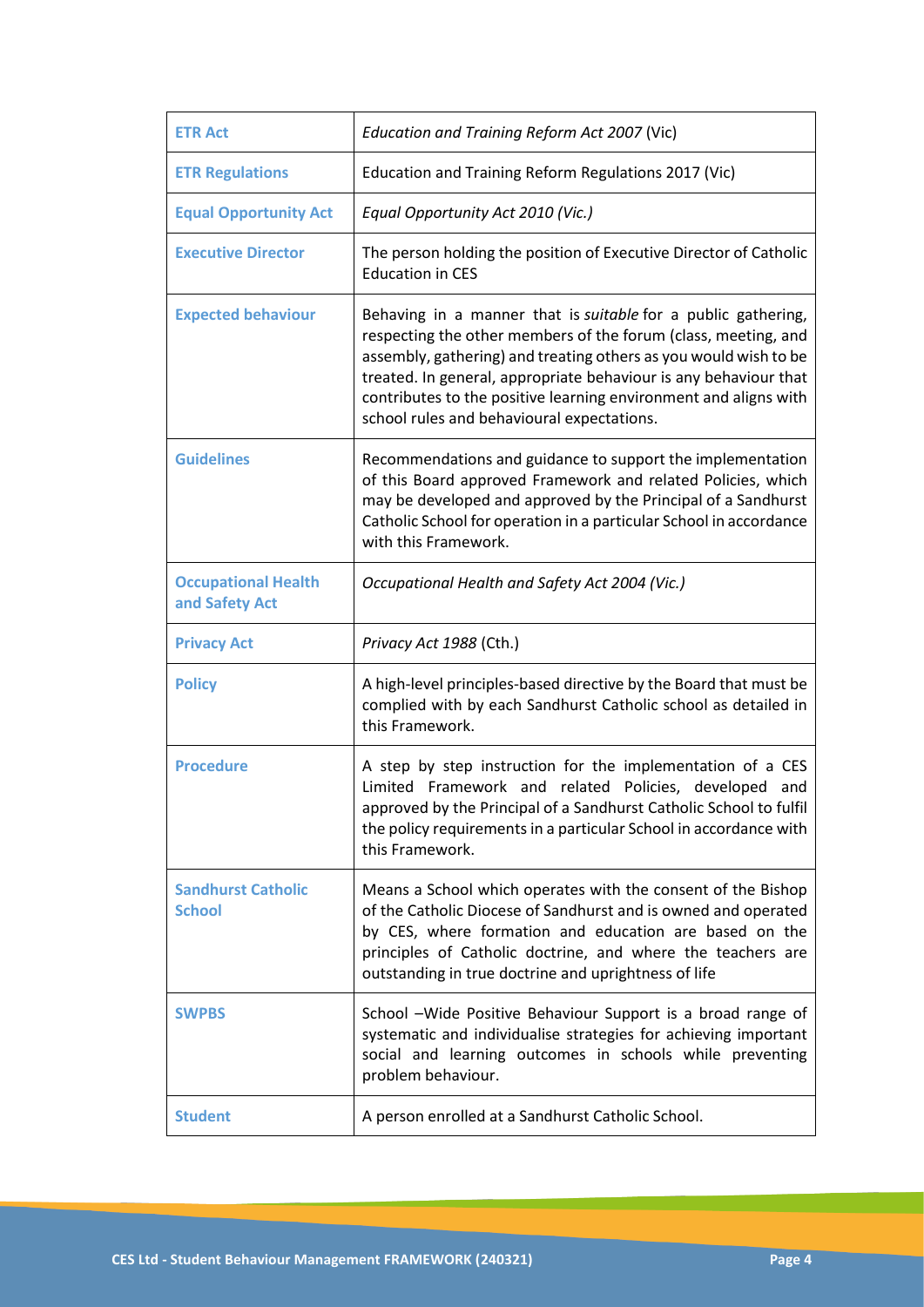| | |
|---|---|
| **ETR Act** | *Education and Training Reform Act 2007* (Vic) |
| **ETR Regulations** | Education and Training Reform Regulations 2017 (Vic) |
| **Equal Opportunity Act** | *Equal Opportunity Act 2010 (Vic.)* |
| **Executive Director** | The person holding the position of Executive Director of Catholic Education in CES |
| **Expected behaviour** | Behaving in a manner that is *suitable* for a public gathering, respecting the other members of the forum (class, meeting, and assembly, gathering) and treating others as you would wish to be treated. In general, appropriate behaviour is any behaviour that contributes to the positive learning environment and aligns with school rules and behavioural expectations. |
| **Guidelines** | Recommendations and guidance to support the implementation of this Board approved Framework and related Policies, which may be developed and approved by the Principal of a Sandhurst Catholic School for operation in a particular School in accordance with this Framework. |
| **Occupational Health and Safety Act** | *Occupational Health and Safety Act 2004 (Vic.)* |
| **Privacy Act** | *Privacy Act 1988* (Cth.) |
| **Policy** | A high-level principles-based directive by the Board that must be complied with by each Sandhurst Catholic school as detailed in this Framework. |
| **Procedure** | A step by step instruction for the implementation of a CES Limited Framework and related Policies, developed and approved by the Principal of a Sandhurst Catholic School to fulfil the policy requirements in a particular School in accordance with this Framework. |
| **Sandhurst Catholic School** | Means a School which operates with the consent of the Bishop of the Catholic Diocese of Sandhurst and is owned and operated by CES, where formation and education are based on the principles of Catholic doctrine, and where the teachers are outstanding in true doctrine and uprightness of life |
| **SWPBS** | School –Wide Positive Behaviour Support is a broad range of systematic and individualise strategies for achieving important social and learning outcomes in schools while preventing problem behaviour. |
| **Student** | A person enrolled at a Sandhurst Catholic School. |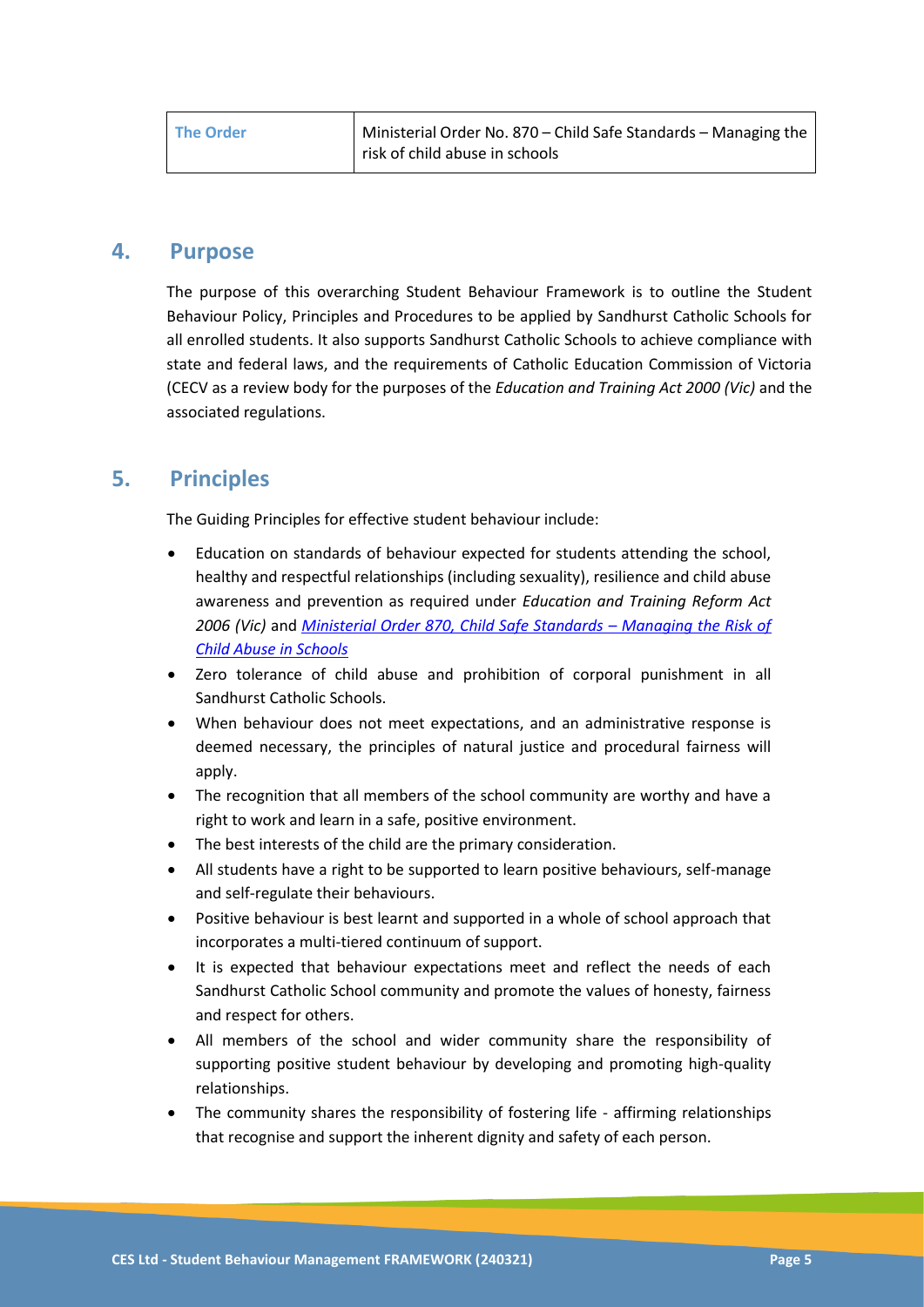| The Order | Ministerial Order No. 870 – Child Safe Standards – Managing the risk of child abuse in schools |
| --- | --- |

## 4. Purpose

The purpose of this overarching Student Behaviour Framework is to outline the Student Behaviour Policy, Principles and Procedures to be applied by Sandhurst Catholic Schools for all enrolled students. It also supports Sandhurst Catholic Schools to achieve compliance with state and federal laws, and the requirements of Catholic Education Commission of Victoria (CECV as a review body for the purposes of the *Education and Training Act 2000 (Vic)* and the associated regulations.

## 5. Principles

The Guiding Principles for effective student behaviour include:

- Education on standards of behaviour expected for students attending the school, healthy and respectful relationships (including sexuality), resilience and child abuse awareness and prevention as required under *Education and Training Reform Act 2006 (Vic)* and *Ministerial Order 870, Child Safe Standards – Managing the Risk of Child Abuse in Schools*
- Zero tolerance of child abuse and prohibition of corporal punishment in all Sandhurst Catholic Schools.
- When behaviour does not meet expectations, and an administrative response is deemed necessary, the principles of natural justice and procedural fairness will apply.
- The recognition that all members of the school community are worthy and have a right to work and learn in a safe, positive environment.
- The best interests of the child are the primary consideration.
- All students have a right to be supported to learn positive behaviours, self-manage and self-regulate their behaviours.
- Positive behaviour is best learnt and supported in a whole of school approach that incorporates a multi-tiered continuum of support.
- It is expected that behaviour expectations meet and reflect the needs of each Sandhurst Catholic School community and promote the values of honesty, fairness and respect for others.
- All members of the school and wider community share the responsibility of supporting positive student behaviour by developing and promoting high-quality relationships.
- The community shares the responsibility of fostering life - affirming relationships that recognise and support the inherent dignity and safety of each person.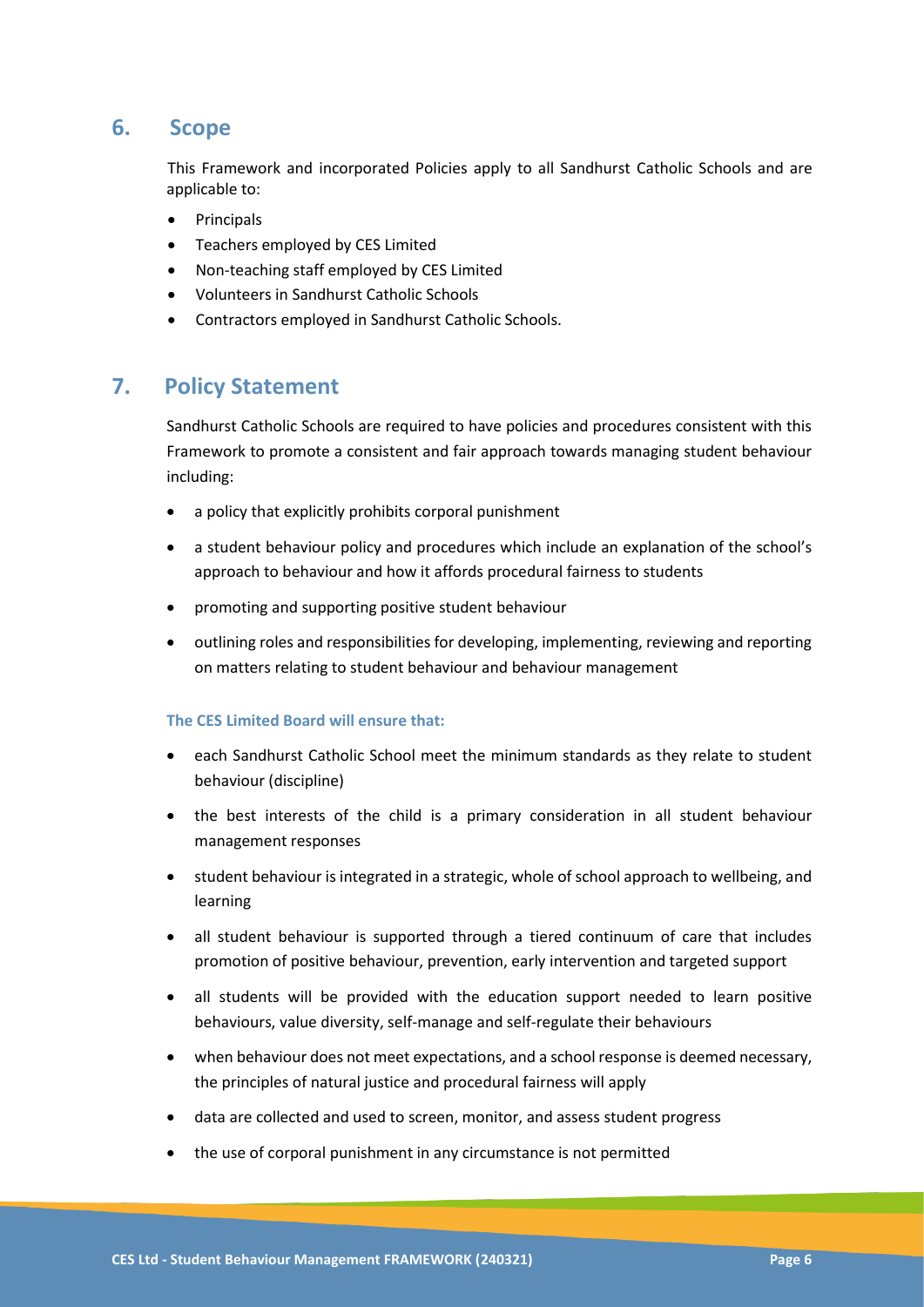## 6. Scope

This Framework and incorporated Policies apply to all Sandhurst Catholic Schools and are applicable to:

- Principals
- Teachers employed by CES Limited
- Non-teaching staff employed by CES Limited
- Volunteers in Sandhurst Catholic Schools
- Contractors employed in Sandhurst Catholic Schools.

## 7. Policy Statement

Sandhurst Catholic Schools are required to have policies and procedures consistent with this Framework to promote a consistent and fair approach towards managing student behaviour including:

- a policy that explicitly prohibits corporal punishment
- a student behaviour policy and procedures which include an explanation of the school's approach to behaviour and how it affords procedural fairness to students
- promoting and supporting positive student behaviour
- outlining roles and responsibilities for developing, implementing, reviewing and reporting on matters relating to student behaviour and behaviour management

**The CES Limited Board will ensure that:**

- each Sandhurst Catholic School meet the minimum standards as they relate to student behaviour (discipline)
- the best interests of the child is a primary consideration in all student behaviour management responses
- student behaviour is integrated in a strategic, whole of school approach to wellbeing, and learning
- all student behaviour is supported through a tiered continuum of care that includes promotion of positive behaviour, prevention, early intervention and targeted support
- all students will be provided with the education support needed to learn positive behaviours, value diversity, self-manage and self-regulate their behaviours
- when behaviour does not meet expectations, and a school response is deemed necessary, the principles of natural justice and procedural fairness will apply
- data are collected and used to screen, monitor, and assess student progress
- the use of corporal punishment in any circumstance is not permitted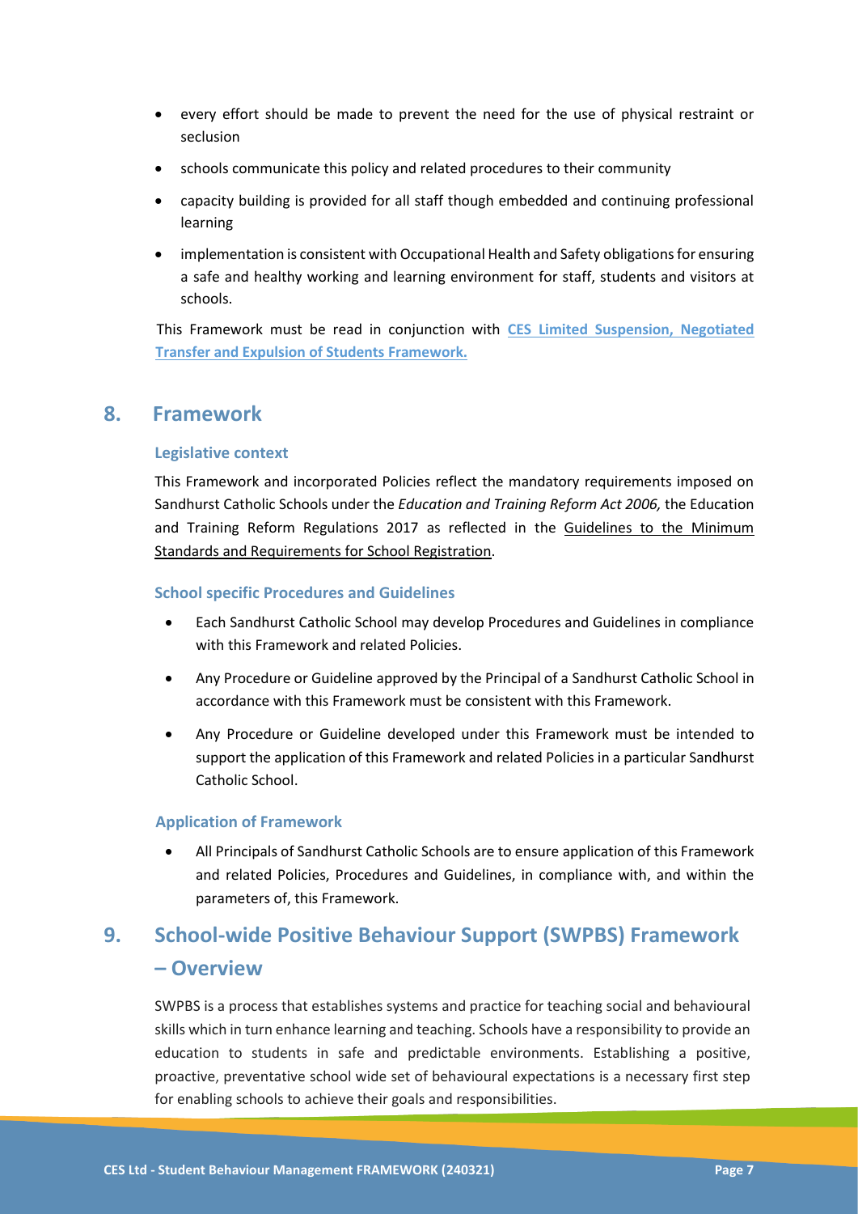- every effort should be made to prevent the need for the use of physical restraint or seclusion
- schools communicate this policy and related procedures to their community
- capacity building is provided for all staff though embedded and continuing professional learning
- implementation is consistent with Occupational Health and Safety obligations for ensuring a safe and healthy working and learning environment for staff, students and visitors at schools.

This Framework must be read in conjunction with **CES Limited Suspension, Negotiated Transfer and Expulsion of Students Framework.**

## 8. Framework

### Legislative context

This Framework and incorporated Policies reflect the mandatory requirements imposed on Sandhurst Catholic Schools under the *Education and Training Reform Act 2006,* the Education and Training Reform Regulations 2017 as reflected in the Guidelines to the Minimum Standards and Requirements for School Registration.

### School specific Procedures and Guidelines

- Each Sandhurst Catholic School may develop Procedures and Guidelines in compliance with this Framework and related Policies.
- Any Procedure or Guideline approved by the Principal of a Sandhurst Catholic School in accordance with this Framework must be consistent with this Framework.
- Any Procedure or Guideline developed under this Framework must be intended to support the application of this Framework and related Policies in a particular Sandhurst Catholic School.

### Application of Framework

- All Principals of Sandhurst Catholic Schools are to ensure application of this Framework and related Policies, Procedures and Guidelines, in compliance with, and within the parameters of, this Framework.

## 9. School-wide Positive Behaviour Support (SWPBS) Framework – Overview

SWPBS is a process that establishes systems and practice for teaching social and behavioural skills which in turn enhance learning and teaching. Schools have a responsibility to provide an education to students in safe and predictable environments. Establishing a positive, proactive, preventative school wide set of behavioural expectations is a necessary first step for enabling schools to achieve their goals and responsibilities.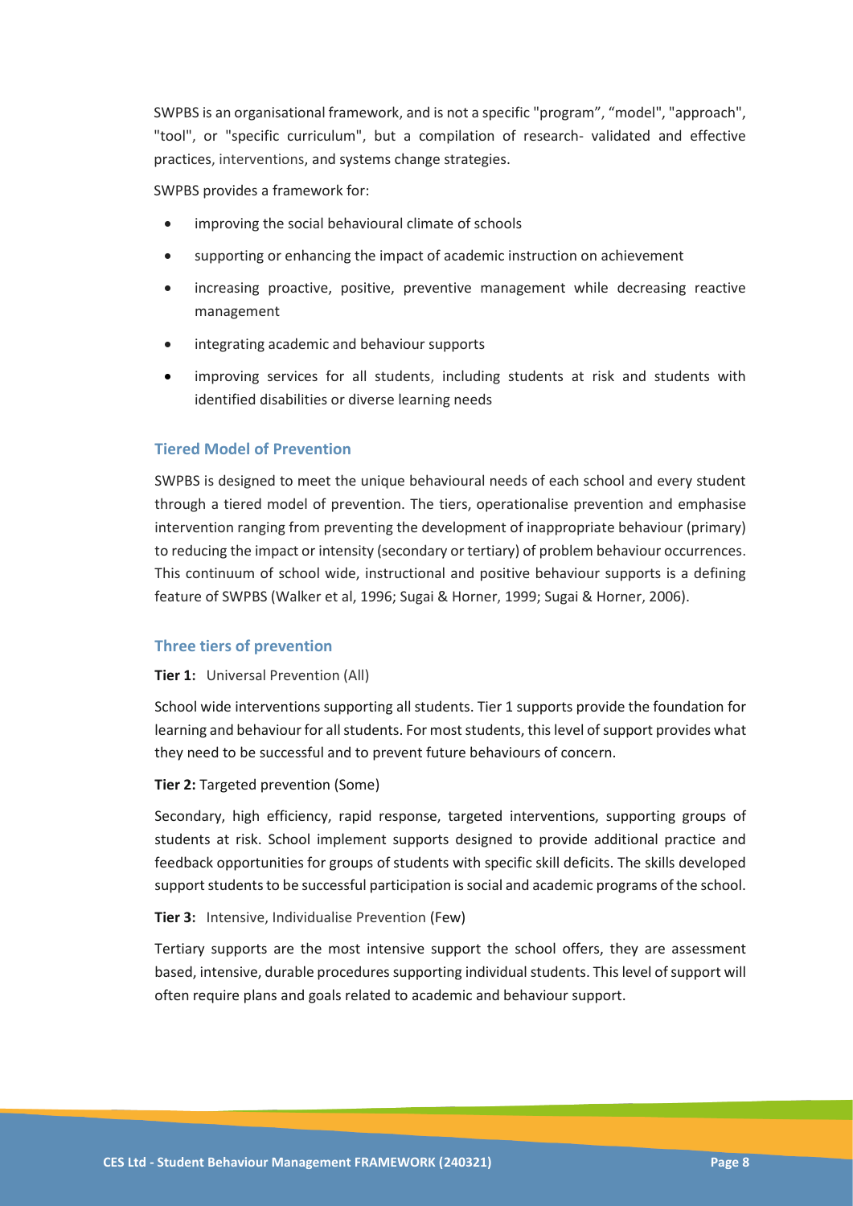SWPBS is an organisational framework, and is not a specific "program", "model", "approach", "tool", or "specific curriculum", but a compilation of research- validated and effective practices, interventions, and systems change strategies.

SWPBS provides a framework for:

- improving the social behavioural climate of schools
- supporting or enhancing the impact of academic instruction on achievement
- increasing proactive, positive, preventive management while decreasing reactive management
- integrating academic and behaviour supports
- improving services for all students, including students at risk and students with identified disabilities or diverse learning needs

### Tiered Model of Prevention

SWPBS is designed to meet the unique behavioural needs of each school and every student through a tiered model of prevention. The tiers, operationalise prevention and emphasise intervention ranging from preventing the development of inappropriate behaviour (primary) to reducing the impact or intensity (secondary or tertiary) of problem behaviour occurrences. This continuum of school wide, instructional and positive behaviour supports is a defining feature of SWPBS (Walker et al, 1996; Sugai & Horner, 1999; Sugai & Horner, 2006).

### Three tiers of prevention

**Tier 1:** Universal Prevention (All)

School wide interventions supporting all students. Tier 1 supports provide the foundation for learning and behaviour for all students. For most students, this level of support provides what they need to be successful and to prevent future behaviours of concern.

**Tier 2:** Targeted prevention (Some)

Secondary, high efficiency, rapid response, targeted interventions, supporting groups of students at risk. School implement supports designed to provide additional practice and feedback opportunities for groups of students with specific skill deficits. The skills developed support students to be successful participation is social and academic programs of the school.

**Tier 3:** Intensive, Individualise Prevention (Few)

Tertiary supports are the most intensive support the school offers, they are assessment based, intensive, durable procedures supporting individual students. This level of support will often require plans and goals related to academic and behaviour support.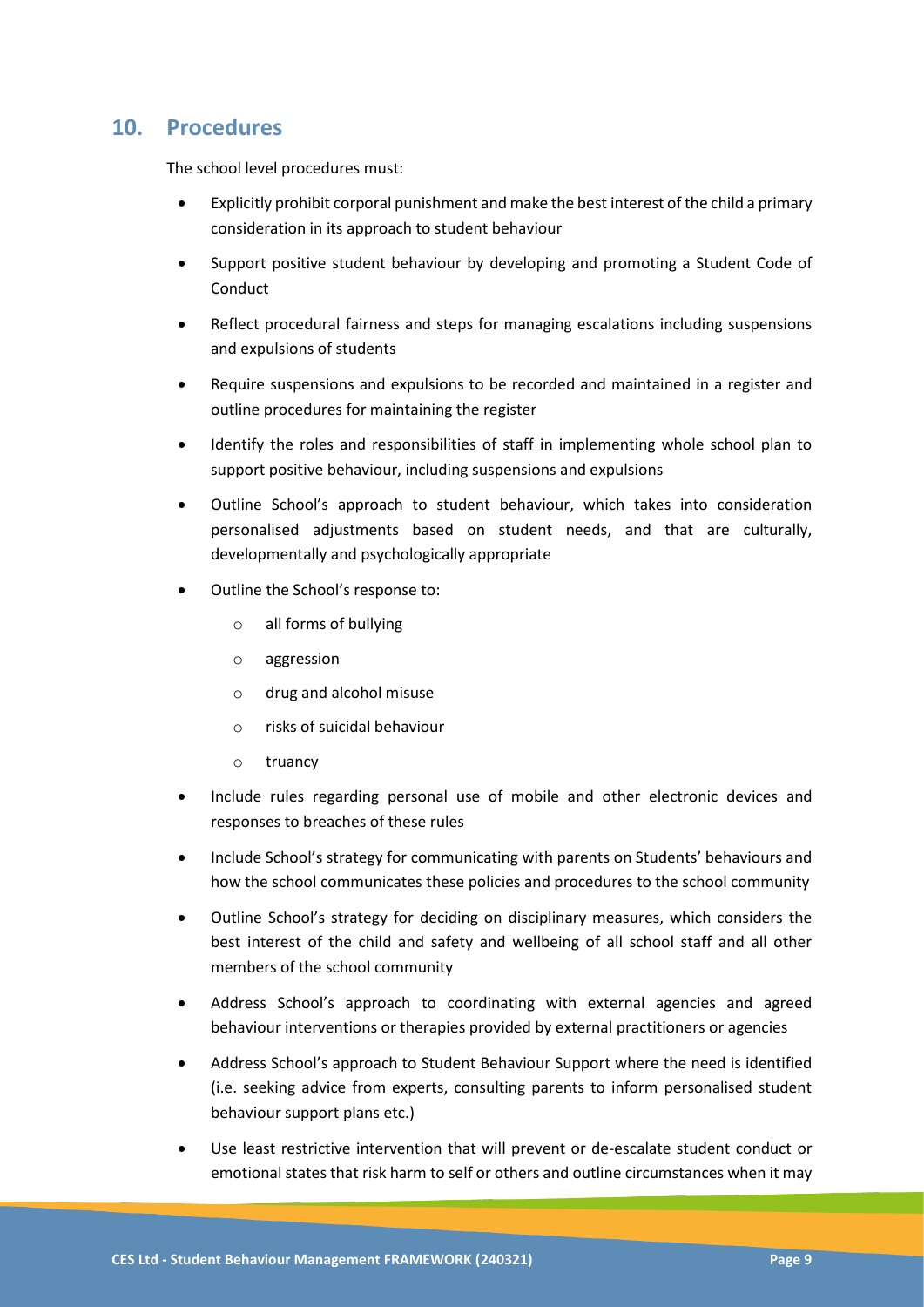## 10. Procedures

The school level procedures must:

- Explicitly prohibit corporal punishment and make the best interest of the child a primary consideration in its approach to student behaviour
- Support positive student behaviour by developing and promoting a Student Code of Conduct
- Reflect procedural fairness and steps for managing escalations including suspensions and expulsions of students
- Require suspensions and expulsions to be recorded and maintained in a register and outline procedures for maintaining the register
- Identify the roles and responsibilities of staff in implementing whole school plan to support positive behaviour, including suspensions and expulsions
- Outline School's approach to student behaviour, which takes into consideration personalised adjustments based on student needs, and that are culturally, developmentally and psychologically appropriate
- Outline the School's response to:
  - all forms of bullying
  - aggression
  - drug and alcohol misuse
  - risks of suicidal behaviour
  - truancy
- Include rules regarding personal use of mobile and other electronic devices and responses to breaches of these rules
- Include School's strategy for communicating with parents on Students' behaviours and how the school communicates these policies and procedures to the school community
- Outline School's strategy for deciding on disciplinary measures, which considers the best interest of the child and safety and wellbeing of all school staff and all other members of the school community
- Address School's approach to coordinating with external agencies and agreed behaviour interventions or therapies provided by external practitioners or agencies
- Address School's approach to Student Behaviour Support where the need is identified (i.e. seeking advice from experts, consulting parents to inform personalised student behaviour support plans etc.)
- Use least restrictive intervention that will prevent or de-escalate student conduct or emotional states that risk harm to self or others and outline circumstances when it may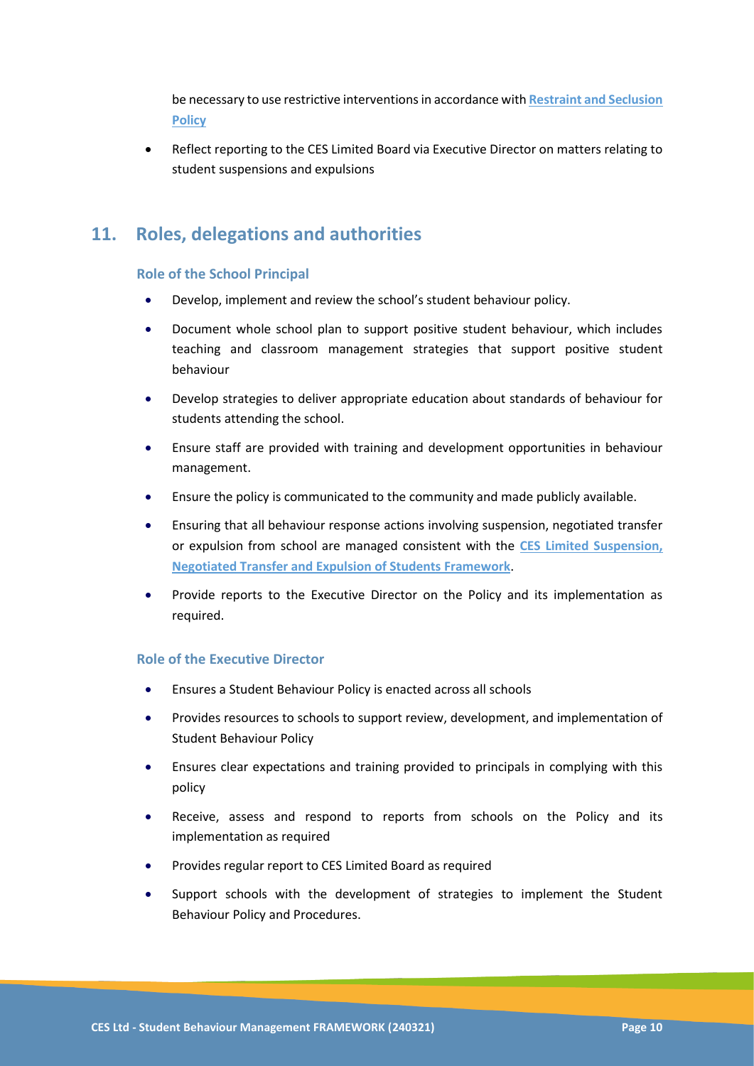be necessary to use restrictive interventions in accordance with **Restraint and Seclusion Policy**

- Reflect reporting to the CES Limited Board via Executive Director on matters relating to student suspensions and expulsions

## 11. Roles, delegations and authorities

### Role of the School Principal

- Develop, implement and review the school's student behaviour policy.
- Document whole school plan to support positive student behaviour, which includes teaching and classroom management strategies that support positive student behaviour
- Develop strategies to deliver appropriate education about standards of behaviour for students attending the school.
- Ensure staff are provided with training and development opportunities in behaviour management.
- Ensure the policy is communicated to the community and made publicly available.
- Ensuring that all behaviour response actions involving suspension, negotiated transfer or expulsion from school are managed consistent with the **CES Limited Suspension, Negotiated Transfer and Expulsion of Students Framework**.
- Provide reports to the Executive Director on the Policy and its implementation as required.

### Role of the Executive Director

- Ensures a Student Behaviour Policy is enacted across all schools
- Provides resources to schools to support review, development, and implementation of Student Behaviour Policy
- Ensures clear expectations and training provided to principals in complying with this policy
- Receive, assess and respond to reports from schools on the Policy and its implementation as required
- Provides regular report to CES Limited Board as required
- Support schools with the development of strategies to implement the Student Behaviour Policy and Procedures.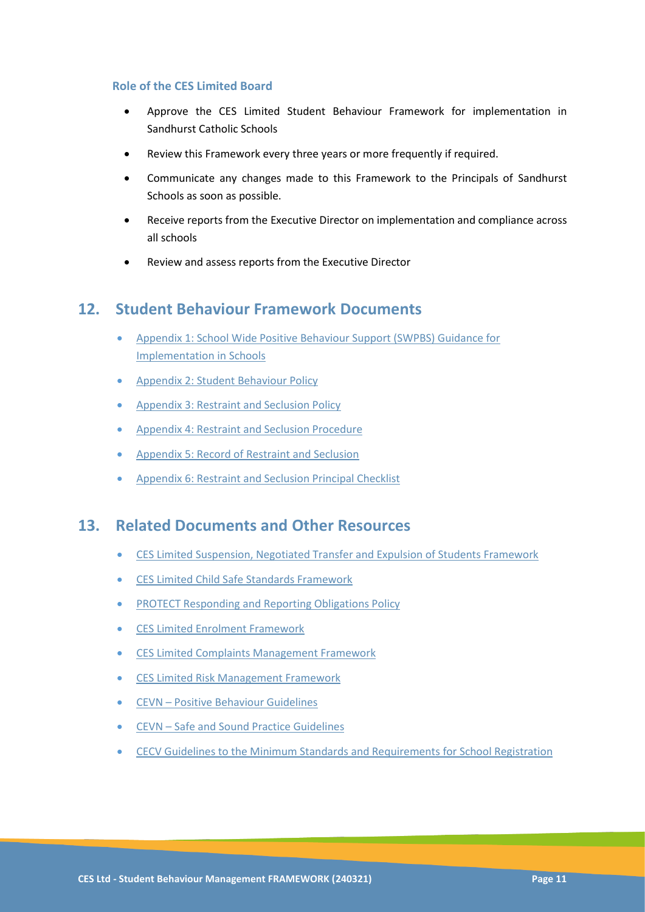### Role of the CES Limited Board

- Approve the CES Limited Student Behaviour Framework for implementation in Sandhurst Catholic Schools
- Review this Framework every three years or more frequently if required.
- Communicate any changes made to this Framework to the Principals of Sandhurst Schools as soon as possible.
- Receive reports from the Executive Director on implementation and compliance across all schools
- Review and assess reports from the Executive Director

## 12. Student Behaviour Framework Documents

- Appendix 1: School Wide Positive Behaviour Support (SWPBS) Guidance for Implementation in Schools
- Appendix 2: Student Behaviour Policy
- Appendix 3: Restraint and Seclusion Policy
- Appendix 4: Restraint and Seclusion Procedure
- Appendix 5: Record of Restraint and Seclusion
- Appendix 6: Restraint and Seclusion Principal Checklist

## 13. Related Documents and Other Resources

- CES Limited Suspension, Negotiated Transfer and Expulsion of Students Framework
- CES Limited Child Safe Standards Framework
- PROTECT Responding and Reporting Obligations Policy
- CES Limited Enrolment Framework
- CES Limited Complaints Management Framework
- CES Limited Risk Management Framework
- CEVN – Positive Behaviour Guidelines
- CEVN – Safe and Sound Practice Guidelines
- CECV Guidelines to the Minimum Standards and Requirements for School Registration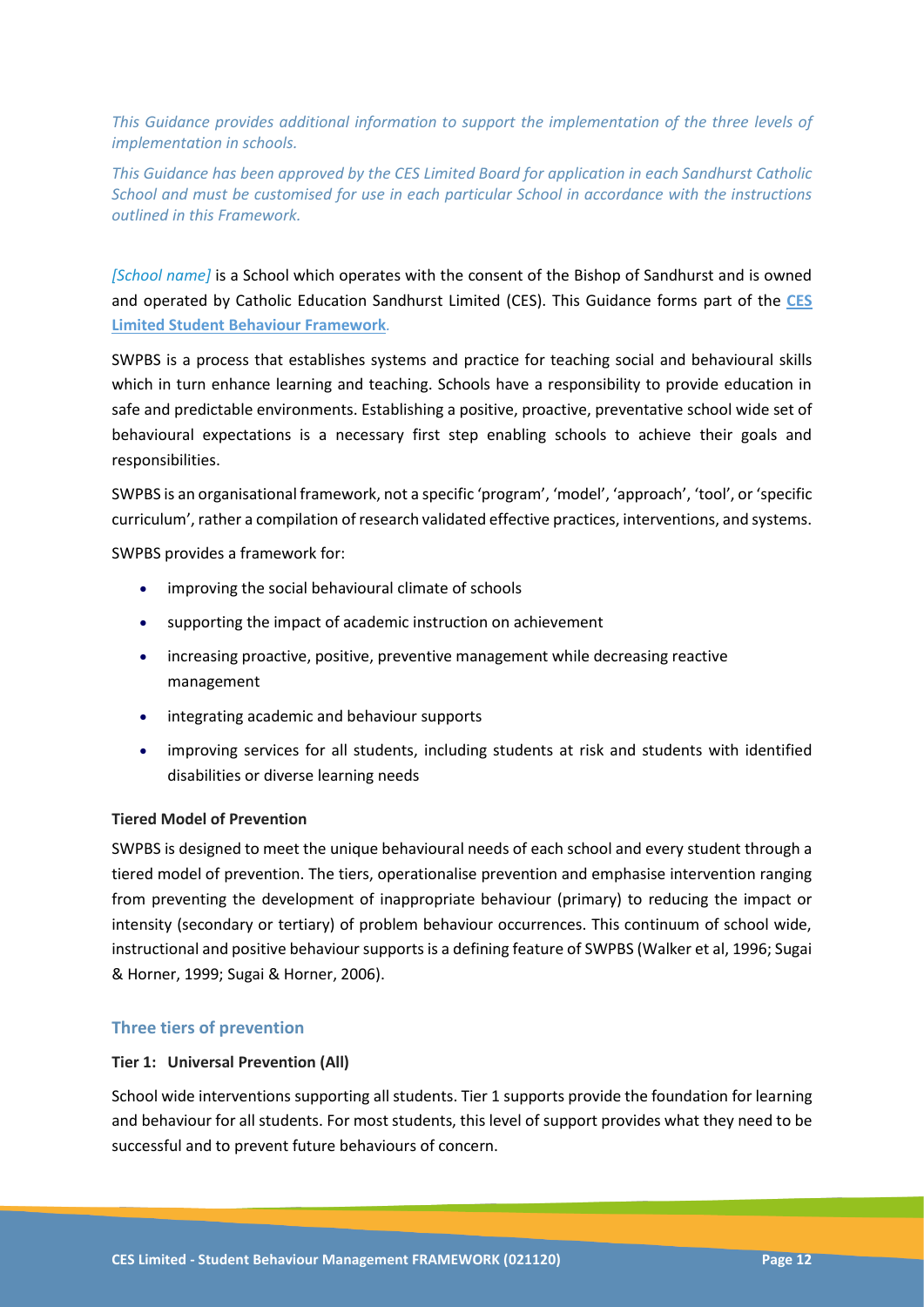*This Guidance provides additional information to support the implementation of the three levels of implementation in schools.*

*This Guidance has been approved by the CES Limited Board for application in each Sandhurst Catholic School and must be customised for use in each particular School in accordance with the instructions outlined in this Framework.*

*[School name]* is a School which operates with the consent of the Bishop of Sandhurst and is owned and operated by Catholic Education Sandhurst Limited (CES). This Guidance forms part of the **CES Limited Student Behaviour Framework**.

SWPBS is a process that establishes systems and practice for teaching social and behavioural skills which in turn enhance learning and teaching. Schools have a responsibility to provide education in safe and predictable environments. Establishing a positive, proactive, preventative school wide set of behavioural expectations is a necessary first step enabling schools to achieve their goals and responsibilities.

SWPBS is an organisational framework, not a specific 'program', 'model', 'approach', 'tool', or 'specific curriculum', rather a compilation of research validated effective practices, interventions, and systems.

SWPBS provides a framework for:

- improving the social behavioural climate of schools
- supporting the impact of academic instruction on achievement
- increasing proactive, positive, preventive management while decreasing reactive management
- integrating academic and behaviour supports
- improving services for all students, including students at risk and students with identified disabilities or diverse learning needs

**Tiered Model of Prevention**

SWPBS is designed to meet the unique behavioural needs of each school and every student through a tiered model of prevention. The tiers, operationalise prevention and emphasise intervention ranging from preventing the development of inappropriate behaviour (primary) to reducing the impact or intensity (secondary or tertiary) of problem behaviour occurrences. This continuum of school wide, instructional and positive behaviour supports is a defining feature of SWPBS (Walker et al, 1996; Sugai & Horner, 1999; Sugai & Horner, 2006).

## Three tiers of prevention

**Tier 1: Universal Prevention (All)**

School wide interventions supporting all students. Tier 1 supports provide the foundation for learning and behaviour for all students. For most students, this level of support provides what they need to be successful and to prevent future behaviours of concern.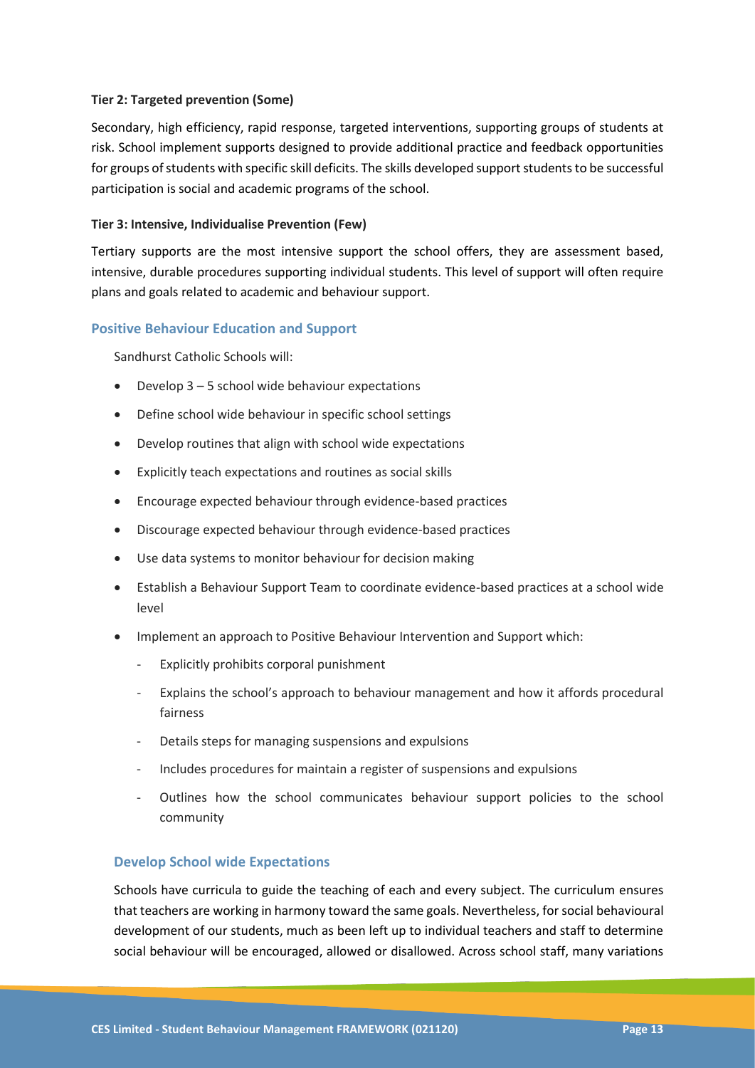#### Tier 2: Targeted prevention (Some)

Secondary, high efficiency, rapid response, targeted interventions, supporting groups of students at risk. School implement supports designed to provide additional practice and feedback opportunities for groups of students with specific skill deficits. The skills developed support students to be successful participation is social and academic programs of the school.

#### Tier 3: Intensive, Individualise Prevention (Few)

Tertiary supports are the most intensive support the school offers, they are assessment based, intensive, durable procedures supporting individual students. This level of support will often require plans and goals related to academic and behaviour support.

### Positive Behaviour Education and Support

Sandhurst Catholic Schools will:

- Develop 3 – 5 school wide behaviour expectations
- Define school wide behaviour in specific school settings
- Develop routines that align with school wide expectations
- Explicitly teach expectations and routines as social skills
- Encourage expected behaviour through evidence-based practices
- Discourage expected behaviour through evidence-based practices
- Use data systems to monitor behaviour for decision making
- Establish a Behaviour Support Team to coordinate evidence-based practices at a school wide level
- Implement an approach to Positive Behaviour Intervention and Support which:
  - Explicitly prohibits corporal punishment
  - Explains the school's approach to behaviour management and how it affords procedural fairness
  - Details steps for managing suspensions and expulsions
  - Includes procedures for maintain a register of suspensions and expulsions
  - Outlines how the school communicates behaviour support policies to the school community

### Develop School wide Expectations

Schools have curricula to guide the teaching of each and every subject. The curriculum ensures that teachers are working in harmony toward the same goals. Nevertheless, for social behavioural development of our students, much as been left up to individual teachers and staff to determine social behaviour will be encouraged, allowed or disallowed. Across school staff, many variations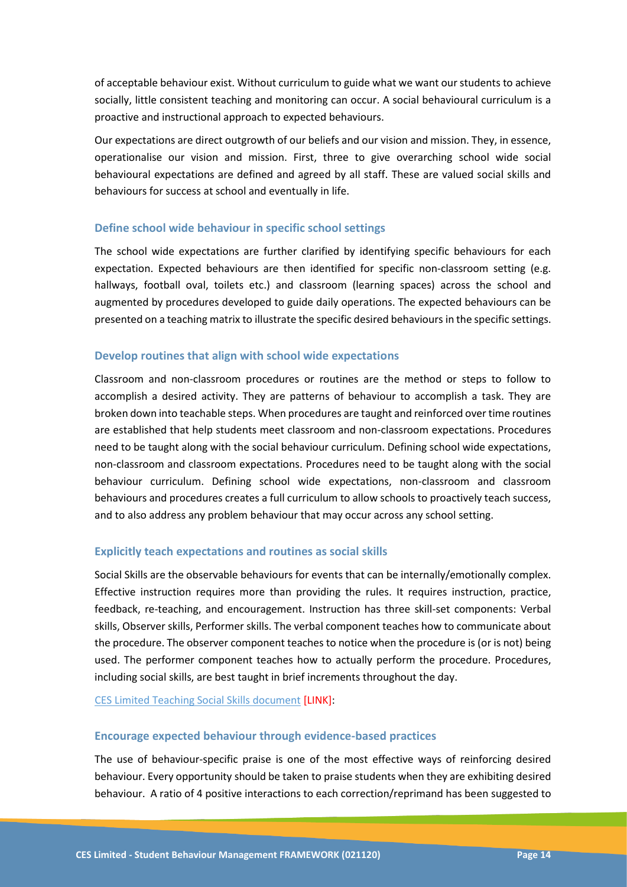of acceptable behaviour exist. Without curriculum to guide what we want our students to achieve socially, little consistent teaching and monitoring can occur. A social behavioural curriculum is a proactive and instructional approach to expected behaviours.

Our expectations are direct outgrowth of our beliefs and our vision and mission. They, in essence, operationalise our vision and mission. First, three to give overarching school wide social behavioural expectations are defined and agreed by all staff. These are valued social skills and behaviours for success at school and eventually in life.

### Define school wide behaviour in specific school settings

The school wide expectations are further clarified by identifying specific behaviours for each expectation. Expected behaviours are then identified for specific non-classroom setting (e.g. hallways, football oval, toilets etc.) and classroom (learning spaces) across the school and augmented by procedures developed to guide daily operations. The expected behaviours can be presented on a teaching matrix to illustrate the specific desired behaviours in the specific settings.

### Develop routines that align with school wide expectations

Classroom and non-classroom procedures or routines are the method or steps to follow to accomplish a desired activity. They are patterns of behaviour to accomplish a task. They are broken down into teachable steps. When procedures are taught and reinforced over time routines are established that help students meet classroom and non-classroom expectations. Procedures need to be taught along with the social behaviour curriculum. Defining school wide expectations, non-classroom and classroom expectations. Procedures need to be taught along with the social behaviour curriculum. Defining school wide expectations, non-classroom and classroom behaviours and procedures creates a full curriculum to allow schools to proactively teach success, and to also address any problem behaviour that may occur across any school setting.

### Explicitly teach expectations and routines as social skills

Social Skills are the observable behaviours for events that can be internally/emotionally complex. Effective instruction requires more than providing the rules. It requires instruction, practice, feedback, re-teaching, and encouragement. Instruction has three skill-set components: Verbal skills, Observer skills, Performer skills. The verbal component teaches how to communicate about the procedure. The observer component teaches to notice when the procedure is (or is not) being used. The performer component teaches how to actually perform the procedure. Procedures, including social skills, are best taught in brief increments throughout the day.

CES Limited Teaching Social Skills document [LINK]:

### Encourage expected behaviour through evidence-based practices

The use of behaviour-specific praise is one of the most effective ways of reinforcing desired behaviour. Every opportunity should be taken to praise students when they are exhibiting desired behaviour. A ratio of 4 positive interactions to each correction/reprimand has been suggested to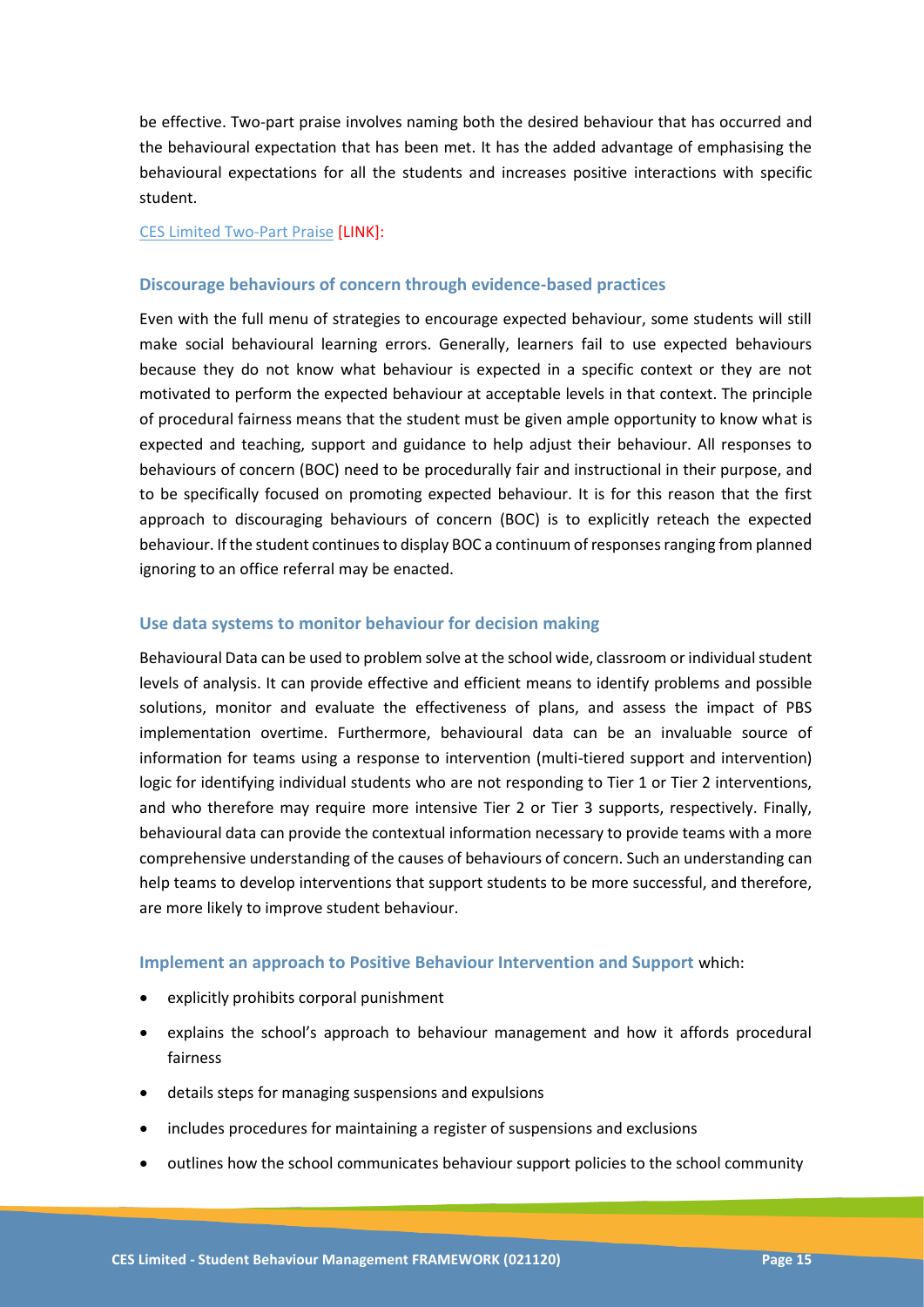be effective. Two-part praise involves naming both the desired behaviour that has occurred and the behavioural expectation that has been met. It has the added advantage of emphasising the behavioural expectations for all the students and increases positive interactions with specific student.

CES Limited Two-Part Praise [LINK]:

### Discourage behaviours of concern through evidence-based practices

Even with the full menu of strategies to encourage expected behaviour, some students will still make social behavioural learning errors. Generally, learners fail to use expected behaviours because they do not know what behaviour is expected in a specific context or they are not motivated to perform the expected behaviour at acceptable levels in that context. The principle of procedural fairness means that the student must be given ample opportunity to know what is expected and teaching, support and guidance to help adjust their behaviour. All responses to behaviours of concern (BOC) need to be procedurally fair and instructional in their purpose, and to be specifically focused on promoting expected behaviour. It is for this reason that the first approach to discouraging behaviours of concern (BOC) is to explicitly reteach the expected behaviour. If the student continues to display BOC a continuum of responses ranging from planned ignoring to an office referral may be enacted.

### Use data systems to monitor behaviour for decision making

Behavioural Data can be used to problem solve at the school wide, classroom or individual student levels of analysis. It can provide effective and efficient means to identify problems and possible solutions, monitor and evaluate the effectiveness of plans, and assess the impact of PBS implementation overtime. Furthermore, behavioural data can be an invaluable source of information for teams using a response to intervention (multi-tiered support and intervention) logic for identifying individual students who are not responding to Tier 1 or Tier 2 interventions, and who therefore may require more intensive Tier 2 or Tier 3 supports, respectively. Finally, behavioural data can provide the contextual information necessary to provide teams with a more comprehensive understanding of the causes of behaviours of concern. Such an understanding can help teams to develop interventions that support students to be more successful, and therefore, are more likely to improve student behaviour.

**Implement an approach to Positive Behaviour Intervention and Support** which:

- explicitly prohibits corporal punishment
- explains the school's approach to behaviour management and how it affords procedural fairness
- details steps for managing suspensions and expulsions
- includes procedures for maintaining a register of suspensions and exclusions
- outlines how the school communicates behaviour support policies to the school community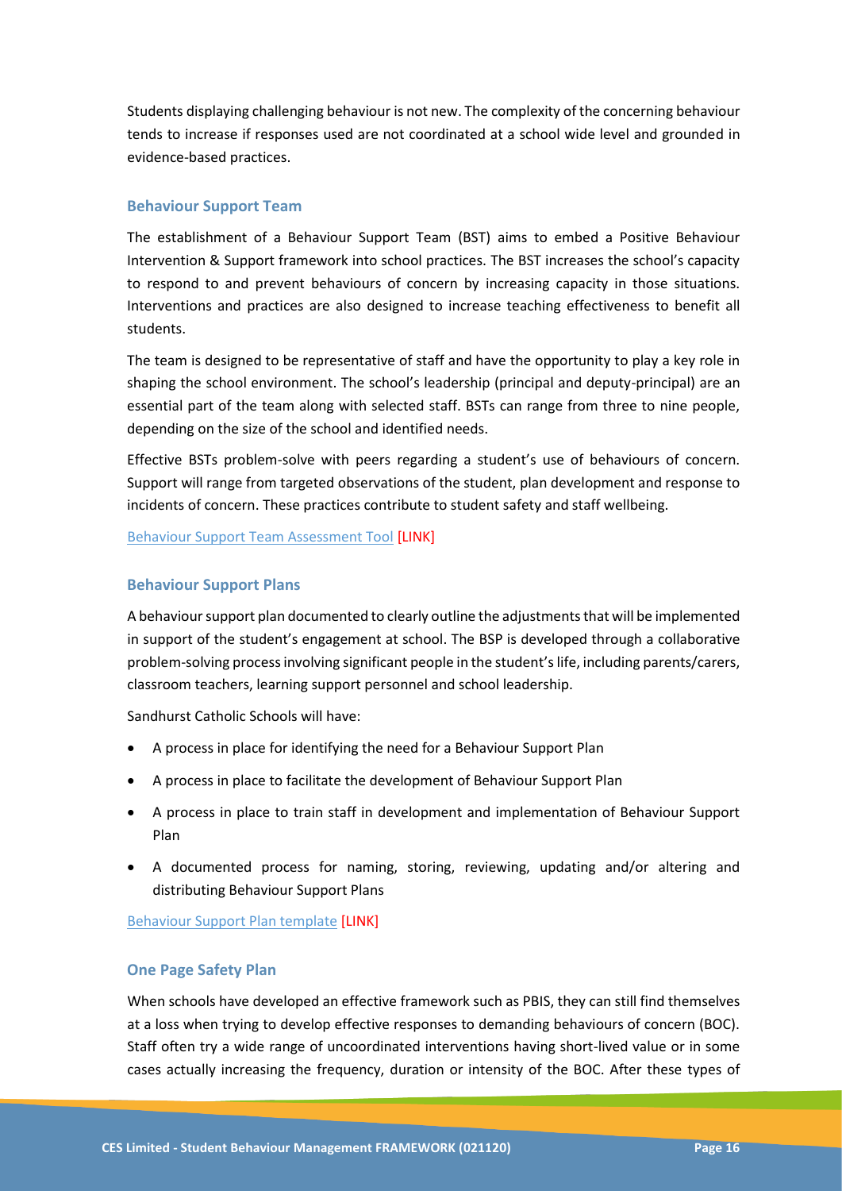Students displaying challenging behaviour is not new. The complexity of the concerning behaviour tends to increase if responses used are not coordinated at a school wide level and grounded in evidence-based practices.

### Behaviour Support Team

The establishment of a Behaviour Support Team (BST) aims to embed a Positive Behaviour Intervention & Support framework into school practices. The BST increases the school's capacity to respond to and prevent behaviours of concern by increasing capacity in those situations. Interventions and practices are also designed to increase teaching effectiveness to benefit all students.

The team is designed to be representative of staff and have the opportunity to play a key role in shaping the school environment. The school's leadership (principal and deputy-principal) are an essential part of the team along with selected staff. BSTs can range from three to nine people, depending on the size of the school and identified needs.

Effective BSTs problem-solve with peers regarding a student's use of behaviours of concern. Support will range from targeted observations of the student, plan development and response to incidents of concern. These practices contribute to student safety and staff wellbeing.

Behaviour Support Team Assessment Tool [LINK]

### Behaviour Support Plans

A behaviour support plan documented to clearly outline the adjustments that will be implemented in support of the student's engagement at school. The BSP is developed through a collaborative problem-solving process involving significant people in the student's life, including parents/carers, classroom teachers, learning support personnel and school leadership.

Sandhurst Catholic Schools will have:

- A process in place for identifying the need for a Behaviour Support Plan
- A process in place to facilitate the development of Behaviour Support Plan
- A process in place to train staff in development and implementation of Behaviour Support Plan
- A documented process for naming, storing, reviewing, updating and/or altering and distributing Behaviour Support Plans

Behaviour Support Plan template [LINK]

### One Page Safety Plan

When schools have developed an effective framework such as PBIS, they can still find themselves at a loss when trying to develop effective responses to demanding behaviours of concern (BOC). Staff often try a wide range of uncoordinated interventions having short-lived value or in some cases actually increasing the frequency, duration or intensity of the BOC. After these types of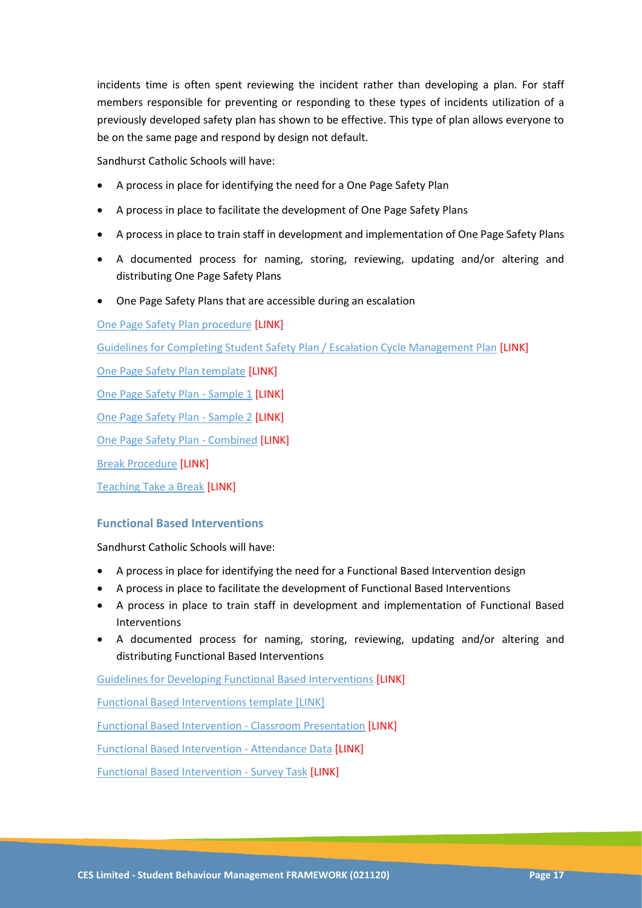incidents time is often spent reviewing the incident rather than developing a plan. For staff members responsible for preventing or responding to these types of incidents utilization of a previously developed safety plan has shown to be effective. This type of plan allows everyone to be on the same page and respond by design not default.

Sandhurst Catholic Schools will have:

- A process in place for identifying the need for a One Page Safety Plan
- A process in place to facilitate the development of One Page Safety Plans
- A process in place to train staff in development and implementation of One Page Safety Plans
- A documented process for naming, storing, reviewing, updating and/or altering and distributing One Page Safety Plans
- One Page Safety Plans that are accessible during an escalation

One Page Safety Plan procedure [LINK]

Guidelines for Completing Student Safety Plan / Escalation Cycle Management Plan [LINK]

One Page Safety Plan template [LINK]

One Page Safety Plan - Sample 1 [LINK]

One Page Safety Plan - Sample 2 [LINK]

One Page Safety Plan - Combined [LINK]

Break Procedure [LINK]

Teaching Take a Break [LINK]

### Functional Based Interventions

Sandhurst Catholic Schools will have:

- A process in place for identifying the need for a Functional Based Intervention design
- A process in place to facilitate the development of Functional Based Interventions
- A process in place to train staff in development and implementation of Functional Based Interventions
- A documented process for naming, storing, reviewing, updating and/or altering and distributing Functional Based Interventions

Guidelines for Developing Functional Based Interventions [LINK]

Functional Based Interventions template [LINK]

Functional Based Intervention - Classroom Presentation [LINK]

Functional Based Intervention - Attendance Data [LINK]

Functional Based Intervention - Survey Task [LINK]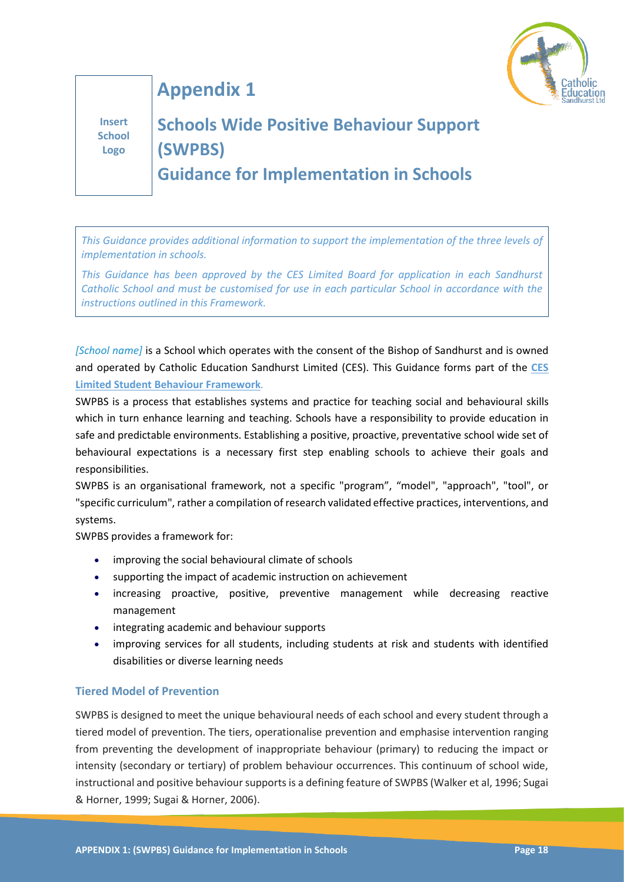Insert School Logo

# Appendix 1

# Schools Wide Positive Behaviour Support (SWPBS)

# Guidance for Implementation in Schools

*This Guidance provides additional information to support the implementation of the three levels of implementation in schools.*

*This Guidance has been approved by the CES Limited Board for application in each Sandhurst Catholic School and must be customised for use in each particular School in accordance with the instructions outlined in this Framework.*

*[School name]* is a School which operates with the consent of the Bishop of Sandhurst and is owned and operated by Catholic Education Sandhurst Limited (CES). This Guidance forms part of the **CES Limited Student Behaviour Framework**.

SWPBS is a process that establishes systems and practice for teaching social and behavioural skills which in turn enhance learning and teaching. Schools have a responsibility to provide education in safe and predictable environments. Establishing a positive, proactive, preventative school wide set of behavioural expectations is a necessary first step enabling schools to achieve their goals and responsibilities.

SWPBS is an organisational framework, not a specific "program", "model", "approach", "tool", or "specific curriculum", rather a compilation of research validated effective practices, interventions, and systems.

SWPBS provides a framework for:

- improving the social behavioural climate of schools
- supporting the impact of academic instruction on achievement
- increasing proactive, positive, preventive management while decreasing reactive management
- integrating academic and behaviour supports
- improving services for all students, including students at risk and students with identified disabilities or diverse learning needs

### Tiered Model of Prevention

SWPBS is designed to meet the unique behavioural needs of each school and every student through a tiered model of prevention. The tiers, operationalise prevention and emphasise intervention ranging from preventing the development of inappropriate behaviour (primary) to reducing the impact or intensity (secondary or tertiary) of problem behaviour occurrences. This continuum of school wide, instructional and positive behaviour supports is a defining feature of SWPBS (Walker et al, 1996; Sugai & Horner, 1999; Sugai & Horner, 2006).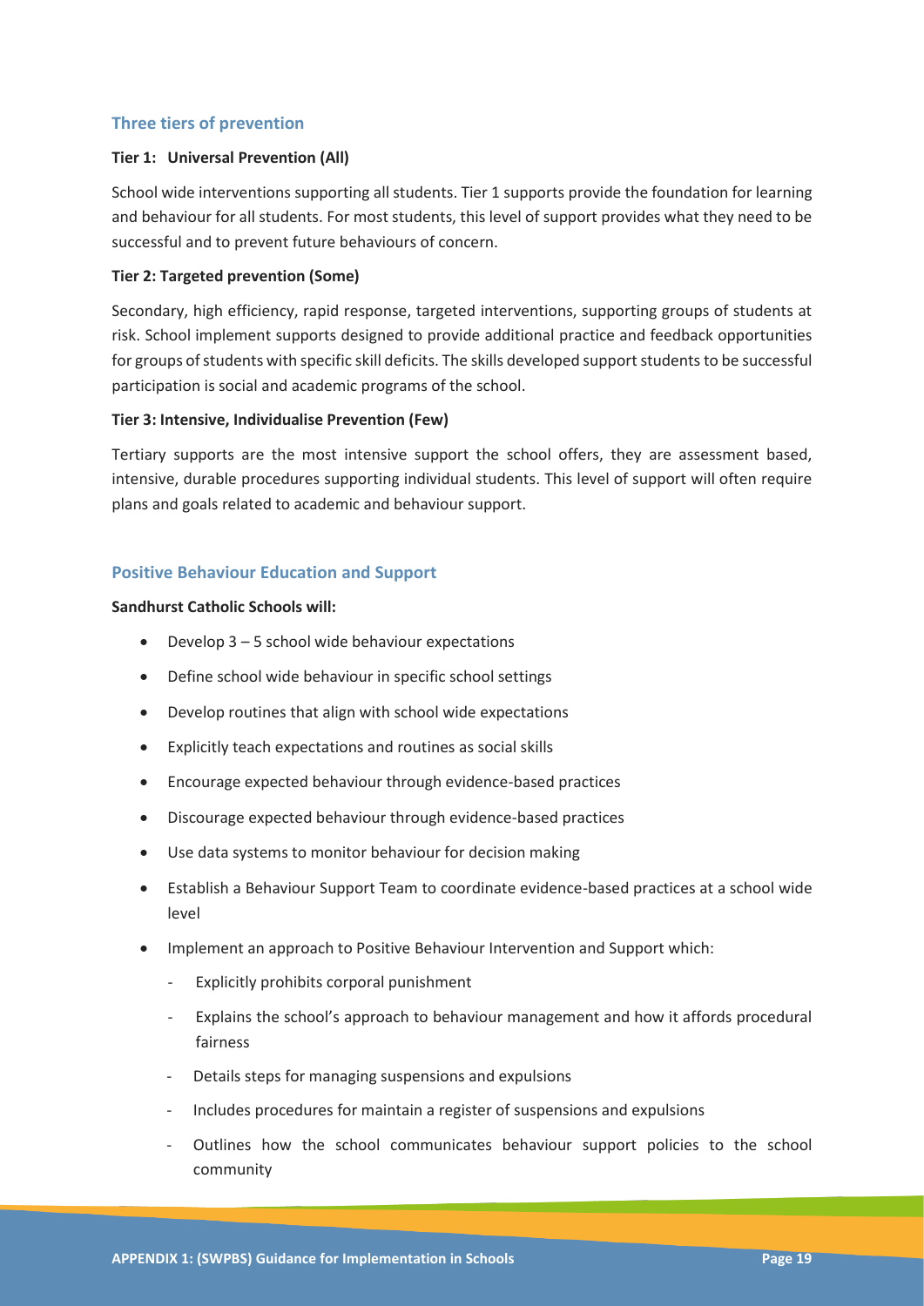## Three tiers of prevention

**Tier 1: Universal Prevention (All)**

School wide interventions supporting all students. Tier 1 supports provide the foundation for learning and behaviour for all students. For most students, this level of support provides what they need to be successful and to prevent future behaviours of concern.

**Tier 2: Targeted prevention (Some)**

Secondary, high efficiency, rapid response, targeted interventions, supporting groups of students at risk. School implement supports designed to provide additional practice and feedback opportunities for groups of students with specific skill deficits. The skills developed support students to be successful participation is social and academic programs of the school.

**Tier 3: Intensive, Individualise Prevention (Few)**

Tertiary supports are the most intensive support the school offers, they are assessment based, intensive, durable procedures supporting individual students. This level of support will often require plans and goals related to academic and behaviour support.

## Positive Behaviour Education and Support

**Sandhurst Catholic Schools will:**

- Develop 3 – 5 school wide behaviour expectations
- Define school wide behaviour in specific school settings
- Develop routines that align with school wide expectations
- Explicitly teach expectations and routines as social skills
- Encourage expected behaviour through evidence-based practices
- Discourage expected behaviour through evidence-based practices
- Use data systems to monitor behaviour for decision making
- Establish a Behaviour Support Team to coordinate evidence-based practices at a school wide level
- Implement an approach to Positive Behaviour Intervention and Support which:
  - Explicitly prohibits corporal punishment
  - Explains the school's approach to behaviour management and how it affords procedural fairness
  - Details steps for managing suspensions and expulsions
  - Includes procedures for maintain a register of suspensions and expulsions
  - Outlines how the school communicates behaviour support policies to the school community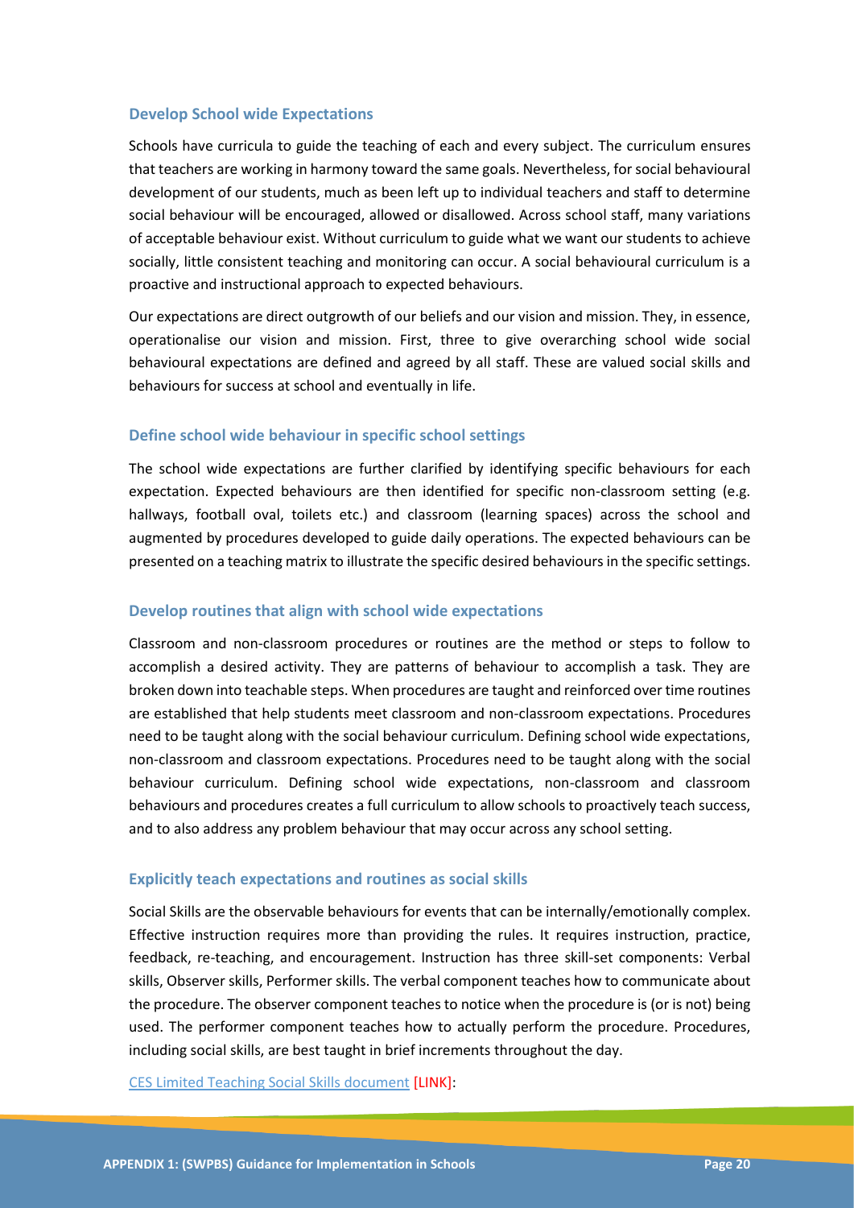### Develop School wide Expectations

Schools have curricula to guide the teaching of each and every subject. The curriculum ensures that teachers are working in harmony toward the same goals. Nevertheless, for social behavioural development of our students, much as been left up to individual teachers and staff to determine social behaviour will be encouraged, allowed or disallowed. Across school staff, many variations of acceptable behaviour exist. Without curriculum to guide what we want our students to achieve socially, little consistent teaching and monitoring can occur. A social behavioural curriculum is a proactive and instructional approach to expected behaviours.

Our expectations are direct outgrowth of our beliefs and our vision and mission. They, in essence, operationalise our vision and mission. First, three to give overarching school wide social behavioural expectations are defined and agreed by all staff. These are valued social skills and behaviours for success at school and eventually in life.

### Define school wide behaviour in specific school settings

The school wide expectations are further clarified by identifying specific behaviours for each expectation. Expected behaviours are then identified for specific non-classroom setting (e.g. hallways, football oval, toilets etc.) and classroom (learning spaces) across the school and augmented by procedures developed to guide daily operations. The expected behaviours can be presented on a teaching matrix to illustrate the specific desired behaviours in the specific settings.

### Develop routines that align with school wide expectations

Classroom and non-classroom procedures or routines are the method or steps to follow to accomplish a desired activity. They are patterns of behaviour to accomplish a task. They are broken down into teachable steps. When procedures are taught and reinforced over time routines are established that help students meet classroom and non-classroom expectations. Procedures need to be taught along with the social behaviour curriculum. Defining school wide expectations, non-classroom and classroom expectations. Procedures need to be taught along with the social behaviour curriculum. Defining school wide expectations, non-classroom and classroom behaviours and procedures creates a full curriculum to allow schools to proactively teach success, and to also address any problem behaviour that may occur across any school setting.

### Explicitly teach expectations and routines as social skills

Social Skills are the observable behaviours for events that can be internally/emotionally complex. Effective instruction requires more than providing the rules. It requires instruction, practice, feedback, re-teaching, and encouragement. Instruction has three skill-set components: Verbal skills, Observer skills, Performer skills. The verbal component teaches how to communicate about the procedure. The observer component teaches to notice when the procedure is (or is not) being used. The performer component teaches how to actually perform the procedure. Procedures, including social skills, are best taught in brief increments throughout the day.

CES Limited Teaching Social Skills document [LINK]: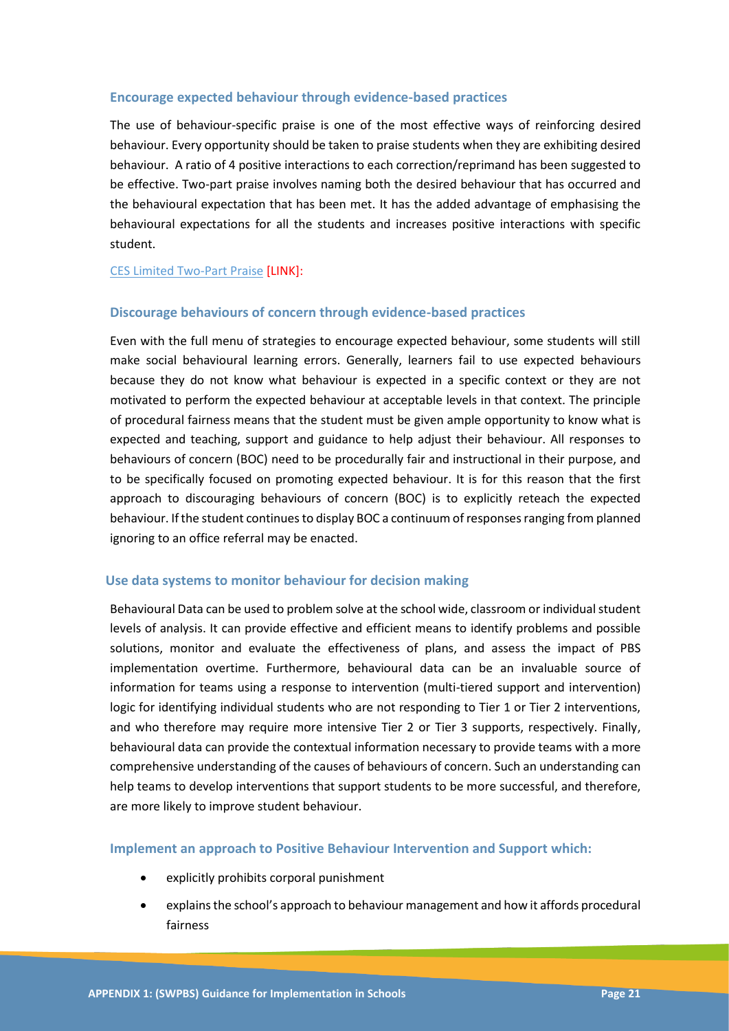### Encourage expected behaviour through evidence-based practices

The use of behaviour-specific praise is one of the most effective ways of reinforcing desired behaviour. Every opportunity should be taken to praise students when they are exhibiting desired behaviour. A ratio of 4 positive interactions to each correction/reprimand has been suggested to be effective. Two-part praise involves naming both the desired behaviour that has occurred and the behavioural expectation that has been met. It has the added advantage of emphasising the behavioural expectations for all the students and increases positive interactions with specific student.

CES Limited Two-Part Praise [LINK]:

### Discourage behaviours of concern through evidence-based practices

Even with the full menu of strategies to encourage expected behaviour, some students will still make social behavioural learning errors. Generally, learners fail to use expected behaviours because they do not know what behaviour is expected in a specific context or they are not motivated to perform the expected behaviour at acceptable levels in that context. The principle of procedural fairness means that the student must be given ample opportunity to know what is expected and teaching, support and guidance to help adjust their behaviour. All responses to behaviours of concern (BOC) need to be procedurally fair and instructional in their purpose, and to be specifically focused on promoting expected behaviour. It is for this reason that the first approach to discouraging behaviours of concern (BOC) is to explicitly reteach the expected behaviour. If the student continues to display BOC a continuum of responses ranging from planned ignoring to an office referral may be enacted.

### Use data systems to monitor behaviour for decision making

Behavioural Data can be used to problem solve at the school wide, classroom or individual student levels of analysis. It can provide effective and efficient means to identify problems and possible solutions, monitor and evaluate the effectiveness of plans, and assess the impact of PBS implementation overtime. Furthermore, behavioural data can be an invaluable source of information for teams using a response to intervention (multi-tiered support and intervention) logic for identifying individual students who are not responding to Tier 1 or Tier 2 interventions, and who therefore may require more intensive Tier 2 or Tier 3 supports, respectively. Finally, behavioural data can provide the contextual information necessary to provide teams with a more comprehensive understanding of the causes of behaviours of concern. Such an understanding can help teams to develop interventions that support students to be more successful, and therefore, are more likely to improve student behaviour.

### Implement an approach to Positive Behaviour Intervention and Support which:

- explicitly prohibits corporal punishment
- explains the school's approach to behaviour management and how it affords procedural fairness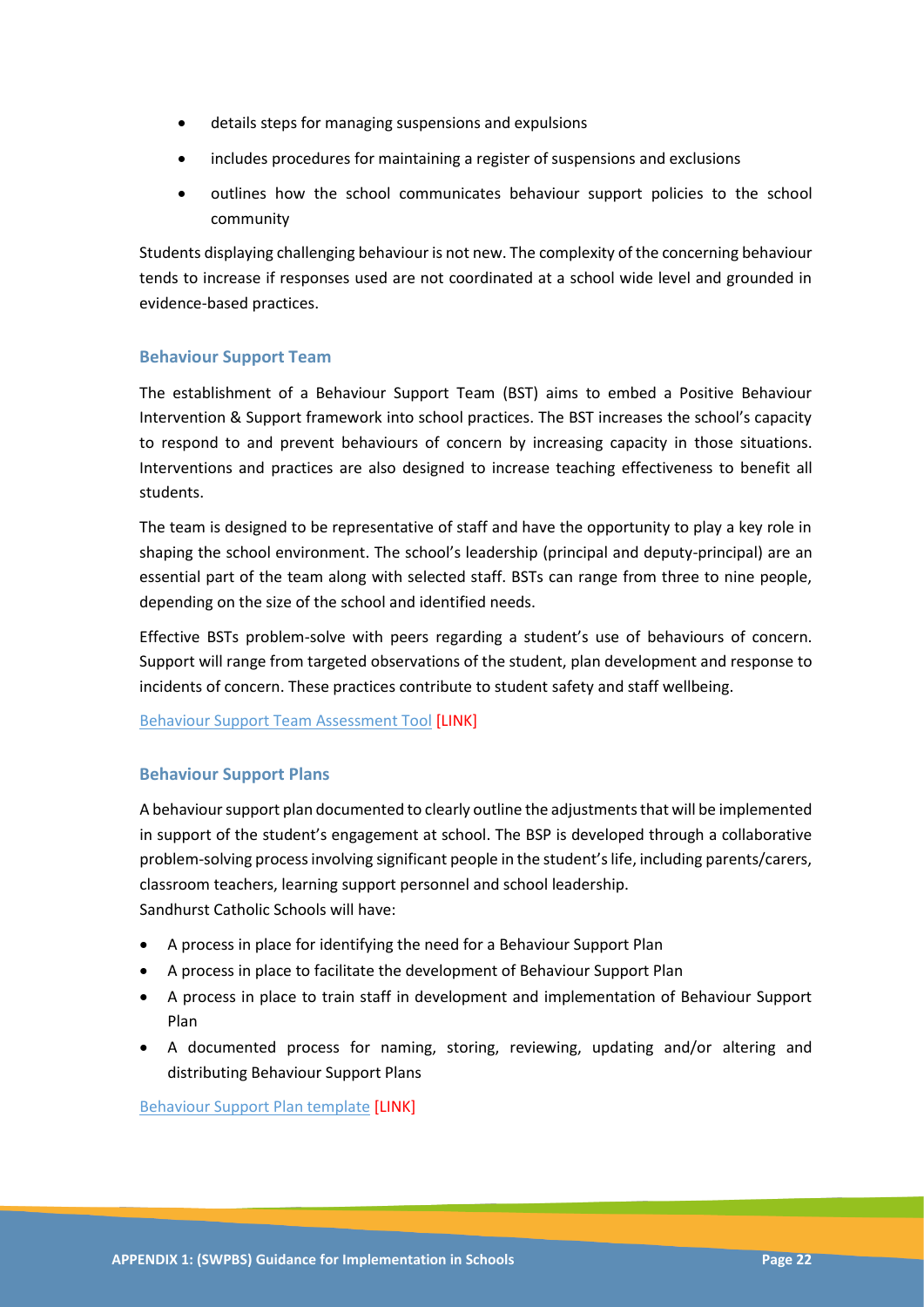- details steps for managing suspensions and expulsions
- includes procedures for maintaining a register of suspensions and exclusions
- outlines how the school communicates behaviour support policies to the school community

Students displaying challenging behaviour is not new. The complexity of the concerning behaviour tends to increase if responses used are not coordinated at a school wide level and grounded in evidence-based practices.

### Behaviour Support Team

The establishment of a Behaviour Support Team (BST) aims to embed a Positive Behaviour Intervention & Support framework into school practices. The BST increases the school's capacity to respond to and prevent behaviours of concern by increasing capacity in those situations. Interventions and practices are also designed to increase teaching effectiveness to benefit all students.

The team is designed to be representative of staff and have the opportunity to play a key role in shaping the school environment. The school's leadership (principal and deputy-principal) are an essential part of the team along with selected staff. BSTs can range from three to nine people, depending on the size of the school and identified needs.

Effective BSTs problem-solve with peers regarding a student's use of behaviours of concern. Support will range from targeted observations of the student, plan development and response to incidents of concern. These practices contribute to student safety and staff wellbeing.

Behaviour Support Team Assessment Tool [LINK]

### Behaviour Support Plans

A behaviour support plan documented to clearly outline the adjustments that will be implemented in support of the student's engagement at school. The BSP is developed through a collaborative problem-solving process involving significant people in the student's life, including parents/carers, classroom teachers, learning support personnel and school leadership.
Sandhurst Catholic Schools will have:

- A process in place for identifying the need for a Behaviour Support Plan
- A process in place to facilitate the development of Behaviour Support Plan
- A process in place to train staff in development and implementation of Behaviour Support Plan
- A documented process for naming, storing, reviewing, updating and/or altering and distributing Behaviour Support Plans

Behaviour Support Plan template [LINK]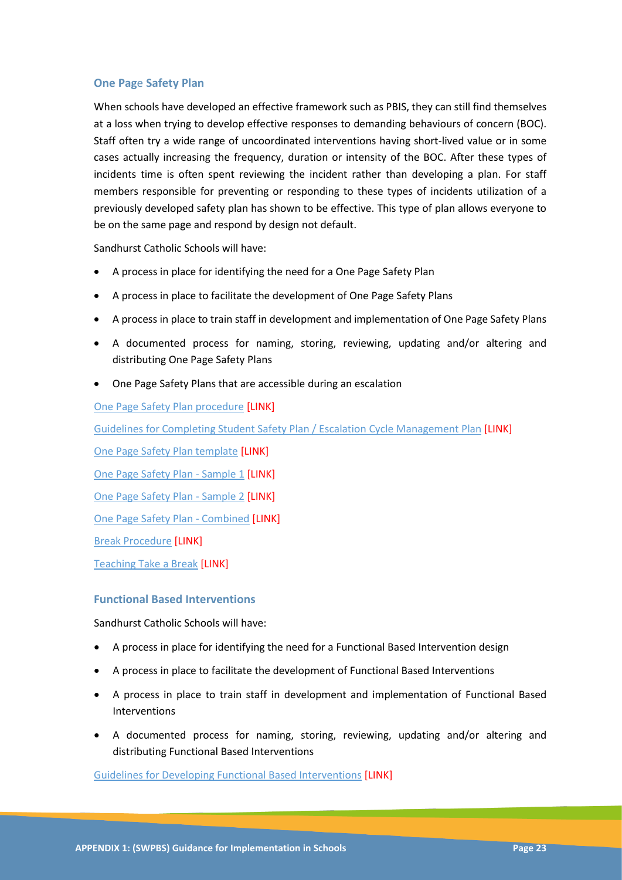### One Page Safety Plan

When schools have developed an effective framework such as PBIS, they can still find themselves at a loss when trying to develop effective responses to demanding behaviours of concern (BOC). Staff often try a wide range of uncoordinated interventions having short-lived value or in some cases actually increasing the frequency, duration or intensity of the BOC. After these types of incidents time is often spent reviewing the incident rather than developing a plan. For staff members responsible for preventing or responding to these types of incidents utilization of a previously developed safety plan has shown to be effective. This type of plan allows everyone to be on the same page and respond by design not default.

Sandhurst Catholic Schools will have:

- A process in place for identifying the need for a One Page Safety Plan
- A process in place to facilitate the development of One Page Safety Plans
- A process in place to train staff in development and implementation of One Page Safety Plans
- A documented process for naming, storing, reviewing, updating and/or altering and distributing One Page Safety Plans
- One Page Safety Plans that are accessible during an escalation

One Page Safety Plan procedure [LINK]

Guidelines for Completing Student Safety Plan / Escalation Cycle Management Plan [LINK]

One Page Safety Plan template [LINK]

One Page Safety Plan - Sample 1 [LINK]

One Page Safety Plan - Sample 2 [LINK]

One Page Safety Plan - Combined [LINK]

Break Procedure [LINK]

Teaching Take a Break [LINK]

### Functional Based Interventions

Sandhurst Catholic Schools will have:

- A process in place for identifying the need for a Functional Based Intervention design
- A process in place to facilitate the development of Functional Based Interventions
- A process in place to train staff in development and implementation of Functional Based Interventions
- A documented process for naming, storing, reviewing, updating and/or altering and distributing Functional Based Interventions

Guidelines for Developing Functional Based Interventions [LINK]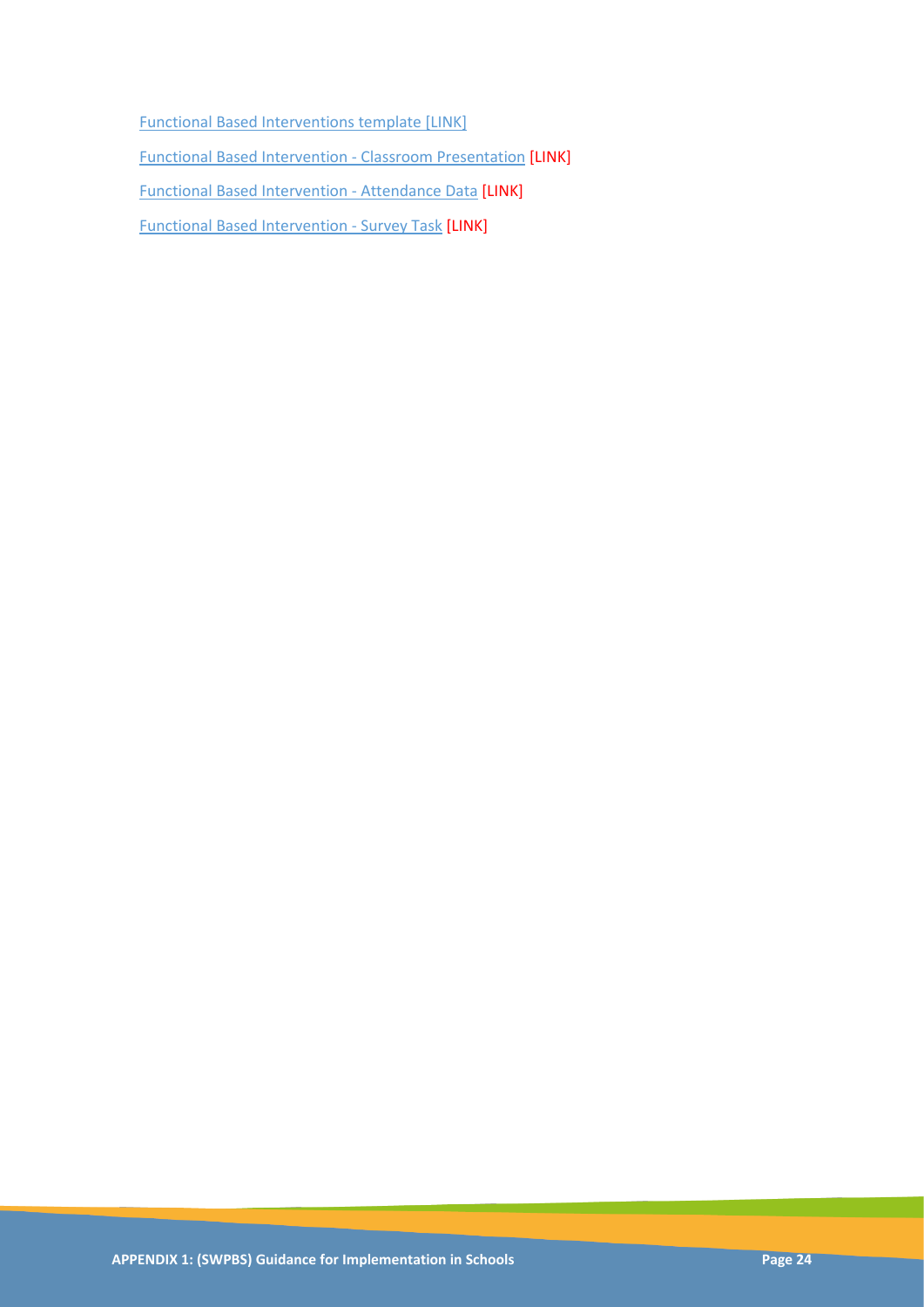Functional Based Interventions template [LINK]

Functional Based Intervention - Classroom Presentation [LINK]

Functional Based Intervention - Attendance Data [LINK]

Functional Based Intervention - Survey Task [LINK]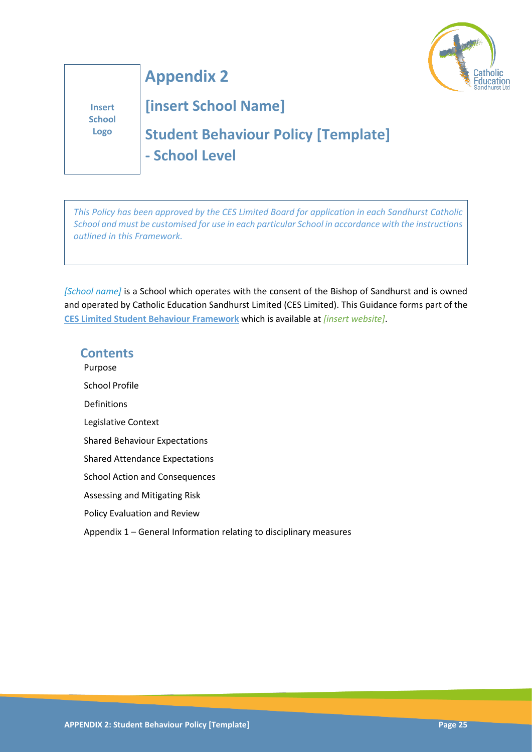Insert School Logo

# Appendix 2

# [insert School Name]

# Student Behaviour Policy [Template] - School Level

*This Policy has been approved by the CES Limited Board for application in each Sandhurst Catholic School and must be customised for use in each particular School in accordance with the instructions outlined in this Framework.*

*[School name]* is a School which operates with the consent of the Bishop of Sandhurst and is owned and operated by Catholic Education Sandhurst Limited (CES Limited). This Guidance forms part of the **CES Limited Student Behaviour Framework** which is available at *[insert website]*.

## Contents

Purpose

School Profile

Definitions

Legislative Context

Shared Behaviour Expectations

Shared Attendance Expectations

School Action and Consequences

Assessing and Mitigating Risk

Policy Evaluation and Review

Appendix 1 – General Information relating to disciplinary measures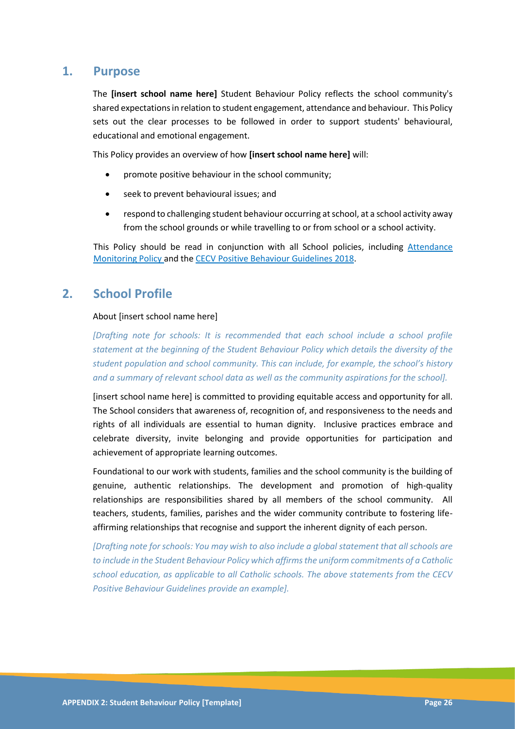## 1. Purpose

The **[insert school name here]** Student Behaviour Policy reflects the school community's shared expectations in relation to student engagement, attendance and behaviour. This Policy sets out the clear processes to be followed in order to support students' behavioural, educational and emotional engagement.

This Policy provides an overview of how **[insert school name here]** will:

- promote positive behaviour in the school community;
- seek to prevent behavioural issues; and
- respond to challenging student behaviour occurring at school, at a school activity away from the school grounds or while travelling to or from school or a school activity.

This Policy should be read in conjunction with all School policies, including Attendance Monitoring Policy and the CECV Positive Behaviour Guidelines 2018.

## 2. School Profile

About [insert school name here]

*[Drafting note for schools: It is recommended that each school include a school profile statement at the beginning of the Student Behaviour Policy which details the diversity of the student population and school community. This can include, for example, the school's history and a summary of relevant school data as well as the community aspirations for the school].*

[insert school name here] is committed to providing equitable access and opportunity for all. The School considers that awareness of, recognition of, and responsiveness to the needs and rights of all individuals are essential to human dignity. Inclusive practices embrace and celebrate diversity, invite belonging and provide opportunities for participation and achievement of appropriate learning outcomes.

Foundational to our work with students, families and the school community is the building of genuine, authentic relationships. The development and promotion of high-quality relationships are responsibilities shared by all members of the school community. All teachers, students, families, parishes and the wider community contribute to fostering life-affirming relationships that recognise and support the inherent dignity of each person.

*[Drafting note for schools: You may wish to also include a global statement that all schools are to include in the Student Behaviour Policy which affirms the uniform commitments of a Catholic school education, as applicable to all Catholic schools. The above statements from the CECV Positive Behaviour Guidelines provide an example].*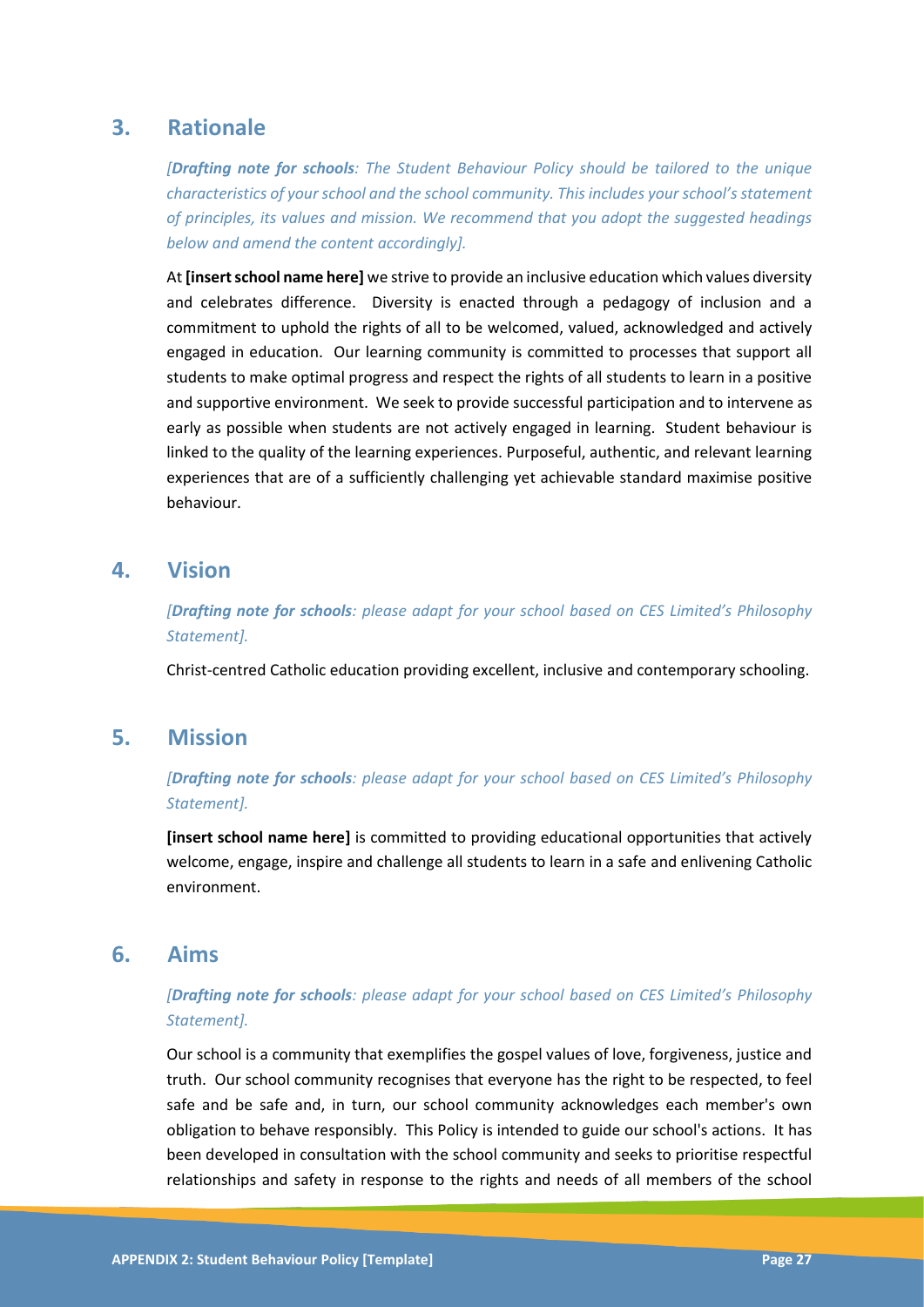## 3. Rationale

*[**Drafting note for schools**: The Student Behaviour Policy should be tailored to the unique characteristics of your school and the school community. This includes your school's statement of principles, its values and mission. We recommend that you adopt the suggested headings below and amend the content accordingly].*

At **[insert school name here]** we strive to provide an inclusive education which values diversity and celebrates difference. Diversity is enacted through a pedagogy of inclusion and a commitment to uphold the rights of all to be welcomed, valued, acknowledged and actively engaged in education. Our learning community is committed to processes that support all students to make optimal progress and respect the rights of all students to learn in a positive and supportive environment. We seek to provide successful participation and to intervene as early as possible when students are not actively engaged in learning. Student behaviour is linked to the quality of the learning experiences. Purposeful, authentic, and relevant learning experiences that are of a sufficiently challenging yet achievable standard maximise positive behaviour.

## 4. Vision

*[**Drafting note for schools**: please adapt for your school based on CES Limited's Philosophy Statement].*

Christ-centred Catholic education providing excellent, inclusive and contemporary schooling.

## 5. Mission

*[**Drafting note for schools**: please adapt for your school based on CES Limited's Philosophy Statement].*

**[insert school name here]** is committed to providing educational opportunities that actively welcome, engage, inspire and challenge all students to learn in a safe and enlivening Catholic environment.

## 6. Aims

*[**Drafting note for schools**: please adapt for your school based on CES Limited's Philosophy Statement].*

Our school is a community that exemplifies the gospel values of love, forgiveness, justice and truth. Our school community recognises that everyone has the right to be respected, to feel safe and be safe and, in turn, our school community acknowledges each member's own obligation to behave responsibly. This Policy is intended to guide our school's actions. It has been developed in consultation with the school community and seeks to prioritise respectful relationships and safety in response to the rights and needs of all members of the school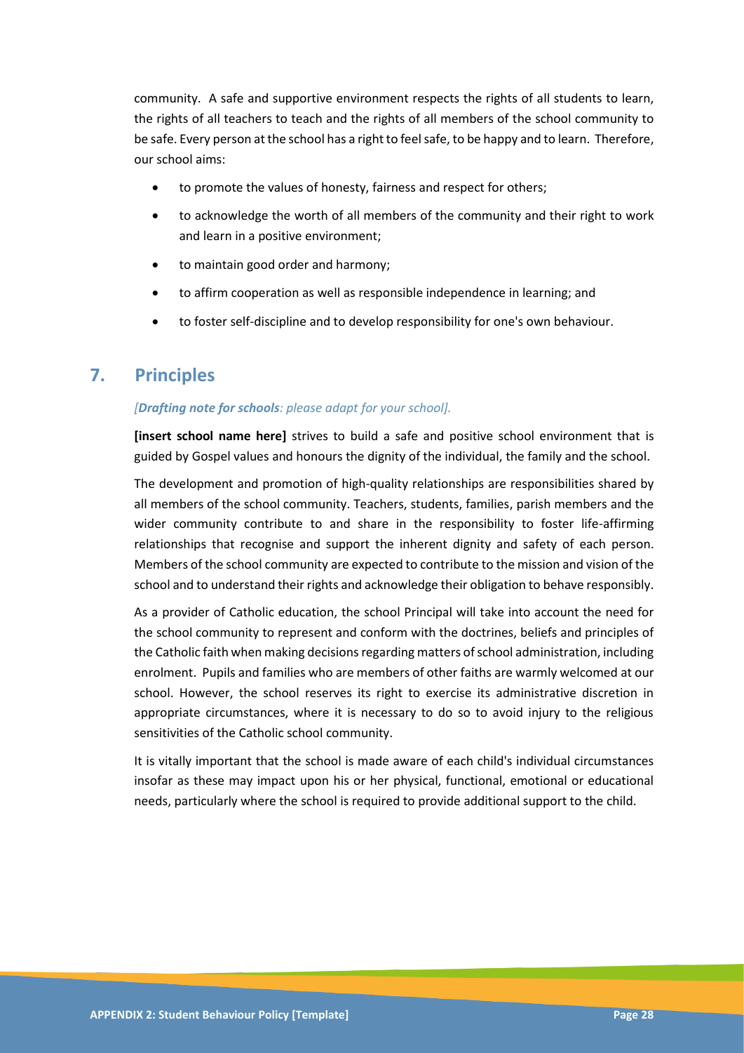community. A safe and supportive environment respects the rights of all students to learn, the rights of all teachers to teach and the rights of all members of the school community to be safe. Every person at the school has a right to feel safe, to be happy and to learn. Therefore, our school aims:

- to promote the values of honesty, fairness and respect for others;
- to acknowledge the worth of all members of the community and their right to work and learn in a positive environment;
- to maintain good order and harmony;
- to affirm cooperation as well as responsible independence in learning; and
- to foster self-discipline and to develop responsibility for one's own behaviour.

## 7. Principles

*[**Drafting note for schools**: please adapt for your school].*

**[insert school name here]** strives to build a safe and positive school environment that is guided by Gospel values and honours the dignity of the individual, the family and the school.

The development and promotion of high-quality relationships are responsibilities shared by all members of the school community. Teachers, students, families, parish members and the wider community contribute to and share in the responsibility to foster life-affirming relationships that recognise and support the inherent dignity and safety of each person. Members of the school community are expected to contribute to the mission and vision of the school and to understand their rights and acknowledge their obligation to behave responsibly.

As a provider of Catholic education, the school Principal will take into account the need for the school community to represent and conform with the doctrines, beliefs and principles of the Catholic faith when making decisions regarding matters of school administration, including enrolment. Pupils and families who are members of other faiths are warmly welcomed at our school. However, the school reserves its right to exercise its administrative discretion in appropriate circumstances, where it is necessary to do so to avoid injury to the religious sensitivities of the Catholic school community.

It is vitally important that the school is made aware of each child's individual circumstances insofar as these may impact upon his or her physical, functional, emotional or educational needs, particularly where the school is required to provide additional support to the child.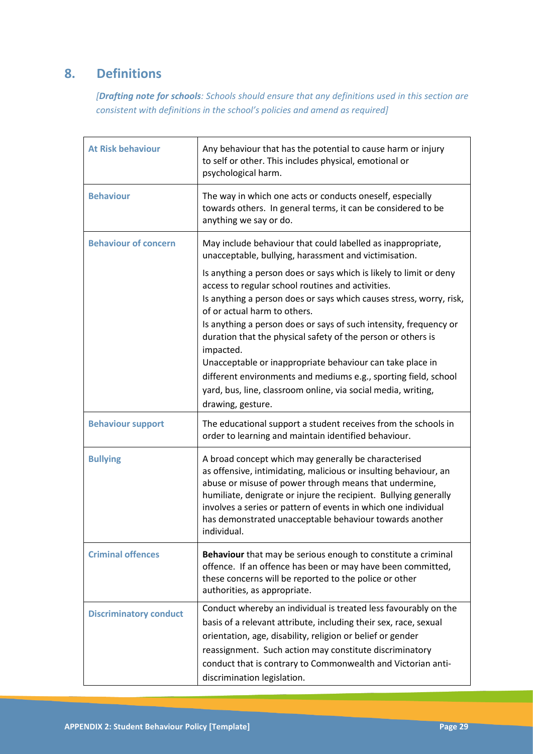## 8. Definitions

*[**Drafting note for schools**: Schools should ensure that any definitions used in this section are consistent with definitions in the school's policies and amend as required]*

| | |
|---|---|
| **At Risk behaviour** | Any behaviour that has the potential to cause harm or injury to self or other. This includes physical, emotional or psychological harm. |
| **Behaviour** | The way in which one acts or conducts oneself, especially towards others. In general terms, it can be considered to be anything we say or do. |
| **Behaviour of concern** | May include behaviour that could labelled as inappropriate, unacceptable, bullying, harassment and victimisation.<br><br>Is anything a person does or says which is likely to limit or deny access to regular school routines and activities.<br>Is anything a person does or says which causes stress, worry, risk, of or actual harm to others.<br>Is anything a person does or says of such intensity, frequency or duration that the physical safety of the person or others is impacted.<br>Unacceptable or inappropriate behaviour can take place in different environments and mediums e.g., sporting field, school yard, bus, line, classroom online, via social media, writing, drawing, gesture. |
| **Behaviour support** | The educational support a student receives from the schools in order to learning and maintain identified behaviour. |
| **Bullying** | A broad concept which may generally be characterised as offensive, intimidating, malicious or insulting behaviour, an abuse or misuse of power through means that undermine, humiliate, denigrate or injure the recipient. Bullying generally involves a series or pattern of events in which one individual has demonstrated unacceptable behaviour towards another individual. |
| **Criminal offences** | **Behaviour** that may be serious enough to constitute a criminal offence. If an offence has been or may have been committed, these concerns will be reported to the police or other authorities, as appropriate. |
| **Discriminatory conduct** | Conduct whereby an individual is treated less favourably on the basis of a relevant attribute, including their sex, race, sexual orientation, age, disability, religion or belief or gender reassignment. Such action may constitute discriminatory conduct that is contrary to Commonwealth and Victorian anti-discrimination legislation. |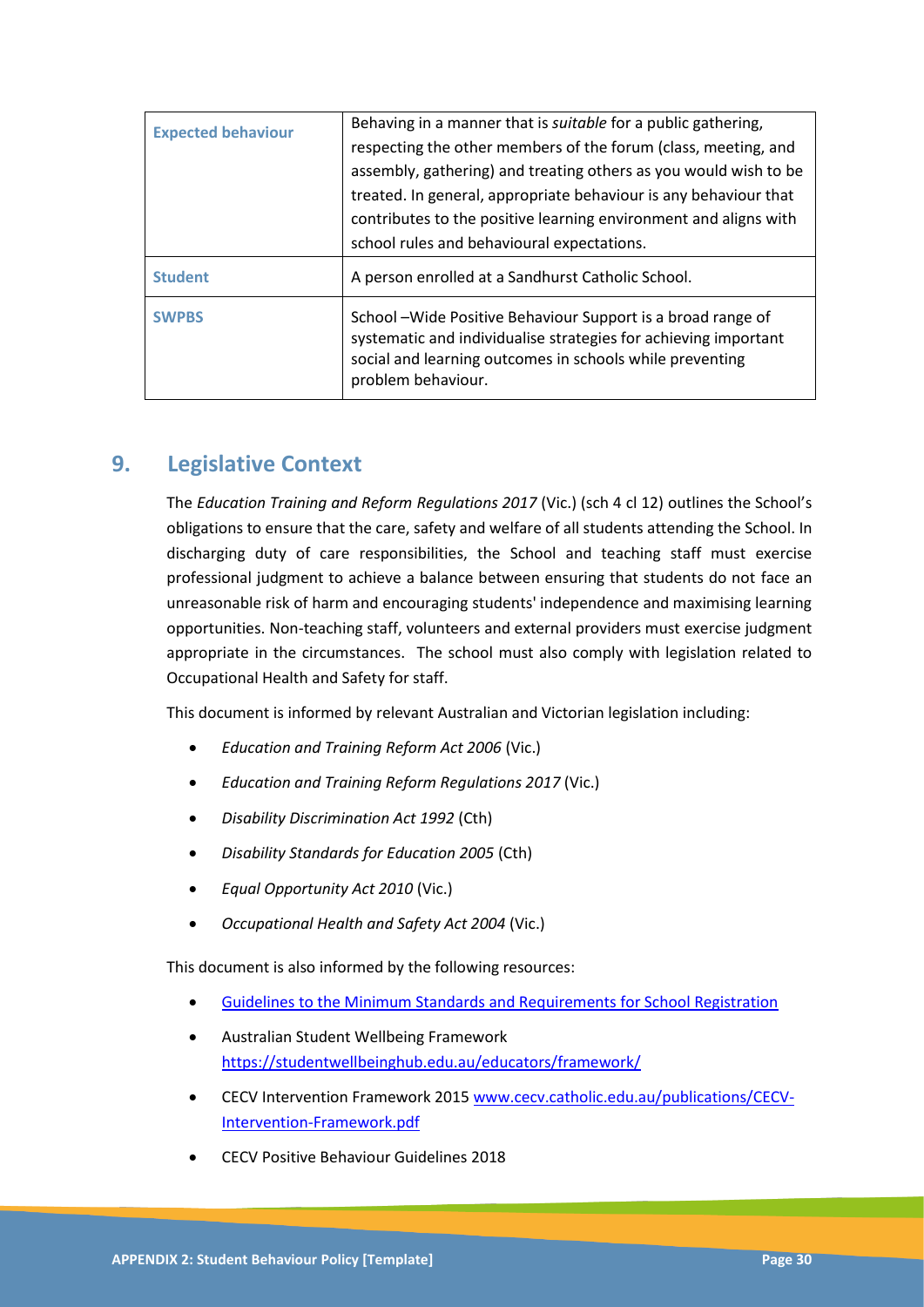| | |
|---|---|
| **Expected behaviour** | Behaving in a manner that is *suitable* for a public gathering, respecting the other members of the forum (class, meeting, and assembly, gathering) and treating others as you would wish to be treated. In general, appropriate behaviour is any behaviour that contributes to the positive learning environment and aligns with school rules and behavioural expectations. |
| **Student** | A person enrolled at a Sandhurst Catholic School. |
| **SWPBS** | School –Wide Positive Behaviour Support is a broad range of systematic and individualise strategies for achieving important social and learning outcomes in schools while preventing problem behaviour. |

## 9. Legislative Context

The *Education Training and Reform Regulations 2017* (Vic.) (sch 4 cl 12) outlines the School's obligations to ensure that the care, safety and welfare of all students attending the School. In discharging duty of care responsibilities, the School and teaching staff must exercise professional judgment to achieve a balance between ensuring that students do not face an unreasonable risk of harm and encouraging students' independence and maximising learning opportunities. Non-teaching staff, volunteers and external providers must exercise judgment appropriate in the circumstances. The school must also comply with legislation related to Occupational Health and Safety for staff.

This document is informed by relevant Australian and Victorian legislation including:

- *Education and Training Reform Act 2006* (Vic.)
- *Education and Training Reform Regulations 2017* (Vic.)
- *Disability Discrimination Act 1992* (Cth)
- *Disability Standards for Education 2005* (Cth)
- *Equal Opportunity Act 2010* (Vic.)
- *Occupational Health and Safety Act 2004* (Vic.)

This document is also informed by the following resources:

- Guidelines to the Minimum Standards and Requirements for School Registration
- Australian Student Wellbeing Framework https://studentwellbeinghub.edu.au/educators/framework/
- CECV Intervention Framework 2015 www.cecv.catholic.edu.au/publications/CECV-Intervention-Framework.pdf
- CECV Positive Behaviour Guidelines 2018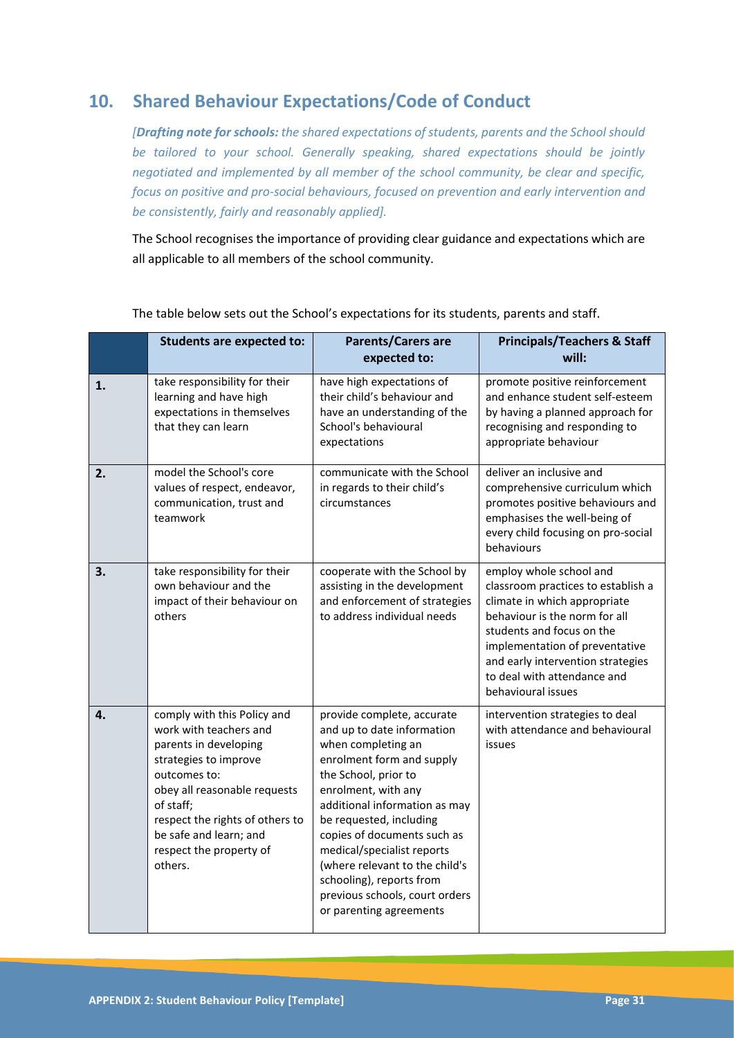## 10. Shared Behaviour Expectations/Code of Conduct

*[**Drafting note for schools:** the shared expectations of students, parents and the School should be tailored to your school. Generally speaking, shared expectations should be jointly negotiated and implemented by all member of the school community, be clear and specific, focus on positive and pro-social behaviours, focused on prevention and early intervention and be consistently, fairly and reasonably applied].*

The School recognises the importance of providing clear guidance and expectations which are all applicable to all members of the school community.

The table below sets out the School's expectations for its students, parents and staff.

| | Students are expected to: | Parents/Carers are expected to: | Principals/Teachers & Staff will: |
|---|---|---|---|
| **1.** | take responsibility for their learning and have high expectations in themselves that they can learn | have high expectations of their child's behaviour and have an understanding of the School's behavioural expectations | promote positive reinforcement and enhance student self-esteem by having a planned approach for recognising and responding to appropriate behaviour |
| **2.** | model the School's core values of respect, endeavor, communication, trust and teamwork | communicate with the School in regards to their child's circumstances | deliver an inclusive and comprehensive curriculum which promotes positive behaviours and emphasises the well-being of every child focusing on pro-social behaviours |
| **3.** | take responsibility for their own behaviour and the impact of their behaviour on others | cooperate with the School by assisting in the development and enforcement of strategies to address individual needs | employ whole school and classroom practices to establish a climate in which appropriate behaviour is the norm for all students and focus on the implementation of preventative and early intervention strategies to deal with attendance and behavioural issues |
| **4.** | comply with this Policy and work with teachers and parents in developing strategies to improve outcomes to:<br>obey all reasonable requests of staff;<br>respect the rights of others to be safe and learn; and<br>respect the property of others. | provide complete, accurate and up to date information when completing an enrolment form and supply the School, prior to enrolment, with any additional information as may be requested, including copies of documents such as medical/specialist reports (where relevant to the child's schooling), reports from previous schools, court orders or parenting agreements | intervention strategies to deal with attendance and behavioural issues |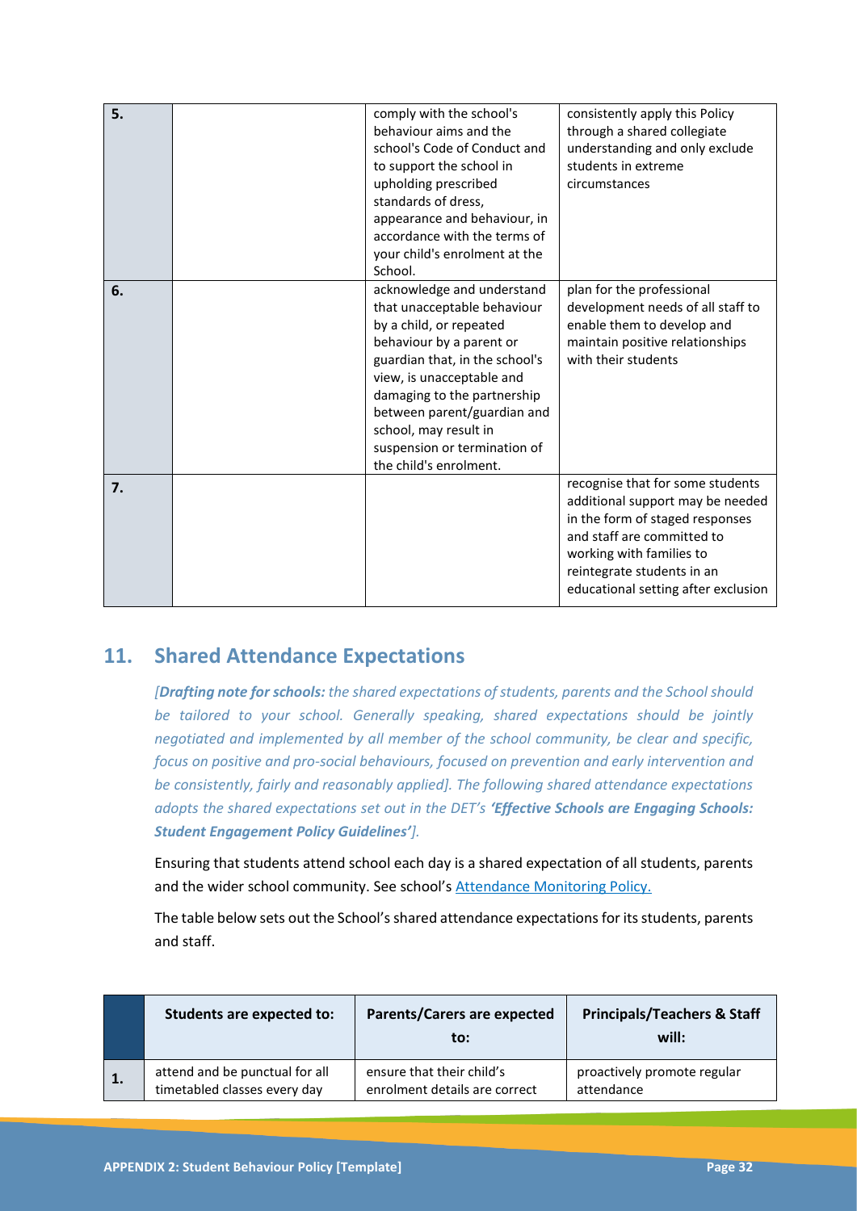| | | | |
|---|---|---|---|
| **5.** | | comply with the school's behaviour aims and the school's Code of Conduct and to support the school in upholding prescribed standards of dress, appearance and behaviour, in accordance with the terms of your child's enrolment at the School. | consistently apply this Policy through a shared collegiate understanding and only exclude students in extreme circumstances |
| **6.** | | acknowledge and understand that unacceptable behaviour by a child, or repeated behaviour by a parent or guardian that, in the school's view, is unacceptable and damaging to the partnership between parent/guardian and school, may result in suspension or termination of the child's enrolment. | plan for the professional development needs of all staff to enable them to develop and maintain positive relationships with their students |
| **7.** | | | recognise that for some students additional support may be needed in the form of staged responses and staff are committed to working with families to reintegrate students in an educational setting after exclusion |

## 11. Shared Attendance Expectations

*[**Drafting note for schools:** the shared expectations of students, parents and the School should be tailored to your school. Generally speaking, shared expectations should be jointly negotiated and implemented by all member of the school community, be clear and specific, focus on positive and pro-social behaviours, focused on prevention and early intervention and be consistently, fairly and reasonably applied]. The following shared attendance expectations adopts the shared expectations set out in the DET's **'Effective Schools are Engaging Schools: Student Engagement Policy Guidelines'**].*

Ensuring that students attend school each day is a shared expectation of all students, parents and the wider school community. See school's Attendance Monitoring Policy.

The table below sets out the School's shared attendance expectations for its students, parents and staff.

| | Students are expected to: | Parents/Carers are expected to: | Principals/Teachers & Staff will: |
|---|---|---|---|
| **1.** | attend and be punctual for all timetabled classes every day | ensure that their child's enrolment details are correct | proactively promote regular attendance |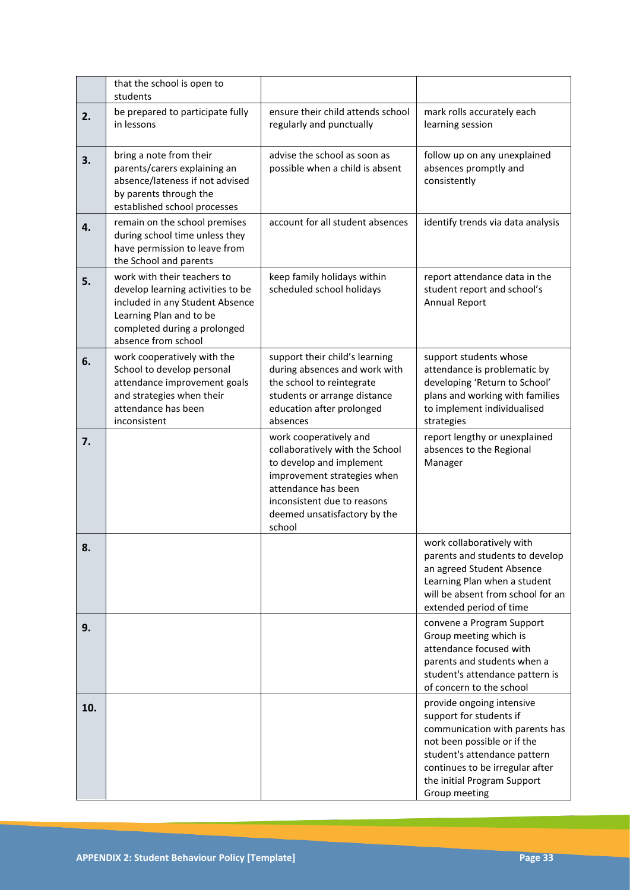| | | | |
|---|---|---|---|
| | that the school is open to students | | |
| **2.** | be prepared to participate fully in lessons | ensure their child attends school regularly and punctually | mark rolls accurately each learning session |
| **3.** | bring a note from their parents/carers explaining an absence/lateness if not advised by parents through the established school processes | advise the school as soon as possible when a child is absent | follow up on any unexplained absences promptly and consistently |
| **4.** | remain on the school premises during school time unless they have permission to leave from the School and parents | account for all student absences | identify trends via data analysis |
| **5.** | work with their teachers to develop learning activities to be included in any Student Absence Learning Plan and to be completed during a prolonged absence from school | keep family holidays within scheduled school holidays | report attendance data in the student report and school's Annual Report |
| **6.** | work cooperatively with the School to develop personal attendance improvement goals and strategies when their attendance has been inconsistent | support their child's learning during absences and work with the school to reintegrate students or arrange distance education after prolonged absences | support students whose attendance is problematic by developing 'Return to School' plans and working with families to implement individualised strategies |
| **7.** | | work cooperatively and collaboratively with the School to develop and implement improvement strategies when attendance has been inconsistent due to reasons deemed unsatisfactory by the school | report lengthy or unexplained absences to the Regional Manager |
| **8.** | | | work collaboratively with parents and students to develop an agreed Student Absence Learning Plan when a student will be absent from school for an extended period of time |
| **9.** | | | convene a Program Support Group meeting which is attendance focused with parents and students when a student's attendance pattern is of concern to the school |
| **10.** | | | provide ongoing intensive support for students if communication with parents has not been possible or if the student's attendance pattern continues to be irregular after the initial Program Support Group meeting |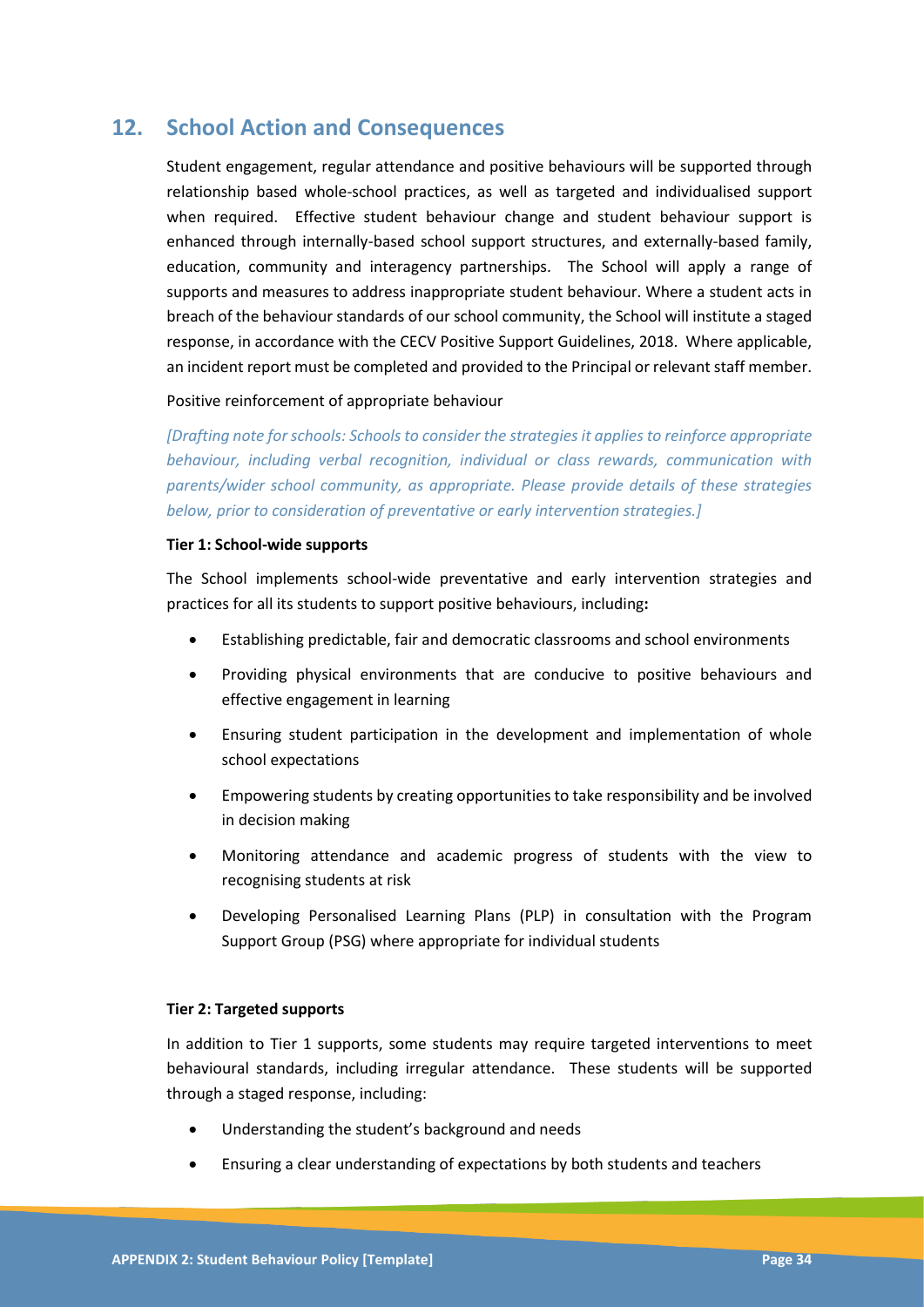## 12. School Action and Consequences

Student engagement, regular attendance and positive behaviours will be supported through relationship based whole-school practices, as well as targeted and individualised support when required. Effective student behaviour change and student behaviour support is enhanced through internally-based school support structures, and externally-based family, education, community and interagency partnerships. The School will apply a range of supports and measures to address inappropriate student behaviour. Where a student acts in breach of the behaviour standards of our school community, the School will institute a staged response, in accordance with the CECV Positive Support Guidelines, 2018. Where applicable, an incident report must be completed and provided to the Principal or relevant staff member.

Positive reinforcement of appropriate behaviour

*[Drafting note for schools: Schools to consider the strategies it applies to reinforce appropriate behaviour, including verbal recognition, individual or class rewards, communication with parents/wider school community, as appropriate. Please provide details of these strategies below, prior to consideration of preventative or early intervention strategies.]*

**Tier 1: School-wide supports**

The School implements school-wide preventative and early intervention strategies and practices for all its students to support positive behaviours, including**:**

- Establishing predictable, fair and democratic classrooms and school environments
- Providing physical environments that are conducive to positive behaviours and effective engagement in learning
- Ensuring student participation in the development and implementation of whole school expectations
- Empowering students by creating opportunities to take responsibility and be involved in decision making
- Monitoring attendance and academic progress of students with the view to recognising students at risk
- Developing Personalised Learning Plans (PLP) in consultation with the Program Support Group (PSG) where appropriate for individual students

**Tier 2: Targeted supports**

In addition to Tier 1 supports, some students may require targeted interventions to meet behavioural standards, including irregular attendance. These students will be supported through a staged response, including:

- Understanding the student's background and needs
- Ensuring a clear understanding of expectations by both students and teachers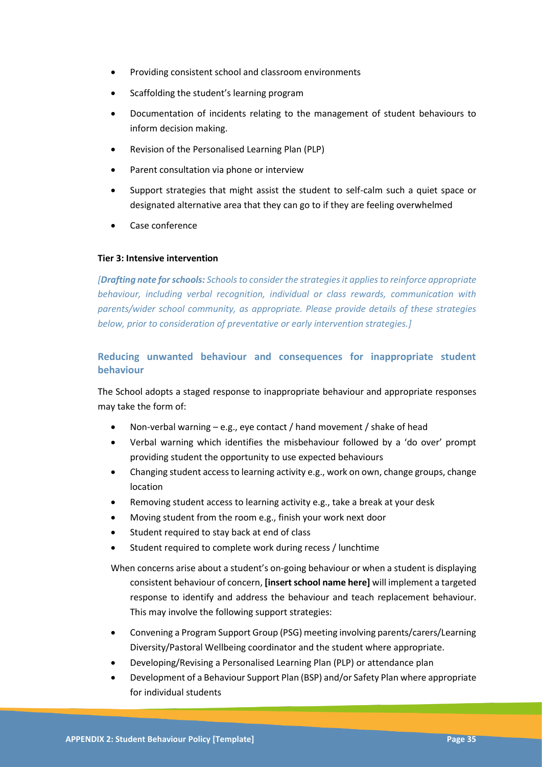- Providing consistent school and classroom environments
- Scaffolding the student's learning program
- Documentation of incidents relating to the management of student behaviours to inform decision making.
- Revision of the Personalised Learning Plan (PLP)
- Parent consultation via phone or interview
- Support strategies that might assist the student to self-calm such a quiet space or designated alternative area that they can go to if they are feeling overwhelmed
- Case conference

**Tier 3: Intensive intervention**

*[**Drafting note for schools:** Schools to consider the strategies it applies to reinforce appropriate behaviour, including verbal recognition, individual or class rewards, communication with parents/wider school community, as appropriate. Please provide details of these strategies below, prior to consideration of preventative or early intervention strategies.]*

### Reducing unwanted behaviour and consequences for inappropriate student behaviour

The School adopts a staged response to inappropriate behaviour and appropriate responses may take the form of:

- Non-verbal warning – e.g., eye contact / hand movement / shake of head
- Verbal warning which identifies the misbehaviour followed by a 'do over' prompt providing student the opportunity to use expected behaviours
- Changing student access to learning activity e.g., work on own, change groups, change location
- Removing student access to learning activity e.g., take a break at your desk
- Moving student from the room e.g., finish your work next door
- Student required to stay back at end of class
- Student required to complete work during recess / lunchtime

When concerns arise about a student's on-going behaviour or when a student is displaying consistent behaviour of concern, **[insert school name here]** will implement a targeted response to identify and address the behaviour and teach replacement behaviour. This may involve the following support strategies:

- Convening a Program Support Group (PSG) meeting involving parents/carers/Learning Diversity/Pastoral Wellbeing coordinator and the student where appropriate.
- Developing/Revising a Personalised Learning Plan (PLP) or attendance plan
- Development of a Behaviour Support Plan (BSP) and/or Safety Plan where appropriate for individual students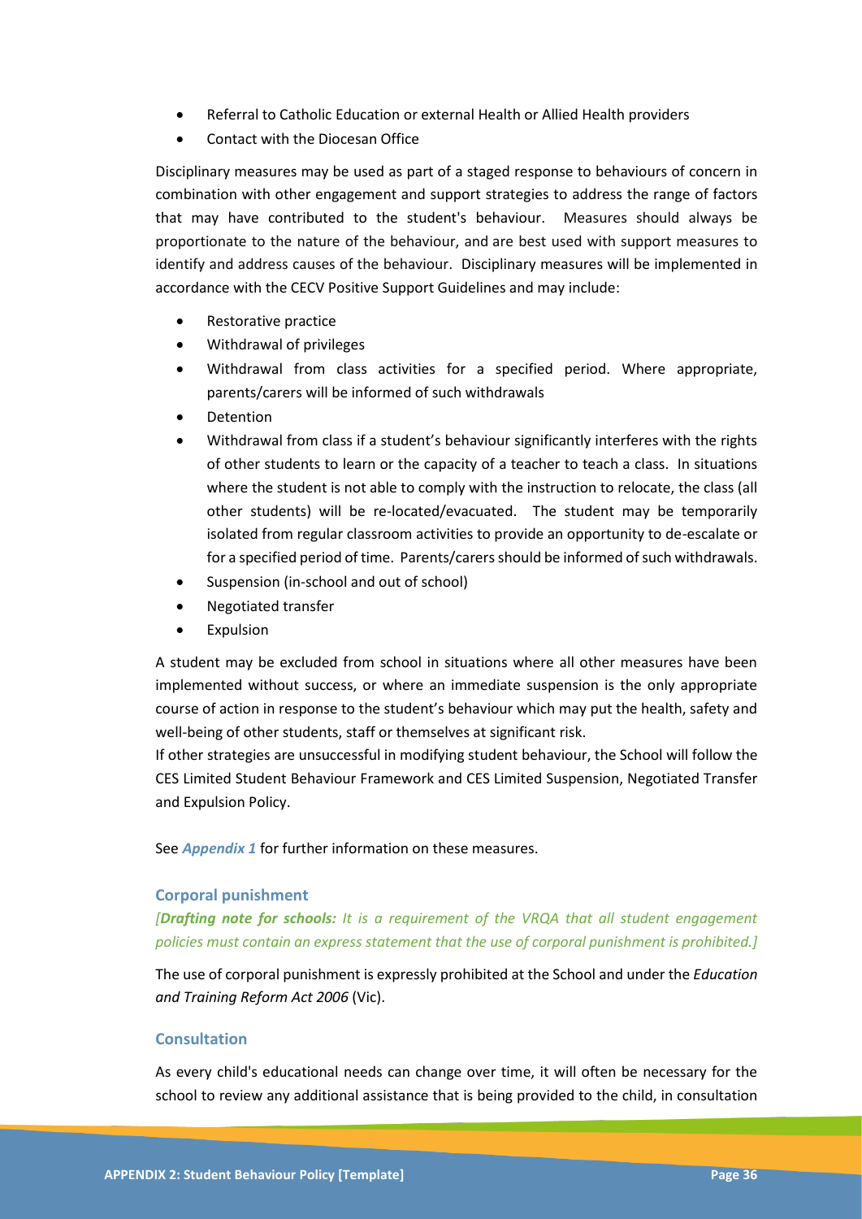- Referral to Catholic Education or external Health or Allied Health providers
- Contact with the Diocesan Office

Disciplinary measures may be used as part of a staged response to behaviours of concern in combination with other engagement and support strategies to address the range of factors that may have contributed to the student's behaviour. Measures should always be proportionate to the nature of the behaviour, and are best used with support measures to identify and address causes of the behaviour. Disciplinary measures will be implemented in accordance with the CECV Positive Support Guidelines and may include:

- Restorative practice
- Withdrawal of privileges
- Withdrawal from class activities for a specified period. Where appropriate, parents/carers will be informed of such withdrawals
- Detention
- Withdrawal from class if a student's behaviour significantly interferes with the rights of other students to learn or the capacity of a teacher to teach a class. In situations where the student is not able to comply with the instruction to relocate, the class (all other students) will be re-located/evacuated. The student may be temporarily isolated from regular classroom activities to provide an opportunity to de-escalate or for a specified period of time. Parents/carers should be informed of such withdrawals.
- Suspension (in-school and out of school)
- Negotiated transfer
- Expulsion

A student may be excluded from school in situations where all other measures have been implemented without success, or where an immediate suspension is the only appropriate course of action in response to the student's behaviour which may put the health, safety and well-being of other students, staff or themselves at significant risk.

If other strategies are unsuccessful in modifying student behaviour, the School will follow the CES Limited Student Behaviour Framework and CES Limited Suspension, Negotiated Transfer and Expulsion Policy.

See ***Appendix 1*** for further information on these measures.

### Corporal punishment

*[**Drafting note for schools:** It is a requirement of the VRQA that all student engagement policies must contain an express statement that the use of corporal punishment is prohibited.]*

The use of corporal punishment is expressly prohibited at the School and under the *Education and Training Reform Act 2006* (Vic).

### Consultation

As every child's educational needs can change over time, it will often be necessary for the school to review any additional assistance that is being provided to the child, in consultation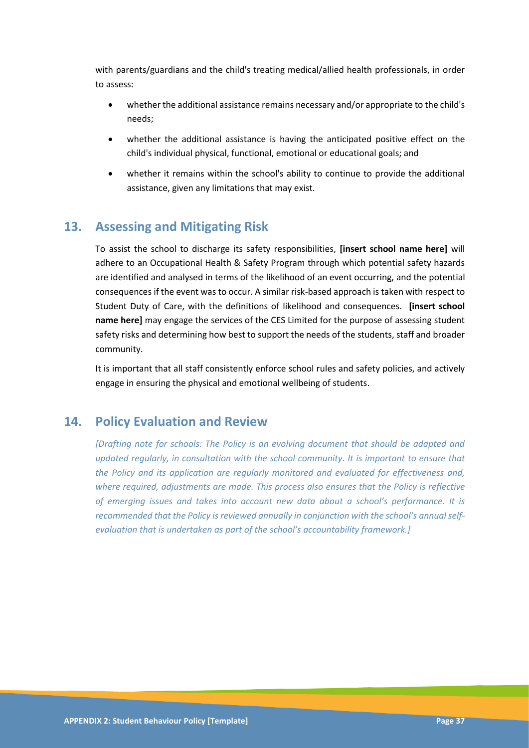with parents/guardians and the child's treating medical/allied health professionals, in order to assess:

- whether the additional assistance remains necessary and/or appropriate to the child's needs;
- whether the additional assistance is having the anticipated positive effect on the child's individual physical, functional, emotional or educational goals; and
- whether it remains within the school's ability to continue to provide the additional assistance, given any limitations that may exist.

## 13. Assessing and Mitigating Risk

To assist the school to discharge its safety responsibilities, **[insert school name here]** will adhere to an Occupational Health & Safety Program through which potential safety hazards are identified and analysed in terms of the likelihood of an event occurring, and the potential consequences if the event was to occur. A similar risk-based approach is taken with respect to Student Duty of Care, with the definitions of likelihood and consequences. **[insert school name here]** may engage the services of the CES Limited for the purpose of assessing student safety risks and determining how best to support the needs of the students, staff and broader community.

It is important that all staff consistently enforce school rules and safety policies, and actively engage in ensuring the physical and emotional wellbeing of students.

## 14. Policy Evaluation and Review

*[Drafting note for schools: The Policy is an evolving document that should be adapted and updated regularly, in consultation with the school community. It is important to ensure that the Policy and its application are regularly monitored and evaluated for effectiveness and, where required, adjustments are made. This process also ensures that the Policy is reflective of emerging issues and takes into account new data about a school's performance. It is recommended that the Policy is reviewed annually in conjunction with the school's annual self-evaluation that is undertaken as part of the school's accountability framework.]*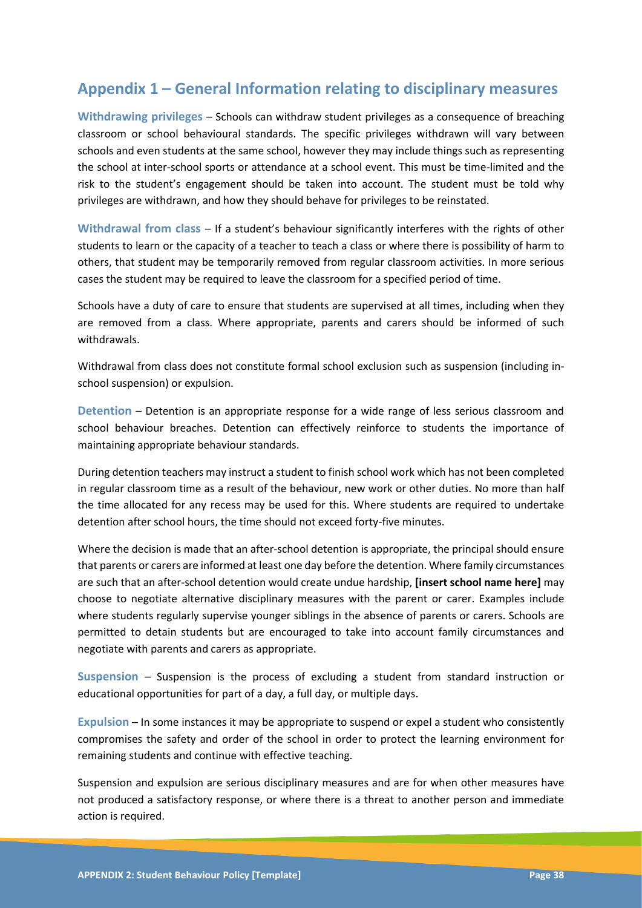## Appendix 1 – General Information relating to disciplinary measures

**Withdrawing privileges** – Schools can withdraw student privileges as a consequence of breaching classroom or school behavioural standards. The specific privileges withdrawn will vary between schools and even students at the same school, however they may include things such as representing the school at inter-school sports or attendance at a school event. This must be time-limited and the risk to the student's engagement should be taken into account. The student must be told why privileges are withdrawn, and how they should behave for privileges to be reinstated.

**Withdrawal from class** – If a student's behaviour significantly interferes with the rights of other students to learn or the capacity of a teacher to teach a class or where there is possibility of harm to others, that student may be temporarily removed from regular classroom activities. In more serious cases the student may be required to leave the classroom for a specified period of time.

Schools have a duty of care to ensure that students are supervised at all times, including when they are removed from a class. Where appropriate, parents and carers should be informed of such withdrawals.

Withdrawal from class does not constitute formal school exclusion such as suspension (including in-school suspension) or expulsion.

**Detention** – Detention is an appropriate response for a wide range of less serious classroom and school behaviour breaches. Detention can effectively reinforce to students the importance of maintaining appropriate behaviour standards.

During detention teachers may instruct a student to finish school work which has not been completed in regular classroom time as a result of the behaviour, new work or other duties. No more than half the time allocated for any recess may be used for this. Where students are required to undertake detention after school hours, the time should not exceed forty-five minutes.

Where the decision is made that an after-school detention is appropriate, the principal should ensure that parents or carers are informed at least one day before the detention. Where family circumstances are such that an after-school detention would create undue hardship, **[insert school name here]** may choose to negotiate alternative disciplinary measures with the parent or carer. Examples include where students regularly supervise younger siblings in the absence of parents or carers. Schools are permitted to detain students but are encouraged to take into account family circumstances and negotiate with parents and carers as appropriate.

**Suspension** – Suspension is the process of excluding a student from standard instruction or educational opportunities for part of a day, a full day, or multiple days.

**Expulsion** – In some instances it may be appropriate to suspend or expel a student who consistently compromises the safety and order of the school in order to protect the learning environment for remaining students and continue with effective teaching.

Suspension and expulsion are serious disciplinary measures and are for when other measures have not produced a satisfactory response, or where there is a threat to another person and immediate action is required.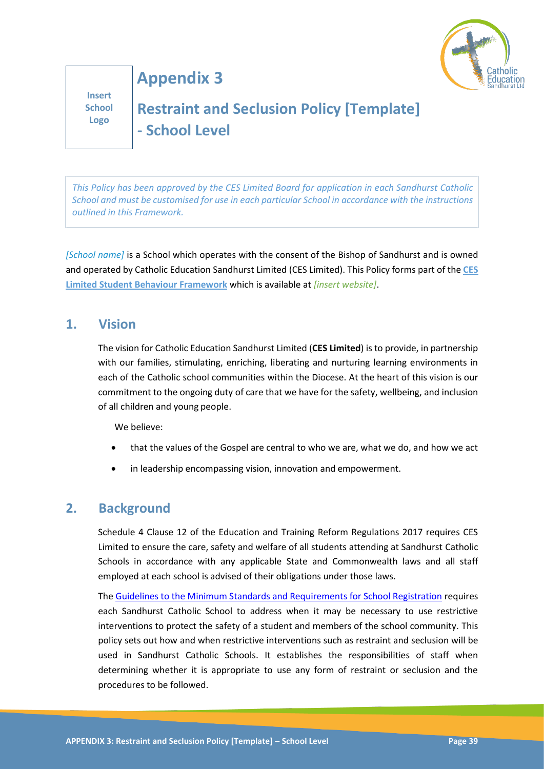Insert School Logo

# Appendix 3

# Restraint and Seclusion Policy [Template] - School Level

*This Policy has been approved by the CES Limited Board for application in each Sandhurst Catholic School and must be customised for use in each particular School in accordance with the instructions outlined in this Framework.*

*[School name]* is a School which operates with the consent of the Bishop of Sandhurst and is owned and operated by Catholic Education Sandhurst Limited (CES Limited). This Policy forms part of the **CES Limited Student Behaviour Framework** which is available at *[insert website]*.

## 1. Vision

The vision for Catholic Education Sandhurst Limited (**CES Limited**) is to provide, in partnership with our families, stimulating, enriching, liberating and nurturing learning environments in each of the Catholic school communities within the Diocese. At the heart of this vision is our commitment to the ongoing duty of care that we have for the safety, wellbeing, and inclusion of all children and young people.

We believe:

- that the values of the Gospel are central to who we are, what we do, and how we act
- in leadership encompassing vision, innovation and empowerment.

## 2. Background

Schedule 4 Clause 12 of the Education and Training Reform Regulations 2017 requires CES Limited to ensure the care, safety and welfare of all students attending at Sandhurst Catholic Schools in accordance with any applicable State and Commonwealth laws and all staff employed at each school is advised of their obligations under those laws.

The Guidelines to the Minimum Standards and Requirements for School Registration requires each Sandhurst Catholic School to address when it may be necessary to use restrictive interventions to protect the safety of a student and members of the school community. This policy sets out how and when restrictive interventions such as restraint and seclusion will be used in Sandhurst Catholic Schools. It establishes the responsibilities of staff when determining whether it is appropriate to use any form of restraint or seclusion and the procedures to be followed.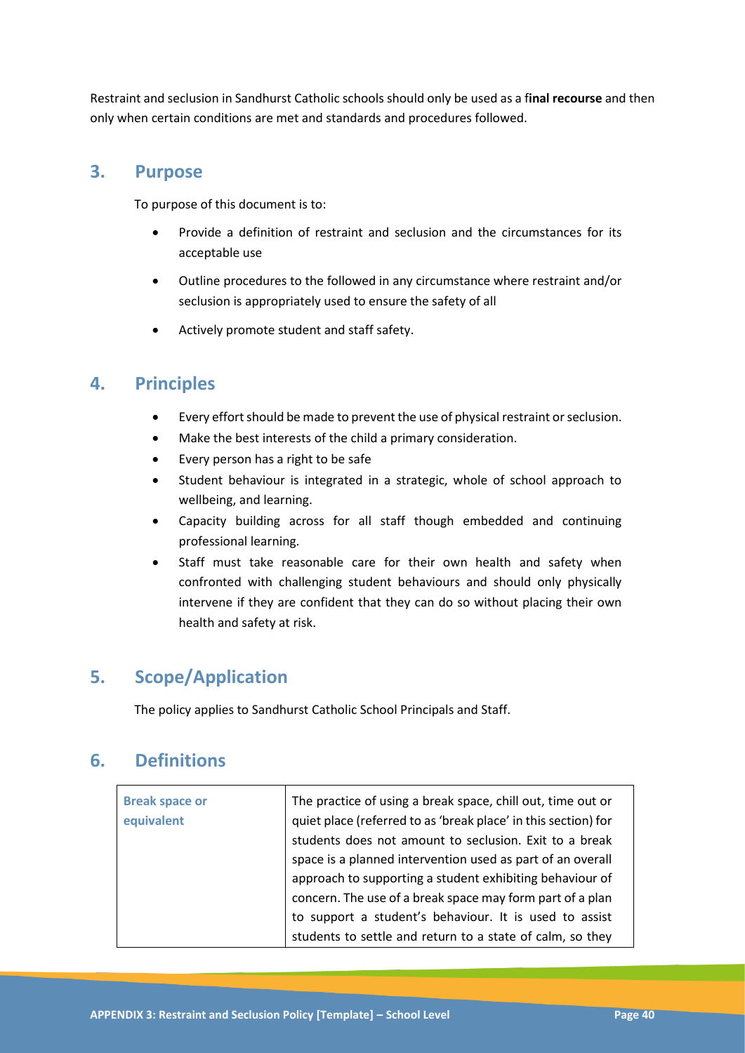Restraint and seclusion in Sandhurst Catholic schools should only be used as a f**inal recourse** and then only when certain conditions are met and standards and procedures followed.

## 3. Purpose

To purpose of this document is to:

- Provide a definition of restraint and seclusion and the circumstances for its acceptable use
- Outline procedures to the followed in any circumstance where restraint and/or seclusion is appropriately used to ensure the safety of all
- Actively promote student and staff safety.

## 4. Principles

- Every effort should be made to prevent the use of physical restraint or seclusion.
- Make the best interests of the child a primary consideration.
- Every person has a right to be safe
- Student behaviour is integrated in a strategic, whole of school approach to wellbeing, and learning.
- Capacity building across for all staff though embedded and continuing professional learning.
- Staff must take reasonable care for their own health and safety when confronted with challenging student behaviours and should only physically intervene if they are confident that they can do so without placing their own health and safety at risk.

## 5. Scope/Application

The policy applies to Sandhurst Catholic School Principals and Staff.

## 6. Definitions

| | |
|---|---|
| **Break space or equivalent** | The practice of using a break space, chill out, time out or quiet place (referred to as 'break place' in this section) for students does not amount to seclusion. Exit to a break space is a planned intervention used as part of an overall approach to supporting a student exhibiting behaviour of concern. The use of a break space may form part of a plan to support a student's behaviour. It is used to assist students to settle and return to a state of calm, so they |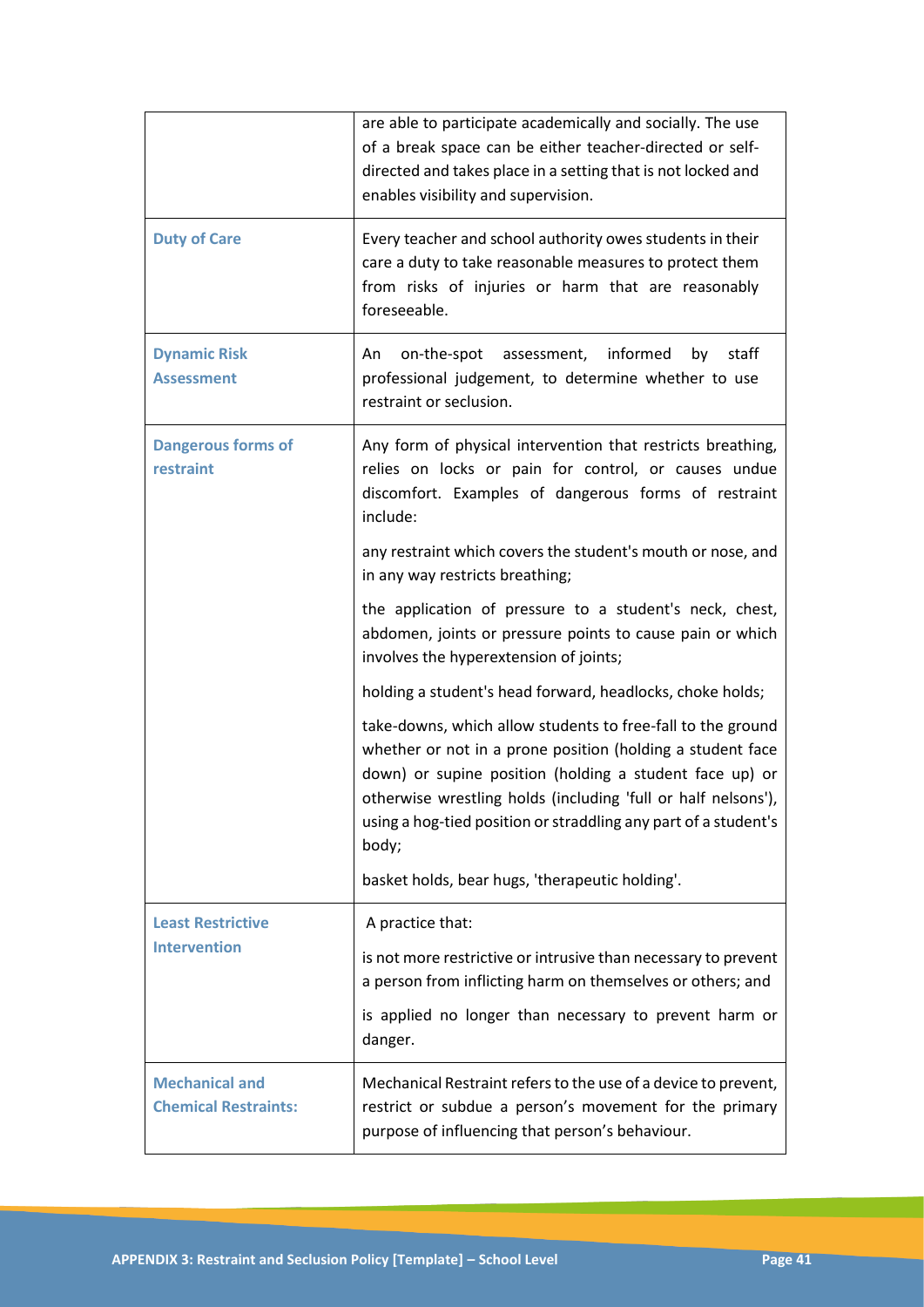| | |
|---|---|
| | are able to participate academically and socially. The use of a break space can be either teacher-directed or self-directed and takes place in a setting that is not locked and enables visibility and supervision. |
| **Duty of Care** | Every teacher and school authority owes students in their care a duty to take reasonable measures to protect them from risks of injuries or harm that are reasonably foreseeable. |
| **Dynamic Risk Assessment** | An on-the-spot assessment, informed by staff professional judgement, to determine whether to use restraint or seclusion. |
| **Dangerous forms of restraint** | Any form of physical intervention that restricts breathing, relies on locks or pain for control, or causes undue discomfort. Examples of dangerous forms of restraint include:<br><br>any restraint which covers the student's mouth or nose, and in any way restricts breathing;<br><br>the application of pressure to a student's neck, chest, abdomen, joints or pressure points to cause pain or which involves the hyperextension of joints;<br><br>holding a student's head forward, headlocks, choke holds;<br><br>take-downs, which allow students to free-fall to the ground whether or not in a prone position (holding a student face down) or supine position (holding a student face up) or otherwise wrestling holds (including 'full or half nelsons'), using a hog-tied position or straddling any part of a student's body;<br><br>basket holds, bear hugs, 'therapeutic holding'. |
| **Least Restrictive Intervention** | A practice that:<br><br>is not more restrictive or intrusive than necessary to prevent a person from inflicting harm on themselves or others; and<br><br>is applied no longer than necessary to prevent harm or danger. |
| **Mechanical and Chemical Restraints:** | Mechanical Restraint refers to the use of a device to prevent, restrict or subdue a person's movement for the primary purpose of influencing that person's behaviour. |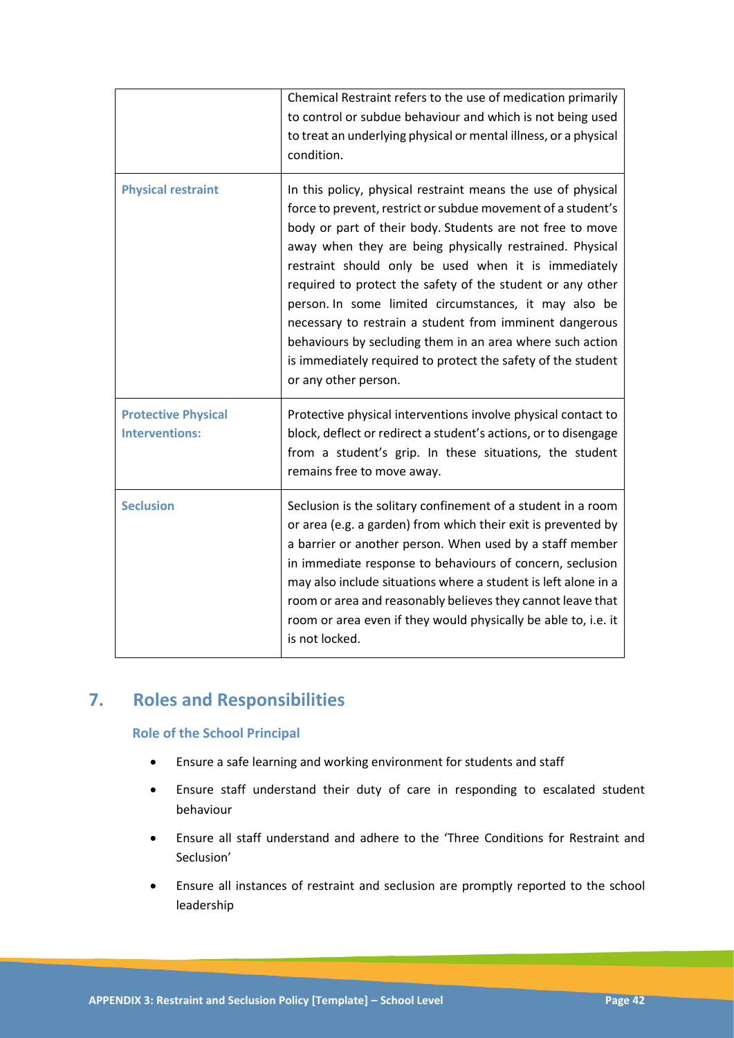| | |
|---|---|
| | Chemical Restraint refers to the use of medication primarily to control or subdue behaviour and which is not being used to treat an underlying physical or mental illness, or a physical condition. |
| **Physical restraint** | In this policy, physical restraint means the use of physical force to prevent, restrict or subdue movement of a student's body or part of their body. Students are not free to move away when they are being physically restrained. Physical restraint should only be used when it is immediately required to protect the safety of the student or any other person. In some limited circumstances, it may also be necessary to restrain a student from imminent dangerous behaviours by secluding them in an area where such action is immediately required to protect the safety of the student or any other person. |
| **Protective Physical Interventions:** | Protective physical interventions involve physical contact to block, deflect or redirect a student's actions, or to disengage from a student's grip. In these situations, the student remains free to move away. |
| **Seclusion** | Seclusion is the solitary confinement of a student in a room or area (e.g. a garden) from which their exit is prevented by a barrier or another person. When used by a staff member in immediate response to behaviours of concern, seclusion may also include situations where a student is left alone in a room or area and reasonably believes they cannot leave that room or area even if they would physically be able to, i.e. it is not locked. |

## 7. Roles and Responsibilities

### Role of the School Principal

- Ensure a safe learning and working environment for students and staff
- Ensure staff understand their duty of care in responding to escalated student behaviour
- Ensure all staff understand and adhere to the 'Three Conditions for Restraint and Seclusion'
- Ensure all instances of restraint and seclusion are promptly reported to the school leadership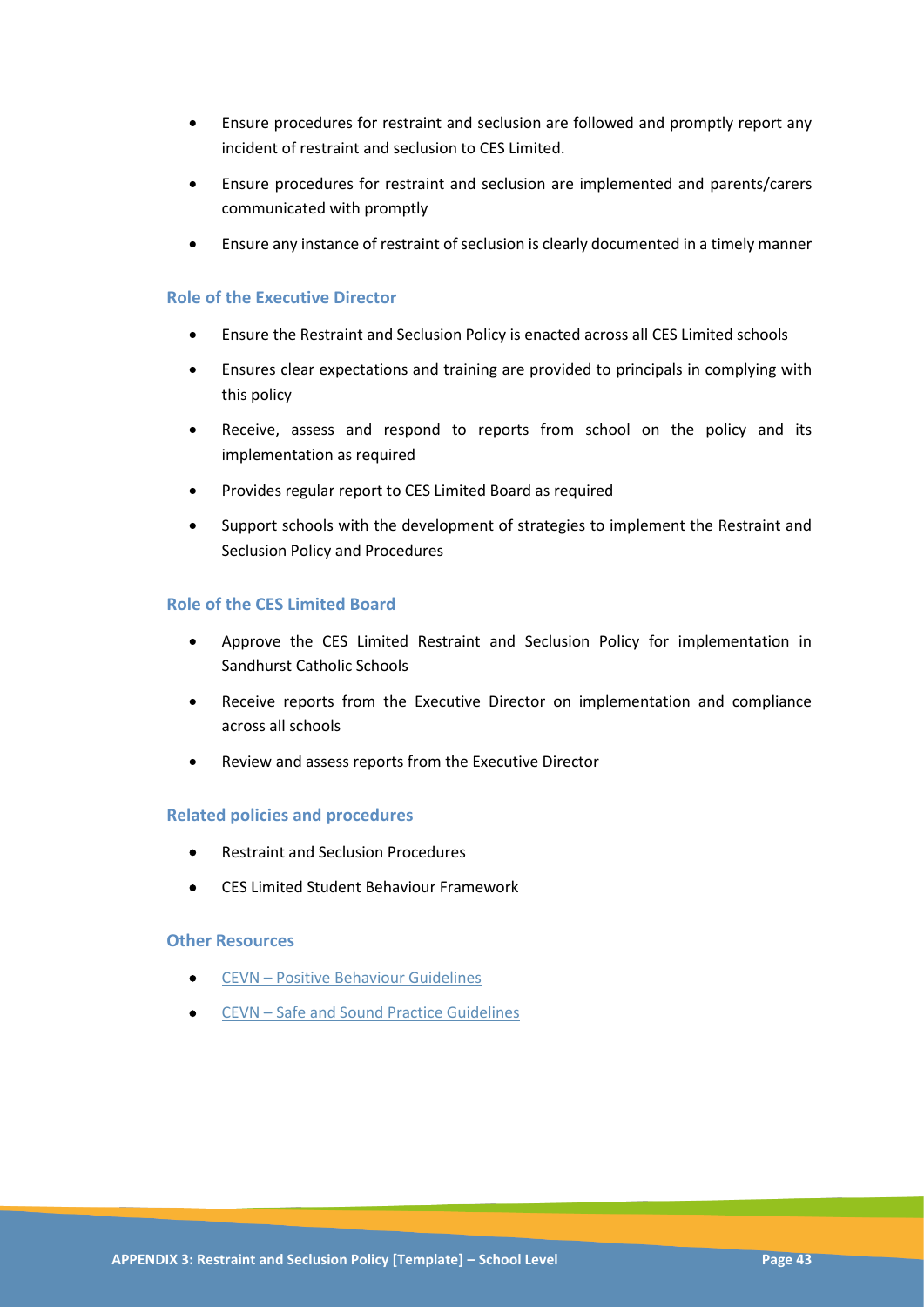- Ensure procedures for restraint and seclusion are followed and promptly report any incident of restraint and seclusion to CES Limited.
- Ensure procedures for restraint and seclusion are implemented and parents/carers communicated with promptly
- Ensure any instance of restraint of seclusion is clearly documented in a timely manner

### Role of the Executive Director

- Ensure the Restraint and Seclusion Policy is enacted across all CES Limited schools
- Ensures clear expectations and training are provided to principals in complying with this policy
- Receive, assess and respond to reports from school on the policy and its implementation as required
- Provides regular report to CES Limited Board as required
- Support schools with the development of strategies to implement the Restraint and Seclusion Policy and Procedures

### Role of the CES Limited Board

- Approve the CES Limited Restraint and Seclusion Policy for implementation in Sandhurst Catholic Schools
- Receive reports from the Executive Director on implementation and compliance across all schools
- Review and assess reports from the Executive Director

### Related policies and procedures

- Restraint and Seclusion Procedures
- CES Limited Student Behaviour Framework

### Other Resources

- CEVN – Positive Behaviour Guidelines
- CEVN – Safe and Sound Practice Guidelines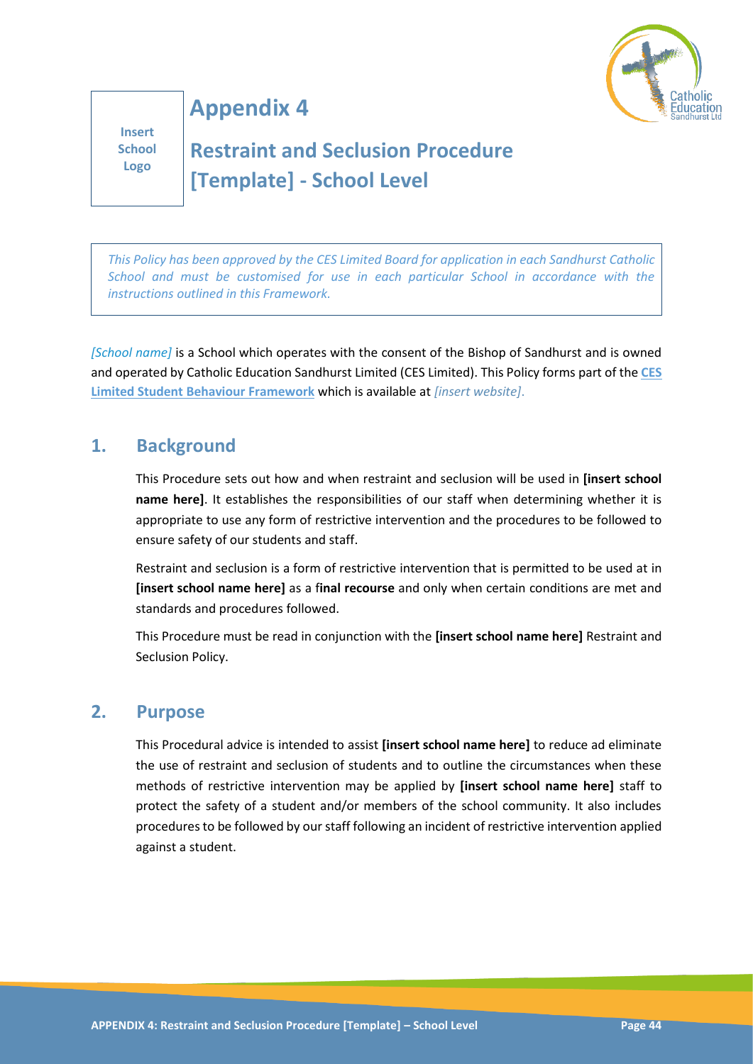Insert School Logo

# Appendix 4

# Restraint and Seclusion Procedure [Template] - School Level

*This Policy has been approved by the CES Limited Board for application in each Sandhurst Catholic School and must be customised for use in each particular School in accordance with the instructions outlined in this Framework.*

*[School name]* is a School which operates with the consent of the Bishop of Sandhurst and is owned and operated by Catholic Education Sandhurst Limited (CES Limited). This Policy forms part of the **CES Limited Student Behaviour Framework** which is available at *[insert website]*.

## 1. Background

This Procedure sets out how and when restraint and seclusion will be used in **[insert school name here]**. It establishes the responsibilities of our staff when determining whether it is appropriate to use any form of restrictive intervention and the procedures to be followed to ensure safety of our students and staff.

Restraint and seclusion is a form of restrictive intervention that is permitted to be used at in **[insert school name here]** as a **final recourse** and only when certain conditions are met and standards and procedures followed.

This Procedure must be read in conjunction with the **[insert school name here]** Restraint and Seclusion Policy.

## 2. Purpose

This Procedural advice is intended to assist **[insert school name here]** to reduce ad eliminate the use of restraint and seclusion of students and to outline the circumstances when these methods of restrictive intervention may be applied by **[insert school name here]** staff to protect the safety of a student and/or members of the school community. It also includes procedures to be followed by our staff following an incident of restrictive intervention applied against a student.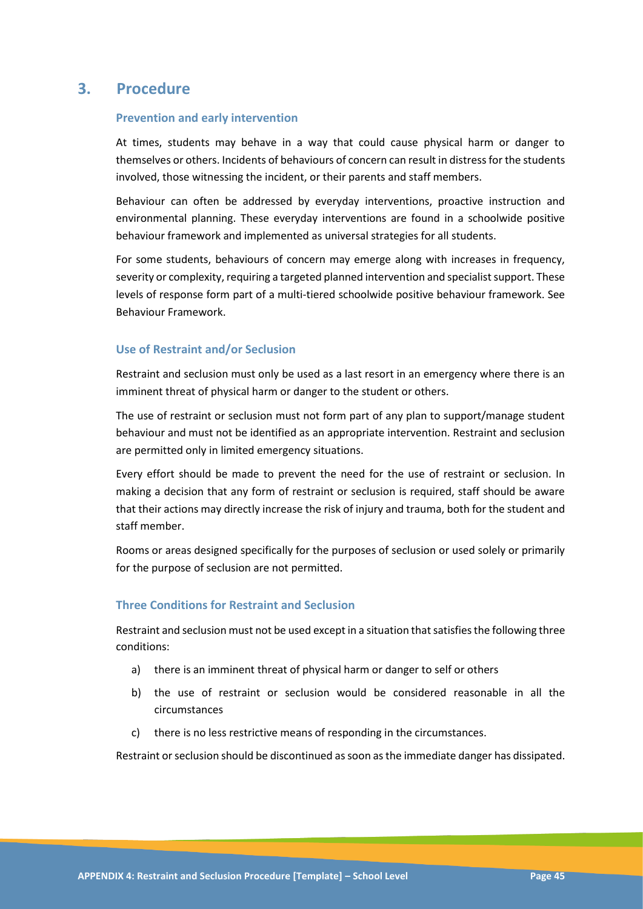## 3. Procedure

### Prevention and early intervention

At times, students may behave in a way that could cause physical harm or danger to themselves or others. Incidents of behaviours of concern can result in distress for the students involved, those witnessing the incident, or their parents and staff members.

Behaviour can often be addressed by everyday interventions, proactive instruction and environmental planning. These everyday interventions are found in a schoolwide positive behaviour framework and implemented as universal strategies for all students.

For some students, behaviours of concern may emerge along with increases in frequency, severity or complexity, requiring a targeted planned intervention and specialist support. These levels of response form part of a multi-tiered schoolwide positive behaviour framework. See Behaviour Framework.

### Use of Restraint and/or Seclusion

Restraint and seclusion must only be used as a last resort in an emergency where there is an imminent threat of physical harm or danger to the student or others.

The use of restraint or seclusion must not form part of any plan to support/manage student behaviour and must not be identified as an appropriate intervention. Restraint and seclusion are permitted only in limited emergency situations.

Every effort should be made to prevent the need for the use of restraint or seclusion. In making a decision that any form of restraint or seclusion is required, staff should be aware that their actions may directly increase the risk of injury and trauma, both for the student and staff member.

Rooms or areas designed specifically for the purposes of seclusion or used solely or primarily for the purpose of seclusion are not permitted.

### Three Conditions for Restraint and Seclusion

Restraint and seclusion must not be used except in a situation that satisfies the following three conditions:

a) there is an imminent threat of physical harm or danger to self or others
b) the use of restraint or seclusion would be considered reasonable in all the circumstances
c) there is no less restrictive means of responding in the circumstances.

Restraint or seclusion should be discontinued as soon as the immediate danger has dissipated.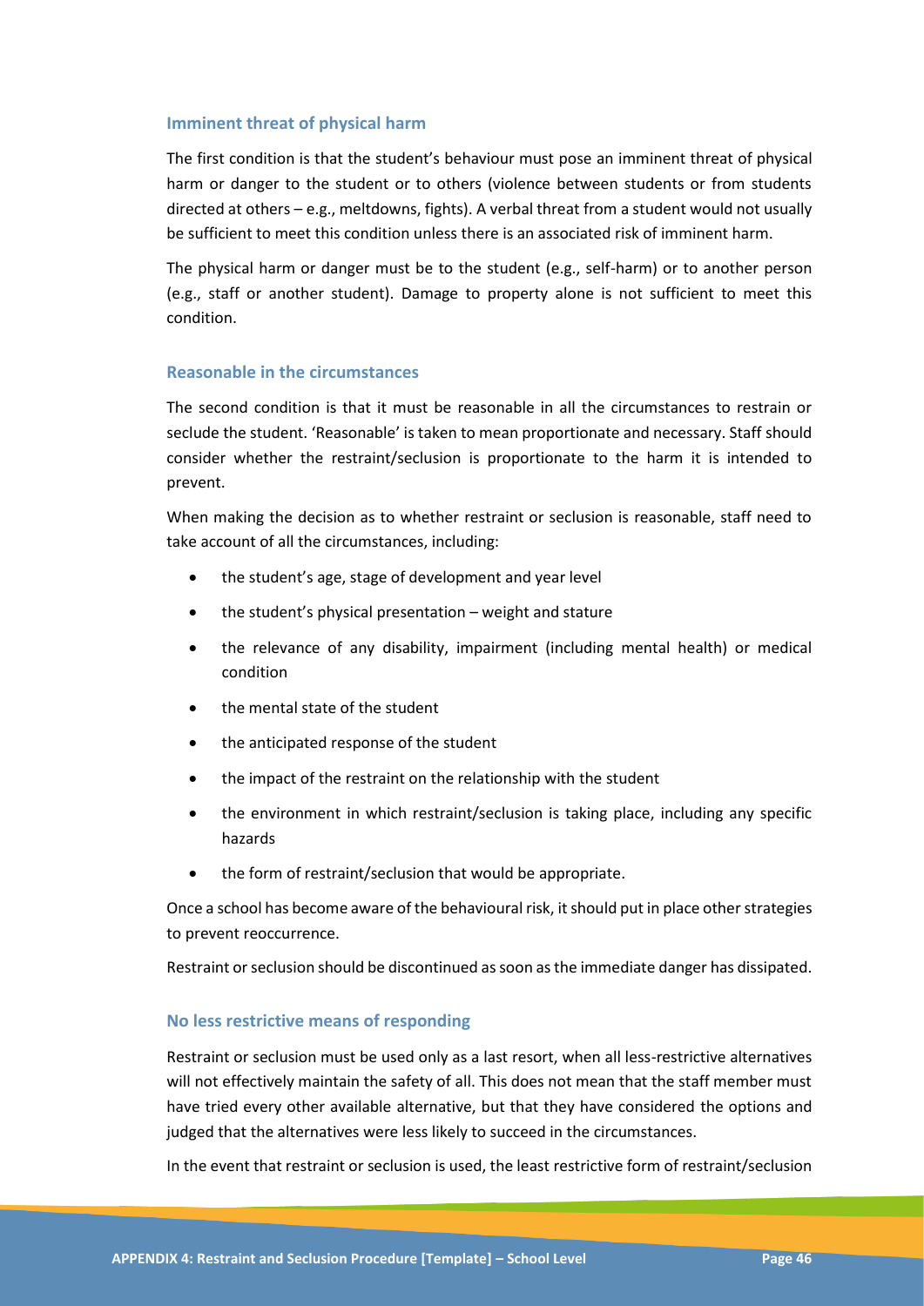### Imminent threat of physical harm

The first condition is that the student's behaviour must pose an imminent threat of physical harm or danger to the student or to others (violence between students or from students directed at others – e.g., meltdowns, fights). A verbal threat from a student would not usually be sufficient to meet this condition unless there is an associated risk of imminent harm.

The physical harm or danger must be to the student (e.g., self-harm) or to another person (e.g., staff or another student). Damage to property alone is not sufficient to meet this condition.

### Reasonable in the circumstances

The second condition is that it must be reasonable in all the circumstances to restrain or seclude the student. 'Reasonable' is taken to mean proportionate and necessary. Staff should consider whether the restraint/seclusion is proportionate to the harm it is intended to prevent.

When making the decision as to whether restraint or seclusion is reasonable, staff need to take account of all the circumstances, including:

- the student's age, stage of development and year level
- the student's physical presentation – weight and stature
- the relevance of any disability, impairment (including mental health) or medical condition
- the mental state of the student
- the anticipated response of the student
- the impact of the restraint on the relationship with the student
- the environment in which restraint/seclusion is taking place, including any specific hazards
- the form of restraint/seclusion that would be appropriate.

Once a school has become aware of the behavioural risk, it should put in place other strategies to prevent reoccurrence.

Restraint or seclusion should be discontinued as soon as the immediate danger has dissipated.

### No less restrictive means of responding

Restraint or seclusion must be used only as a last resort, when all less-restrictive alternatives will not effectively maintain the safety of all. This does not mean that the staff member must have tried every other available alternative, but that they have considered the options and judged that the alternatives were less likely to succeed in the circumstances.

In the event that restraint or seclusion is used, the least restrictive form of restraint/seclusion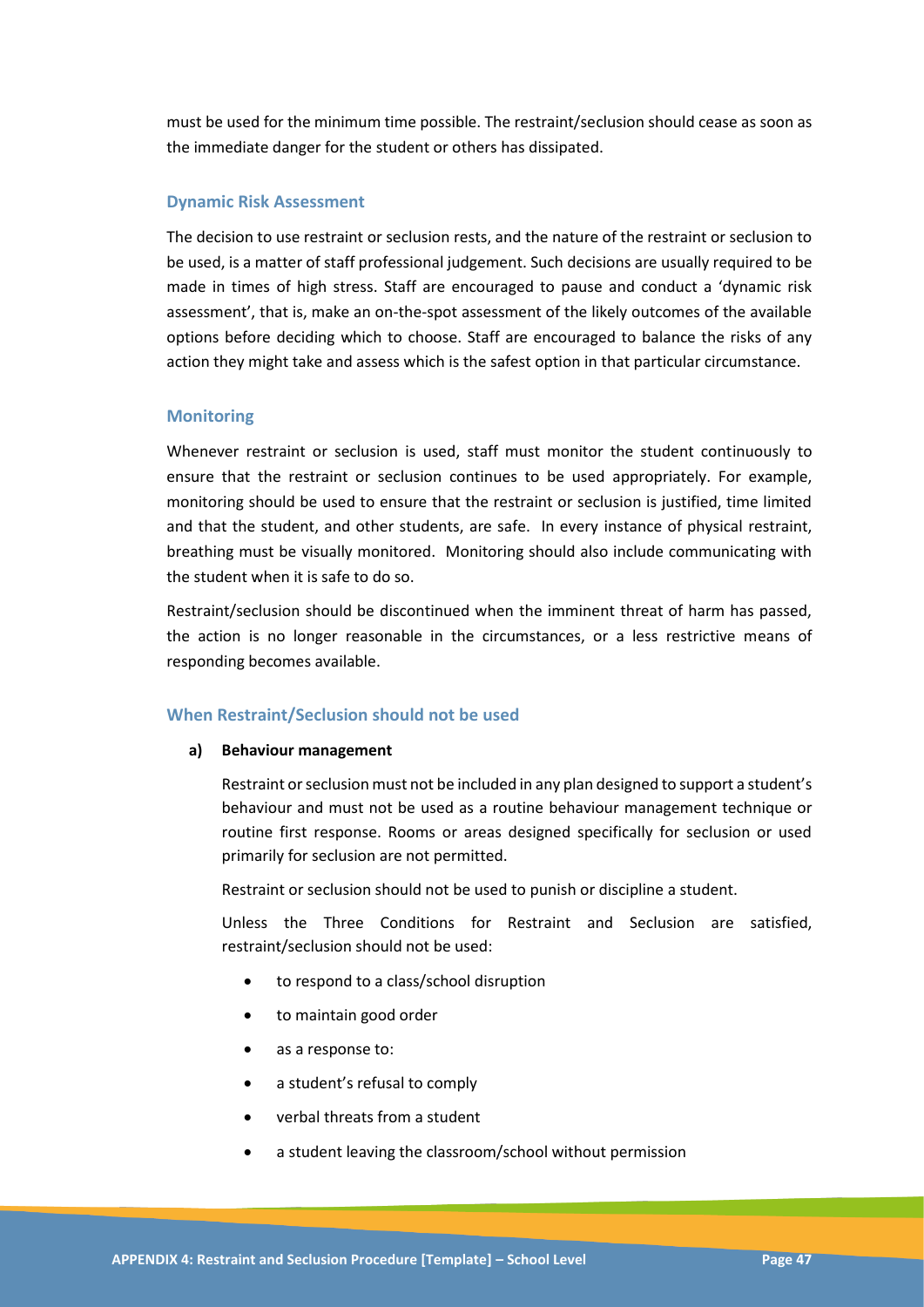must be used for the minimum time possible. The restraint/seclusion should cease as soon as the immediate danger for the student or others has dissipated.

### Dynamic Risk Assessment

The decision to use restraint or seclusion rests, and the nature of the restraint or seclusion to be used, is a matter of staff professional judgement. Such decisions are usually required to be made in times of high stress. Staff are encouraged to pause and conduct a 'dynamic risk assessment', that is, make an on-the-spot assessment of the likely outcomes of the available options before deciding which to choose. Staff are encouraged to balance the risks of any action they might take and assess which is the safest option in that particular circumstance.

### Monitoring

Whenever restraint or seclusion is used, staff must monitor the student continuously to ensure that the restraint or seclusion continues to be used appropriately. For example, monitoring should be used to ensure that the restraint or seclusion is justified, time limited and that the student, and other students, are safe. In every instance of physical restraint, breathing must be visually monitored. Monitoring should also include communicating with the student when it is safe to do so.

Restraint/seclusion should be discontinued when the imminent threat of harm has passed, the action is no longer reasonable in the circumstances, or a less restrictive means of responding becomes available.

### When Restraint/Seclusion should not be used

**a) Behaviour management**

Restraint or seclusion must not be included in any plan designed to support a student's behaviour and must not be used as a routine behaviour management technique or routine first response. Rooms or areas designed specifically for seclusion or used primarily for seclusion are not permitted.

Restraint or seclusion should not be used to punish or discipline a student.

Unless the Three Conditions for Restraint and Seclusion are satisfied, restraint/seclusion should not be used:

- to respond to a class/school disruption
- to maintain good order
- as a response to:
- a student's refusal to comply
- verbal threats from a student
- a student leaving the classroom/school without permission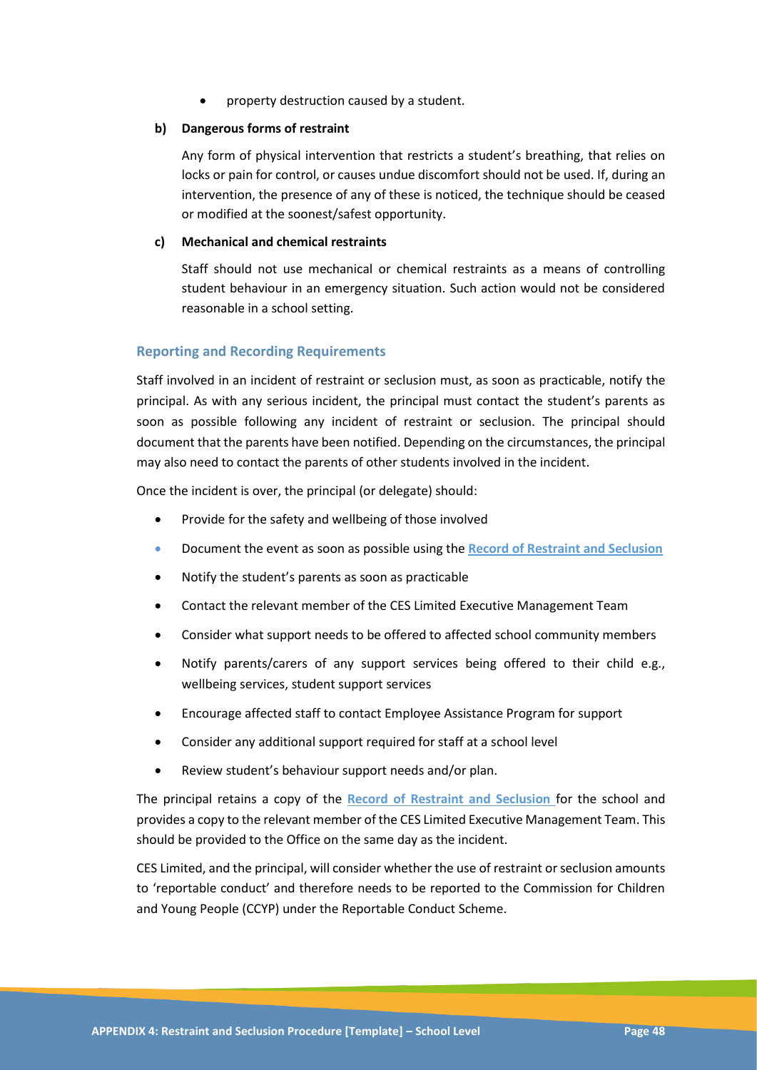- property destruction caused by a student.

**b) Dangerous forms of restraint**

Any form of physical intervention that restricts a student's breathing, that relies on locks or pain for control, or causes undue discomfort should not be used. If, during an intervention, the presence of any of these is noticed, the technique should be ceased or modified at the soonest/safest opportunity.

**c) Mechanical and chemical restraints**

Staff should not use mechanical or chemical restraints as a means of controlling student behaviour in an emergency situation. Such action would not be considered reasonable in a school setting.

### Reporting and Recording Requirements

Staff involved in an incident of restraint or seclusion must, as soon as practicable, notify the principal. As with any serious incident, the principal must contact the student's parents as soon as possible following any incident of restraint or seclusion. The principal should document that the parents have been notified. Depending on the circumstances, the principal may also need to contact the parents of other students involved in the incident.

Once the incident is over, the principal (or delegate) should:

- Provide for the safety and wellbeing of those involved
- Document the event as soon as possible using the **Record of Restraint and Seclusion**
- Notify the student's parents as soon as practicable
- Contact the relevant member of the CES Limited Executive Management Team
- Consider what support needs to be offered to affected school community members
- Notify parents/carers of any support services being offered to their child e.g., wellbeing services, student support services
- Encourage affected staff to contact Employee Assistance Program for support
- Consider any additional support required for staff at a school level
- Review student's behaviour support needs and/or plan.

The principal retains a copy of the **Record of Restraint and Seclusion** for the school and provides a copy to the relevant member of the CES Limited Executive Management Team. This should be provided to the Office on the same day as the incident.

CES Limited, and the principal, will consider whether the use of restraint or seclusion amounts to 'reportable conduct' and therefore needs to be reported to the Commission for Children and Young People (CCYP) under the Reportable Conduct Scheme.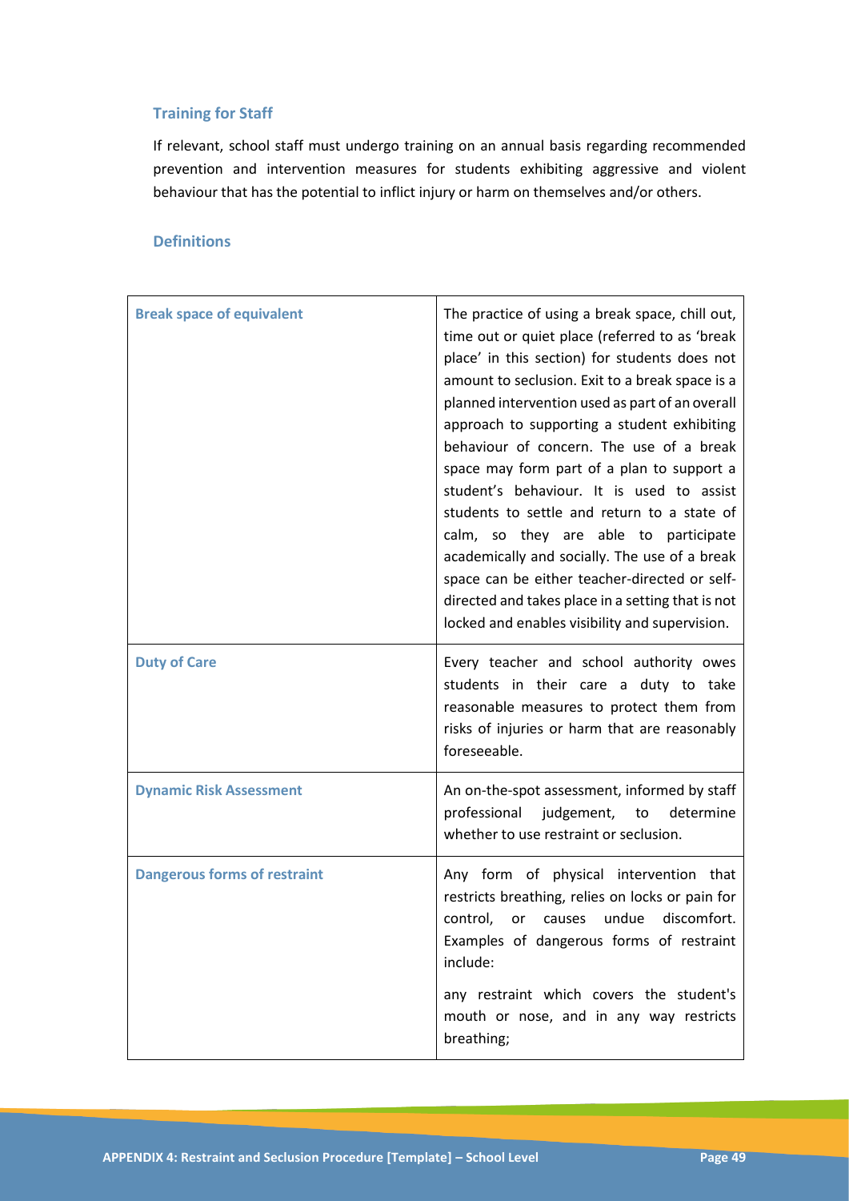### Training for Staff

If relevant, school staff must undergo training on an annual basis regarding recommended prevention and intervention measures for students exhibiting aggressive and violent behaviour that has the potential to inflict injury or harm on themselves and/or others.

### Definitions

| | |
|---|---|
| **Break space of equivalent** | The practice of using a break space, chill out, time out or quiet place (referred to as 'break place' in this section) for students does not amount to seclusion. Exit to a break space is a planned intervention used as part of an overall approach to supporting a student exhibiting behaviour of concern. The use of a break space may form part of a plan to support a student's behaviour. It is used to assist students to settle and return to a state of calm, so they are able to participate academically and socially. The use of a break space can be either teacher-directed or self-directed and takes place in a setting that is not locked and enables visibility and supervision. |
| **Duty of Care** | Every teacher and school authority owes students in their care a duty to take reasonable measures to protect them from risks of injuries or harm that are reasonably foreseeable. |
| **Dynamic Risk Assessment** | An on-the-spot assessment, informed by staff professional judgement, to determine whether to use restraint or seclusion. |
| **Dangerous forms of restraint** | Any form of physical intervention that restricts breathing, relies on locks or pain for control, or causes undue discomfort. Examples of dangerous forms of restraint include:<br><br>any restraint which covers the student's mouth or nose, and in any way restricts breathing; |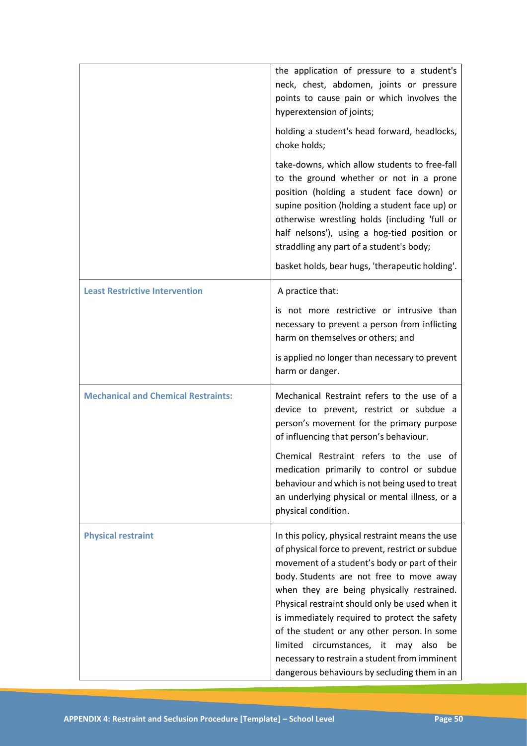| | |
|---|---|
| | the application of pressure to a student's neck, chest, abdomen, joints or pressure points to cause pain or which involves the hyperextension of joints;<br><br>holding a student's head forward, headlocks, choke holds;<br><br>take-downs, which allow students to free-fall to the ground whether or not in a prone position (holding a student face down) or supine position (holding a student face up) or otherwise wrestling holds (including 'full or half nelsons'), using a hog-tied position or straddling any part of a student's body;<br><br>basket holds, bear hugs, 'therapeutic holding'. |
| **Least Restrictive Intervention** | A practice that:<br><br>is not more restrictive or intrusive than necessary to prevent a person from inflicting harm on themselves or others; and<br><br>is applied no longer than necessary to prevent harm or danger. |
| **Mechanical and Chemical Restraints:** | Mechanical Restraint refers to the use of a device to prevent, restrict or subdue a person's movement for the primary purpose of influencing that person's behaviour.<br><br>Chemical Restraint refers to the use of medication primarily to control or subdue behaviour and which is not being used to treat an underlying physical or mental illness, or a physical condition. |
| **Physical restraint** | In this policy, physical restraint means the use of physical force to prevent, restrict or subdue movement of a student's body or part of their body. Students are not free to move away when they are being physically restrained. Physical restraint should only be used when it is immediately required to protect the safety of the student or any other person. In some limited circumstances, it may also be necessary to restrain a student from imminent dangerous behaviours by secluding them in an |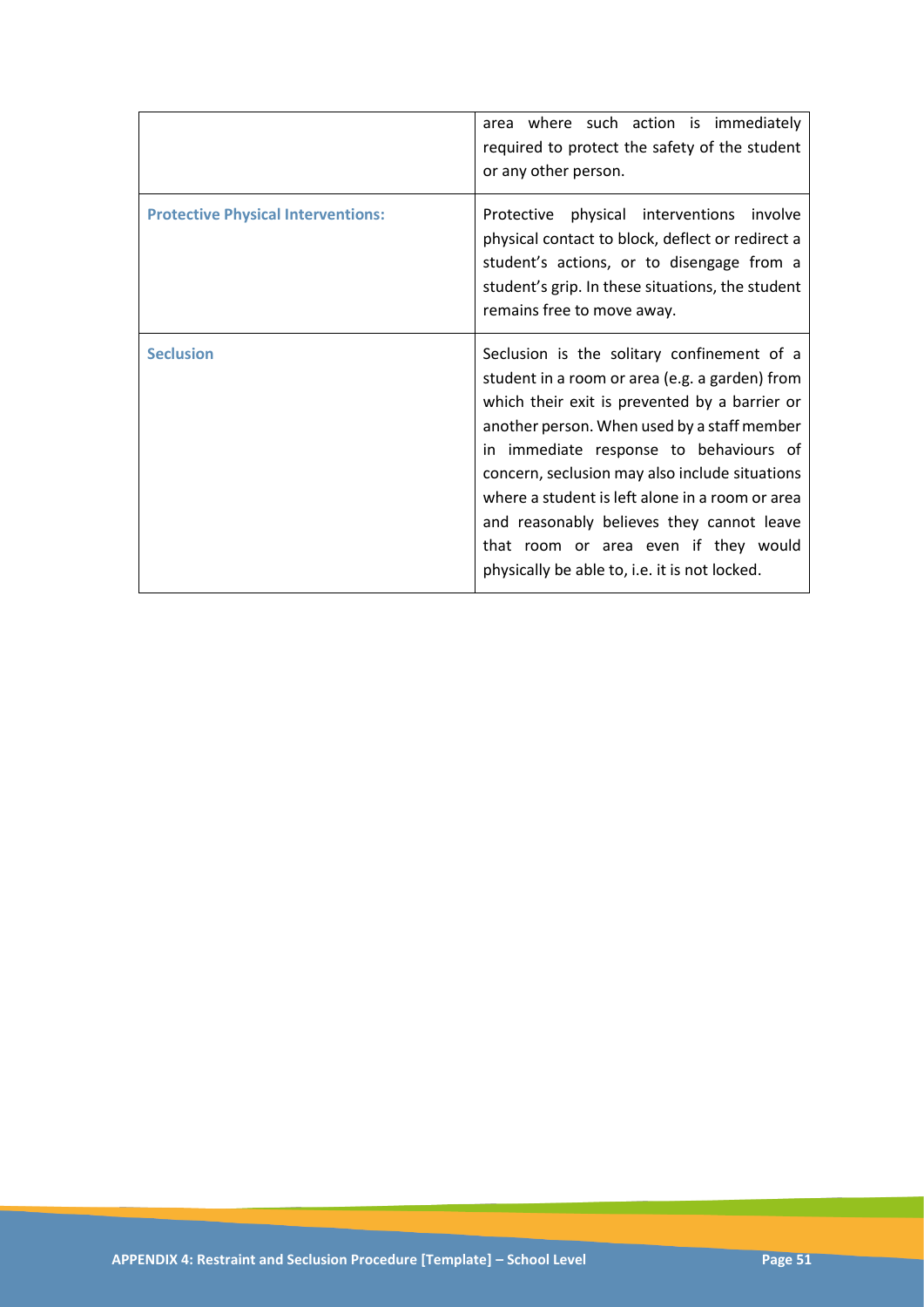| | |
|---|---|
| | area where such action is immediately required to protect the safety of the student or any other person. |
| **Protective Physical Interventions:** | Protective physical interventions involve physical contact to block, deflect or redirect a student's actions, or to disengage from a student's grip. In these situations, the student remains free to move away. |
| **Seclusion** | Seclusion is the solitary confinement of a student in a room or area (e.g. a garden) from which their exit is prevented by a barrier or another person. When used by a staff member in immediate response to behaviours of concern, seclusion may also include situations where a student is left alone in a room or area and reasonably believes they cannot leave that room or area even if they would physically be able to, i.e. it is not locked. |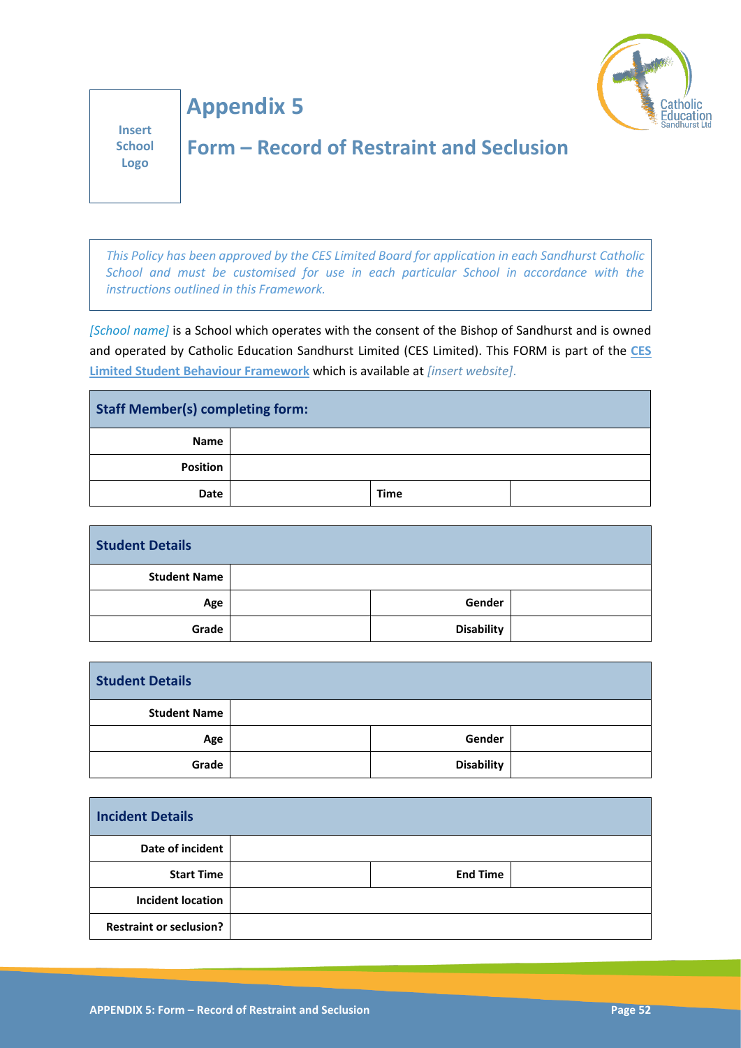Insert School Logo

# Appendix 5

## Form – Record of Restraint and Seclusion

*This Policy has been approved by the CES Limited Board for application in each Sandhurst Catholic School and must be customised for use in each particular School in accordance with the instructions outlined in this Framework.*

*[School name]* is a School which operates with the consent of the Bishop of Sandhurst and is owned and operated by Catholic Education Sandhurst Limited (CES Limited). This FORM is part of the **CES Limited Student Behaviour Framework** which is available at *[insert website]*.

| **Staff Member(s) completing form:** | | | |
|---|---|---|---|
| **Name** | | | |
| **Position** | | | |
| **Date** | | **Time** | |

| **Student Details** | | | |
|---|---|---|---|
| **Student Name** | | | |
| **Age** | | **Gender** | |
| **Grade** | | **Disability** | |

| **Student Details** | | | |
|---|---|---|---|
| **Student Name** | | | |
| **Age** | | **Gender** | |
| **Grade** | | **Disability** | |

| **Incident Details** | | | |
|---|---|---|---|
| **Date of incident** | | | |
| **Start Time** | | **End Time** | |
| **Incident location** | | | |
| **Restraint or seclusion?** | | | |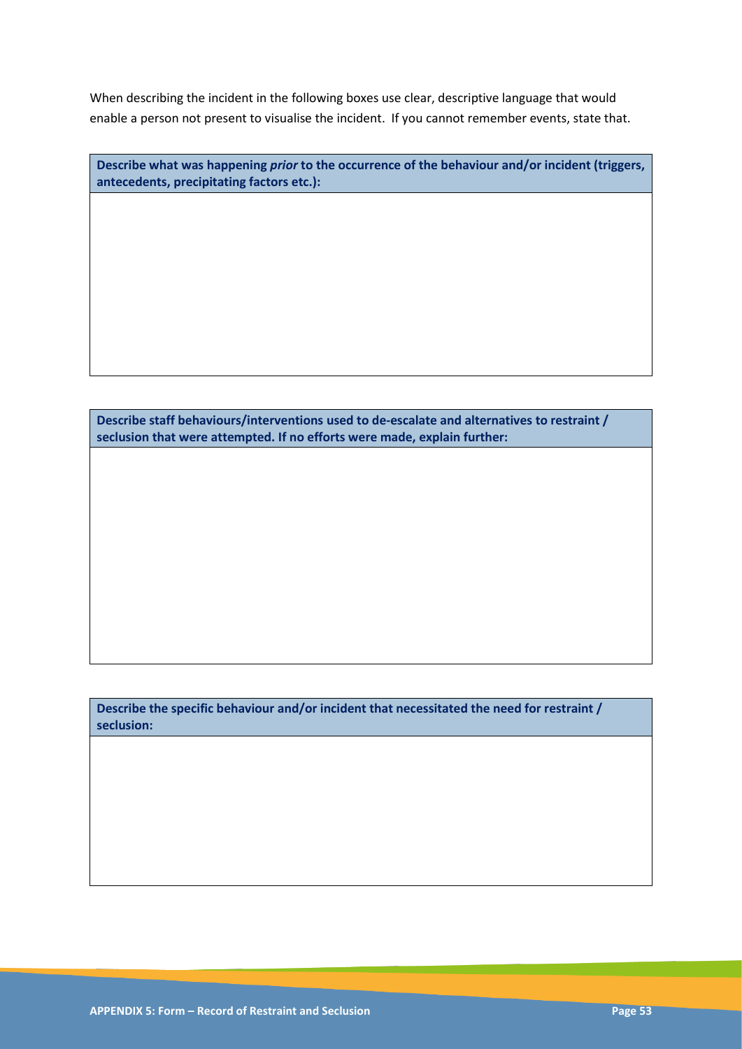When describing the incident in the following boxes use clear, descriptive language that would enable a person not present to visualise the incident. If you cannot remember events, state that.

| **Describe what was happening *prior* to the occurrence of the behaviour and/or incident (triggers, antecedents, precipitating factors etc.):** |
| --- |
| |

| **Describe staff behaviours/interventions used to de-escalate and alternatives to restraint / seclusion that were attempted. If no efforts were made, explain further:** |
| --- |
| |

| **Describe the specific behaviour and/or incident that necessitated the need for restraint / seclusion:** |
| --- |
| |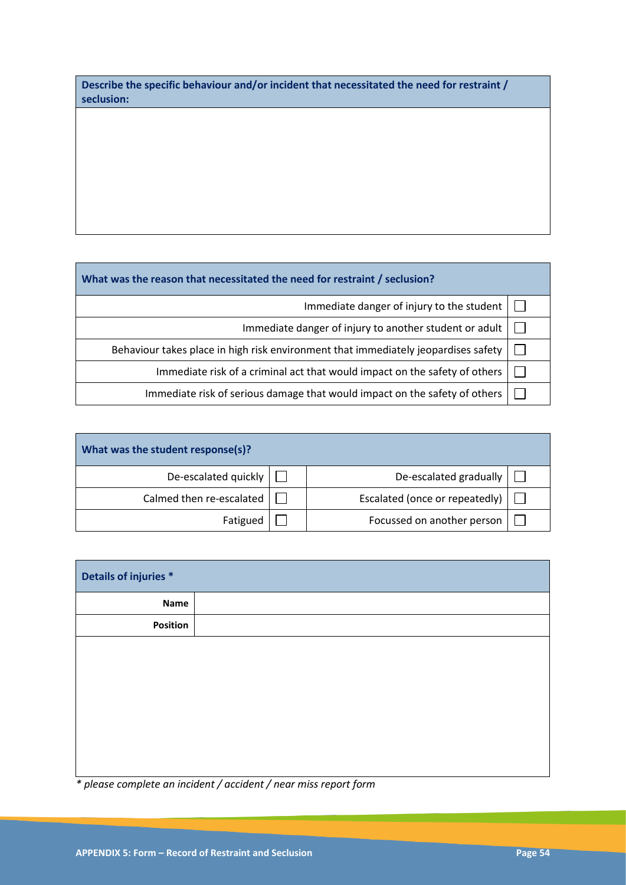| Describe the specific behaviour and/or incident that necessitated the need for restraint / seclusion: |
|---|
| |

| What was the reason that necessitated the need for restraint / seclusion? | |
|---|---|
| Immediate danger of injury to the student | ☐ |
| Immediate danger of injury to another student or adult | ☐ |
| Behaviour takes place in high risk environment that immediately jeopardises safety | ☐ |
| Immediate risk of a criminal act that would impact on the safety of others | ☐ |
| Immediate risk of serious damage that would impact on the safety of others | ☐ |

| What was the student response(s)? | | | |
|---|---|---|---|
| De-escalated quickly | ☐ | De-escalated gradually | ☐ |
| Calmed then re-escalated | ☐ | Escalated (once or repeatedly) | ☐ |
| Fatigued | ☐ | Focussed on another person | ☐ |

| Details of injuries * | |
|---|---|
| **Name** | |
| **Position** | |
| | |

*\* please complete an incident / accident / near miss report form*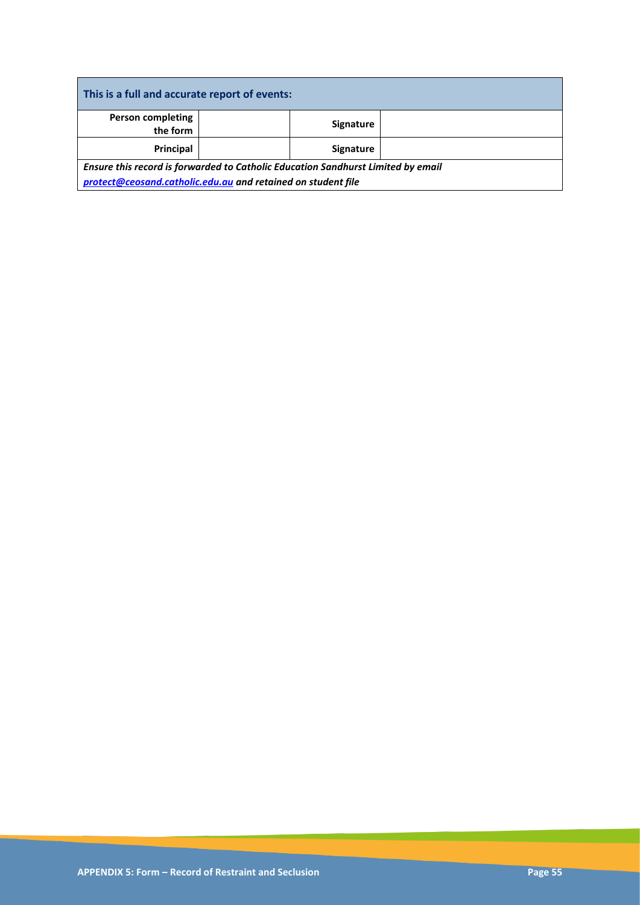| This is a full and accurate report of events: | | | |
|---|---|---|---|
| **Person completing the form** | | **Signature** | |
| **Principal** | | **Signature** | |

***Ensure this record is forwarded to Catholic Education Sandhurst Limited by email [protect@ceosand.catholic.edu.au](mailto:protect@ceosand.catholic.edu.au) and retained on student file***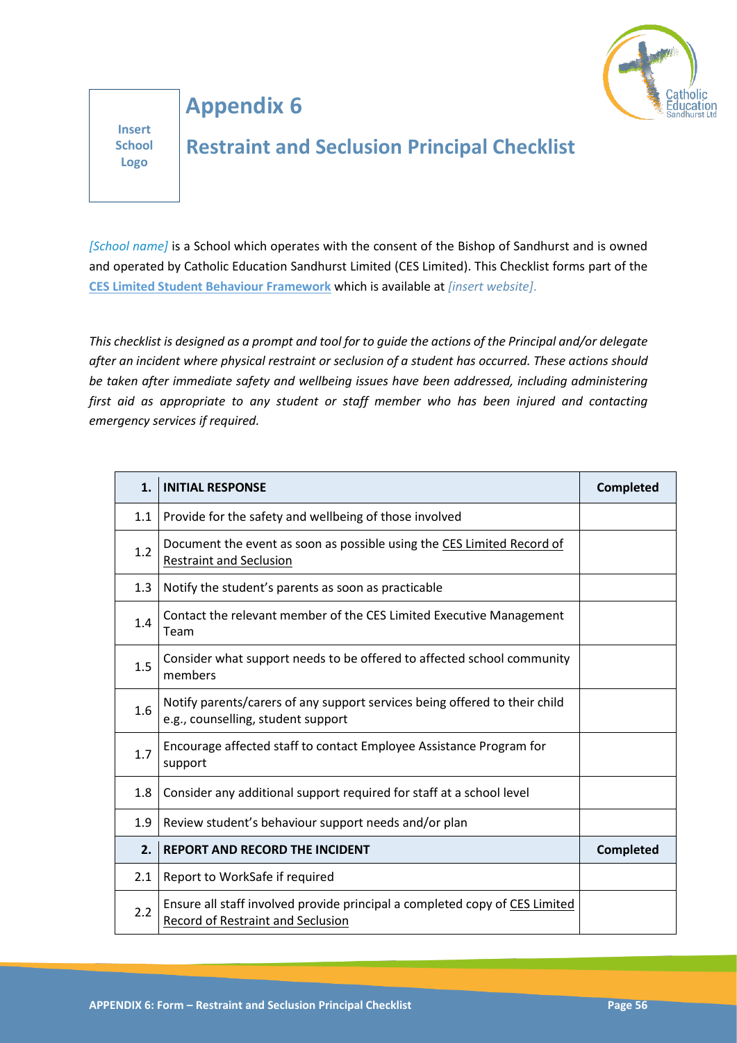Insert School Logo

# Appendix 6

## Restraint and Seclusion Principal Checklist

*[School name]* is a School which operates with the consent of the Bishop of Sandhurst and is owned and operated by Catholic Education Sandhurst Limited (CES Limited). This Checklist forms part of the **CES Limited Student Behaviour Framework** which is available at *[insert website]*.

*This checklist is designed as a prompt and tool for to guide the actions of the Principal and/or delegate after an incident where physical restraint or seclusion of a student has occurred. These actions should be taken after immediate safety and wellbeing issues have been addressed, including administering first aid as appropriate to any student or staff member who has been injured and contacting emergency services if required.*

| **1.** | **INITIAL RESPONSE** | **Completed** |
|---|---|---|
| 1.1 | Provide for the safety and wellbeing of those involved | |
| 1.2 | Document the event as soon as possible using the CES Limited Record of Restraint and Seclusion | |
| 1.3 | Notify the student's parents as soon as practicable | |
| 1.4 | Contact the relevant member of the CES Limited Executive Management Team | |
| 1.5 | Consider what support needs to be offered to affected school community members | |
| 1.6 | Notify parents/carers of any support services being offered to their child e.g., counselling, student support | |
| 1.7 | Encourage affected staff to contact Employee Assistance Program for support | |
| 1.8 | Consider any additional support required for staff at a school level | |
| 1.9 | Review student's behaviour support needs and/or plan | |
| **2.** | **REPORT AND RECORD THE INCIDENT** | **Completed** |
| 2.1 | Report to WorkSafe if required | |
| 2.2 | Ensure all staff involved provide principal a completed copy of CES Limited Record of Restraint and Seclusion | |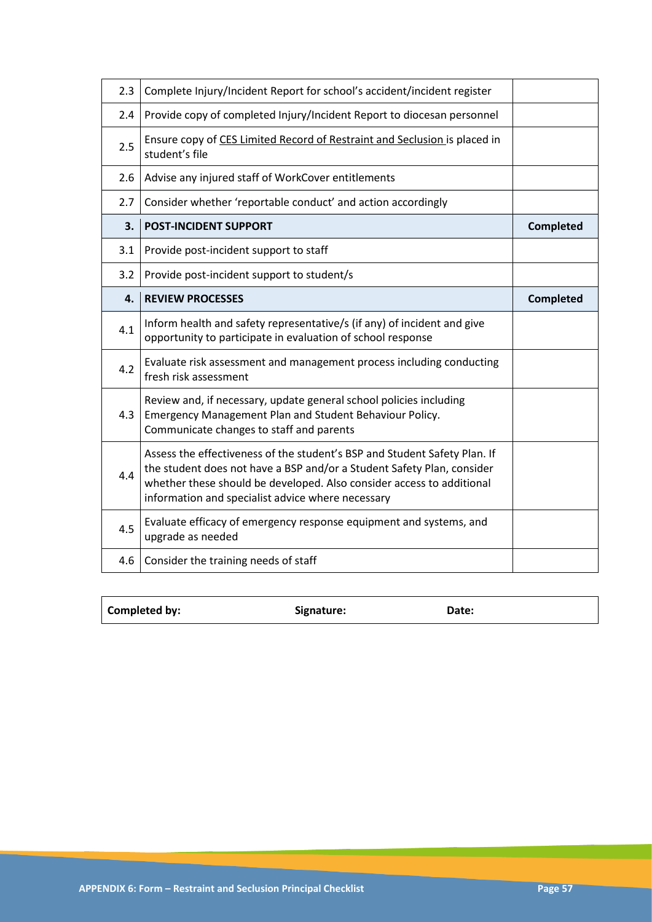| | | |
|---|---|---|
| 2.3 | Complete Injury/Incident Report for school's accident/incident register | |
| 2.4 | Provide copy of completed Injury/Incident Report to diocesan personnel | |
| 2.5 | Ensure copy of CES Limited Record of Restraint and Seclusion is placed in student's file | |
| 2.6 | Advise any injured staff of WorkCover entitlements | |
| 2.7 | Consider whether 'reportable conduct' and action accordingly | |
| **3.** | **POST-INCIDENT SUPPORT** | **Completed** |
| 3.1 | Provide post-incident support to staff | |
| 3.2 | Provide post-incident support to student/s | |
| **4.** | **REVIEW PROCESSES** | **Completed** |
| 4.1 | Inform health and safety representative/s (if any) of incident and give opportunity to participate in evaluation of school response | |
| 4.2 | Evaluate risk assessment and management process including conducting fresh risk assessment | |
| 4.3 | Review and, if necessary, update general school policies including Emergency Management Plan and Student Behaviour Policy. Communicate changes to staff and parents | |
| 4.4 | Assess the effectiveness of the student's BSP and Student Safety Plan. If the student does not have a BSP and/or a Student Safety Plan, consider whether these should be developed. Also consider access to additional information and specialist advice where necessary | |
| 4.5 | Evaluate efficacy of emergency response equipment and systems, and upgrade as needed | |
| 4.6 | Consider the training needs of staff | |

| | | |
|---|---|---|
| **Completed by:** | **Signature:** | **Date:** |